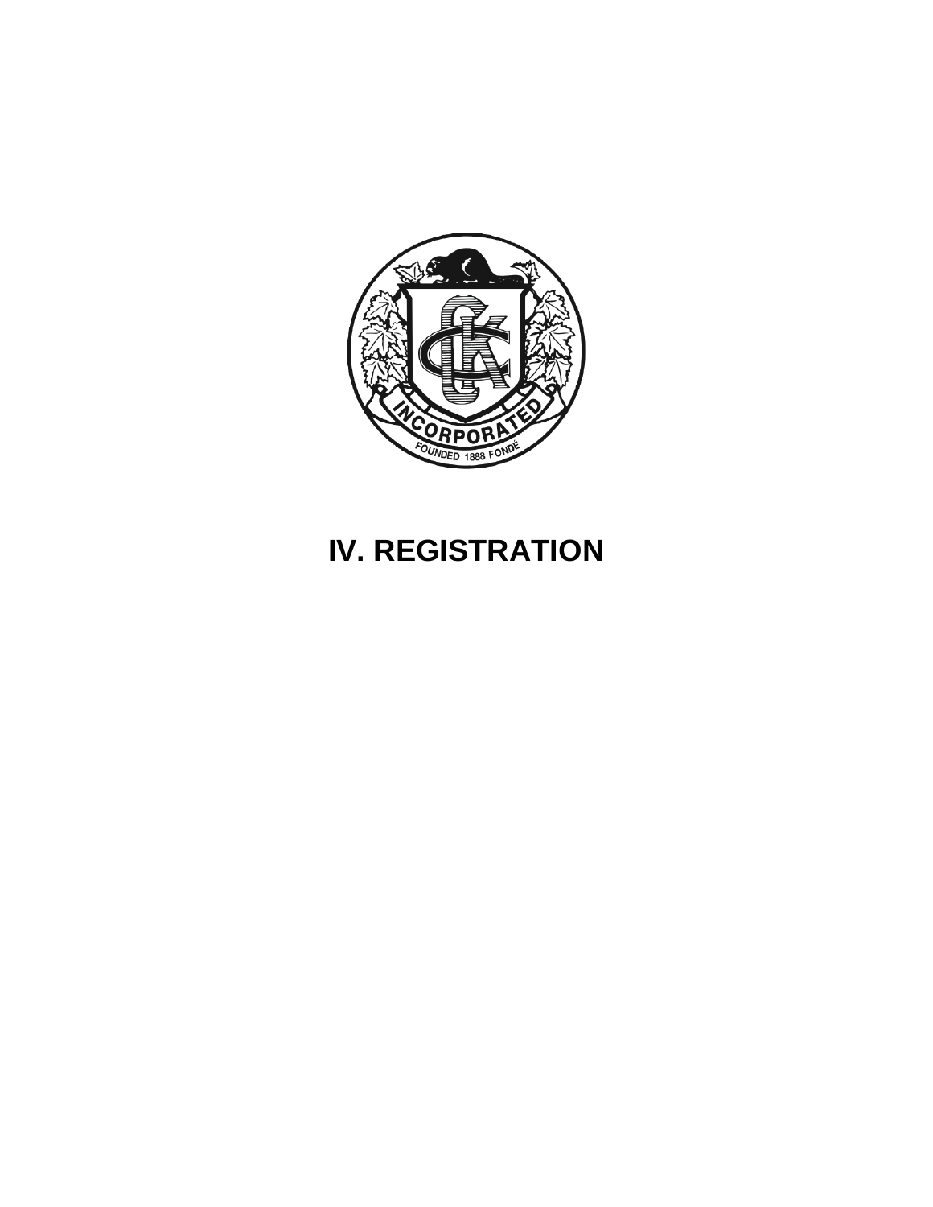# IV. REGISTRATION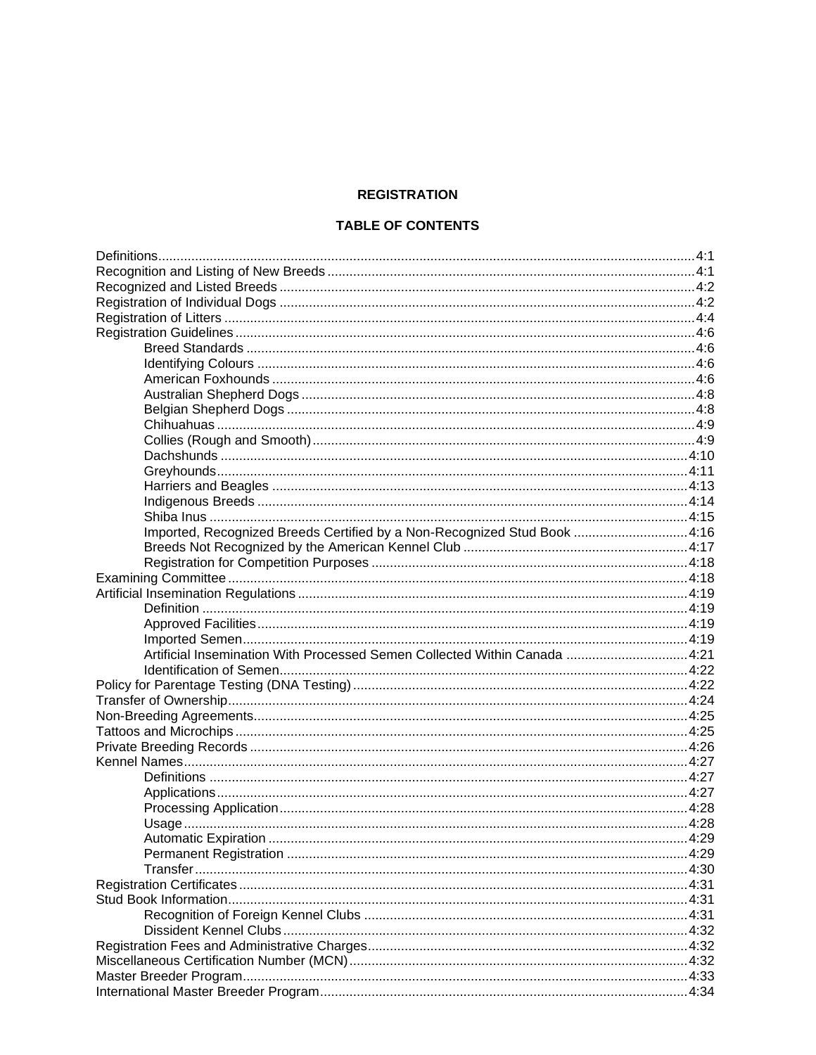# REGISTRATION

## TABLE OF CONTENTS

| Section | Page |
|---|---|
| Definitions | 4:1 |
| Recognition and Listing of New Breeds | 4:1 |
| Recognized and Listed Breeds | 4:2 |
| Registration of Individual Dogs | 4:2 |
| Registration of Litters | 4:4 |
| Registration Guidelines | 4:6 |
| &nbsp;&nbsp;&nbsp;&nbsp;Breed Standards | 4:6 |
| &nbsp;&nbsp;&nbsp;&nbsp;Identifying Colours | 4:6 |
| &nbsp;&nbsp;&nbsp;&nbsp;American Foxhounds | 4:6 |
| &nbsp;&nbsp;&nbsp;&nbsp;Australian Shepherd Dogs | 4:8 |
| &nbsp;&nbsp;&nbsp;&nbsp;Belgian Shepherd Dogs | 4:8 |
| &nbsp;&nbsp;&nbsp;&nbsp;Chihuahuas | 4:9 |
| &nbsp;&nbsp;&nbsp;&nbsp;Collies (Rough and Smooth) | 4:9 |
| &nbsp;&nbsp;&nbsp;&nbsp;Dachshunds | 4:10 |
| &nbsp;&nbsp;&nbsp;&nbsp;Greyhounds | 4:11 |
| &nbsp;&nbsp;&nbsp;&nbsp;Harriers and Beagles | 4:13 |
| &nbsp;&nbsp;&nbsp;&nbsp;Indigenous Breeds | 4:14 |
| &nbsp;&nbsp;&nbsp;&nbsp;Shiba Inus | 4:15 |
| &nbsp;&nbsp;&nbsp;&nbsp;Imported, Recognized Breeds Certified by a Non-Recognized Stud Book | 4:16 |
| &nbsp;&nbsp;&nbsp;&nbsp;Breeds Not Recognized by the American Kennel Club | 4:17 |
| &nbsp;&nbsp;&nbsp;&nbsp;Registration for Competition Purposes | 4:18 |
| Examining Committee | 4:18 |
| Artificial Insemination Regulations | 4:19 |
| &nbsp;&nbsp;&nbsp;&nbsp;Definition | 4:19 |
| &nbsp;&nbsp;&nbsp;&nbsp;Approved Facilities | 4:19 |
| &nbsp;&nbsp;&nbsp;&nbsp;Imported Semen | 4:19 |
| &nbsp;&nbsp;&nbsp;&nbsp;Artificial Insemination With Processed Semen Collected Within Canada | 4:21 |
| &nbsp;&nbsp;&nbsp;&nbsp;Identification of Semen | 4:22 |
| Policy for Parentage Testing (DNA Testing) | 4:22 |
| Transfer of Ownership | 4:24 |
| Non-Breeding Agreements | 4:25 |
| Tattoos and Microchips | 4:25 |
| Private Breeding Records | 4:26 |
| Kennel Names | 4:27 |
| &nbsp;&nbsp;&nbsp;&nbsp;Definitions | 4:27 |
| &nbsp;&nbsp;&nbsp;&nbsp;Applications | 4:27 |
| &nbsp;&nbsp;&nbsp;&nbsp;Processing Application | 4:28 |
| &nbsp;&nbsp;&nbsp;&nbsp;Usage | 4:28 |
| &nbsp;&nbsp;&nbsp;&nbsp;Automatic Expiration | 4:29 |
| &nbsp;&nbsp;&nbsp;&nbsp;Permanent Registration | 4:29 |
| &nbsp;&nbsp;&nbsp;&nbsp;Transfer | 4:30 |
| Registration Certificates | 4:31 |
| Stud Book Information | 4:31 |
| &nbsp;&nbsp;&nbsp;&nbsp;Recognition of Foreign Kennel Clubs | 4:31 |
| &nbsp;&nbsp;&nbsp;&nbsp;Dissident Kennel Clubs | 4:32 |
| Registration Fees and Administrative Charges | 4:32 |
| Miscellaneous Certification Number (MCN) | 4:32 |
| Master Breeder Program | 4:33 |
| International Master Breeder Program | 4:34 |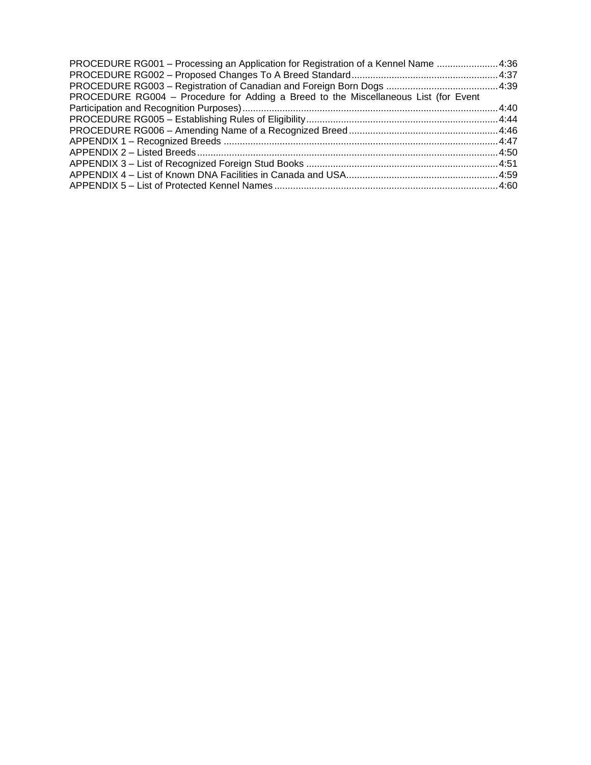PROCEDURE RG001 – Processing an Application for Registration of a Kennel Name ....................... 4:36
PROCEDURE RG002 – Proposed Changes To A Breed Standard ....................................................... 4:37
PROCEDURE RG003 – Registration of Canadian and Foreign Born Dogs .......................................... 4:39
PROCEDURE RG004 – Procedure for Adding a Breed to the Miscellaneous List (for Event Participation and Recognition Purposes) ................................................................................................ 4:40
PROCEDURE RG005 – Establishing Rules of Eligibility ........................................................................ 4:44
PROCEDURE RG006 – Amending Name of a Recognized Breed ........................................................ 4:46
APPENDIX 1 – Recognized Breeds ....................................................................................................... 4:47
APPENDIX 2 – Listed Breeds ................................................................................................................. 4:50
APPENDIX 3 – List of Recognized Foreign Stud Books ........................................................................ 4:51
APPENDIX 4 – List of Known DNA Facilities in Canada and USA ......................................................... 4:59
APPENDIX 5 – List of Protected Kennel Names .................................................................................... 4:60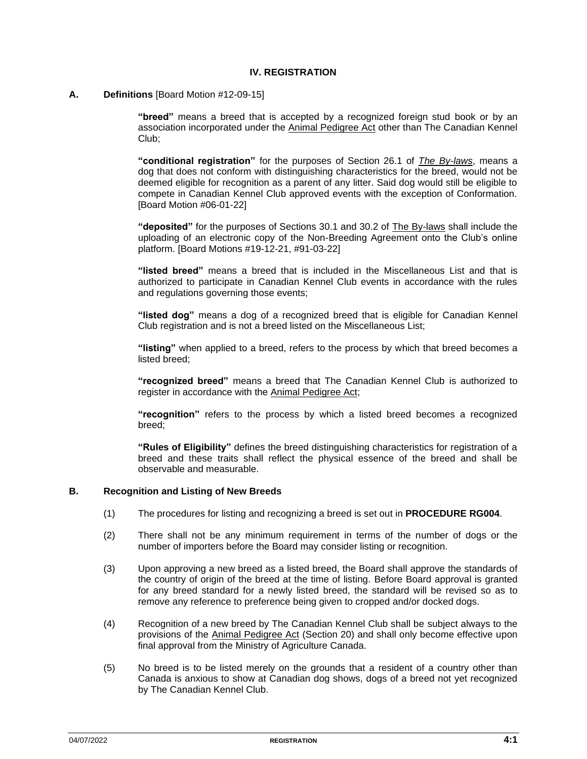# IV. REGISTRATION

## A. Definitions [Board Motion #12-09-15]

**"breed"** means a breed that is accepted by a recognized foreign stud book or by an association incorporated under the Animal Pedigree Act other than The Canadian Kennel Club;

**"conditional registration"** for the purposes of Section 26.1 of *The By-laws*, means a dog that does not conform with distinguishing characteristics for the breed, would not be deemed eligible for recognition as a parent of any litter. Said dog would still be eligible to compete in Canadian Kennel Club approved events with the exception of Conformation. [Board Motion #06-01-22]

**"deposited"** for the purposes of Sections 30.1 and 30.2 of The By-laws shall include the uploading of an electronic copy of the Non-Breeding Agreement onto the Club's online platform. [Board Motions #19-12-21, #91-03-22]

**"listed breed"** means a breed that is included in the Miscellaneous List and that is authorized to participate in Canadian Kennel Club events in accordance with the rules and regulations governing those events;

**"listed dog"** means a dog of a recognized breed that is eligible for Canadian Kennel Club registration and is not a breed listed on the Miscellaneous List;

**"listing"** when applied to a breed, refers to the process by which that breed becomes a listed breed;

**"recognized breed"** means a breed that The Canadian Kennel Club is authorized to register in accordance with the Animal Pedigree Act;

**"recognition"** refers to the process by which a listed breed becomes a recognized breed;

**"Rules of Eligibility"** defines the breed distinguishing characteristics for registration of a breed and these traits shall reflect the physical essence of the breed and shall be observable and measurable.

## B. Recognition and Listing of New Breeds

(1) The procedures for listing and recognizing a breed is set out in **PROCEDURE RG004**.

(2) There shall not be any minimum requirement in terms of the number of dogs or the number of importers before the Board may consider listing or recognition.

(3) Upon approving a new breed as a listed breed, the Board shall approve the standards of the country of origin of the breed at the time of listing. Before Board approval is granted for any breed standard for a newly listed breed, the standard will be revised so as to remove any reference to preference being given to cropped and/or docked dogs.

(4) Recognition of a new breed by The Canadian Kennel Club shall be subject always to the provisions of the Animal Pedigree Act (Section 20) and shall only become effective upon final approval from the Ministry of Agriculture Canada.

(5) No breed is to be listed merely on the grounds that a resident of a country other than Canada is anxious to show at Canadian dog shows, dogs of a breed not yet recognized by The Canadian Kennel Club.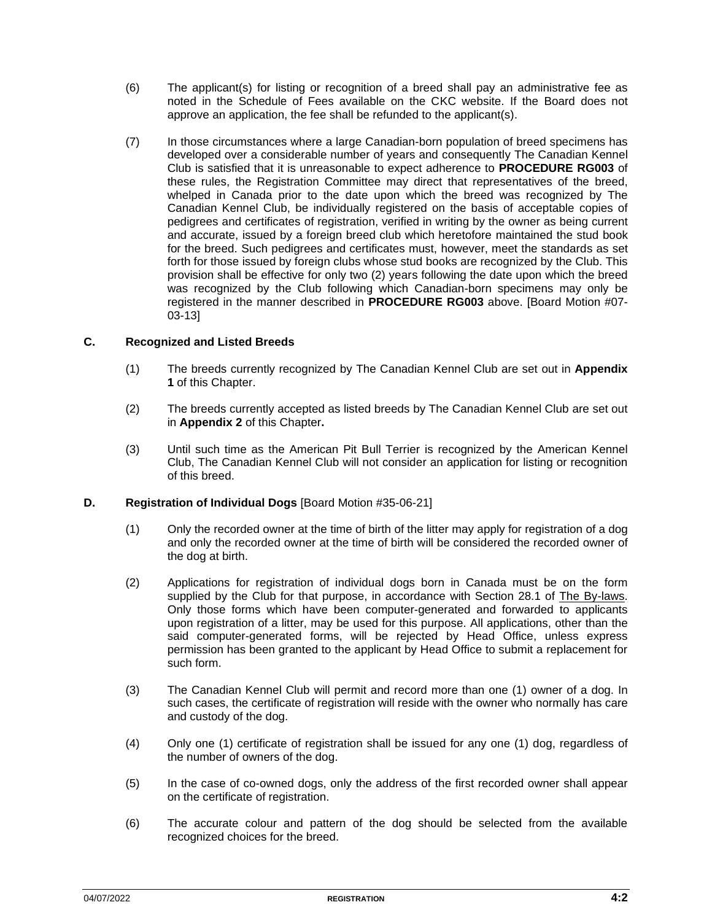(6) The applicant(s) for listing or recognition of a breed shall pay an administrative fee as noted in the Schedule of Fees available on the CKC website. If the Board does not approve an application, the fee shall be refunded to the applicant(s).

(7) In those circumstances where a large Canadian-born population of breed specimens has developed over a considerable number of years and consequently The Canadian Kennel Club is satisfied that it is unreasonable to expect adherence to **PROCEDURE RG003** of these rules, the Registration Committee may direct that representatives of the breed, whelped in Canada prior to the date upon which the breed was recognized by The Canadian Kennel Club, be individually registered on the basis of acceptable copies of pedigrees and certificates of registration, verified in writing by the owner as being current and accurate, issued by a foreign breed club which heretofore maintained the stud book for the breed. Such pedigrees and certificates must, however, meet the standards as set forth for those issued by foreign clubs whose stud books are recognized by the Club. This provision shall be effective for only two (2) years following the date upon which the breed was recognized by the Club following which Canadian-born specimens may only be registered in the manner described in **PROCEDURE RG003** above. [Board Motion #07-03-13]

### C. Recognized and Listed Breeds

(1) The breeds currently recognized by The Canadian Kennel Club are set out in **Appendix 1** of this Chapter.

(2) The breeds currently accepted as listed breeds by The Canadian Kennel Club are set out in **Appendix 2** of this Chapter**.**

(3) Until such time as the American Pit Bull Terrier is recognized by the American Kennel Club, The Canadian Kennel Club will not consider an application for listing or recognition of this breed.

### D. Registration of Individual Dogs [Board Motion #35-06-21]

(1) Only the recorded owner at the time of birth of the litter may apply for registration of a dog and only the recorded owner at the time of birth will be considered the recorded owner of the dog at birth.

(2) Applications for registration of individual dogs born in Canada must be on the form supplied by the Club for that purpose, in accordance with Section 28.1 of The By-laws. Only those forms which have been computer-generated and forwarded to applicants upon registration of a litter, may be used for this purpose. All applications, other than the said computer-generated forms, will be rejected by Head Office, unless express permission has been granted to the applicant by Head Office to submit a replacement for such form.

(3) The Canadian Kennel Club will permit and record more than one (1) owner of a dog. In such cases, the certificate of registration will reside with the owner who normally has care and custody of the dog.

(4) Only one (1) certificate of registration shall be issued for any one (1) dog, regardless of the number of owners of the dog.

(5) In the case of co-owned dogs, only the address of the first recorded owner shall appear on the certificate of registration.

(6) The accurate colour and pattern of the dog should be selected from the available recognized choices for the breed.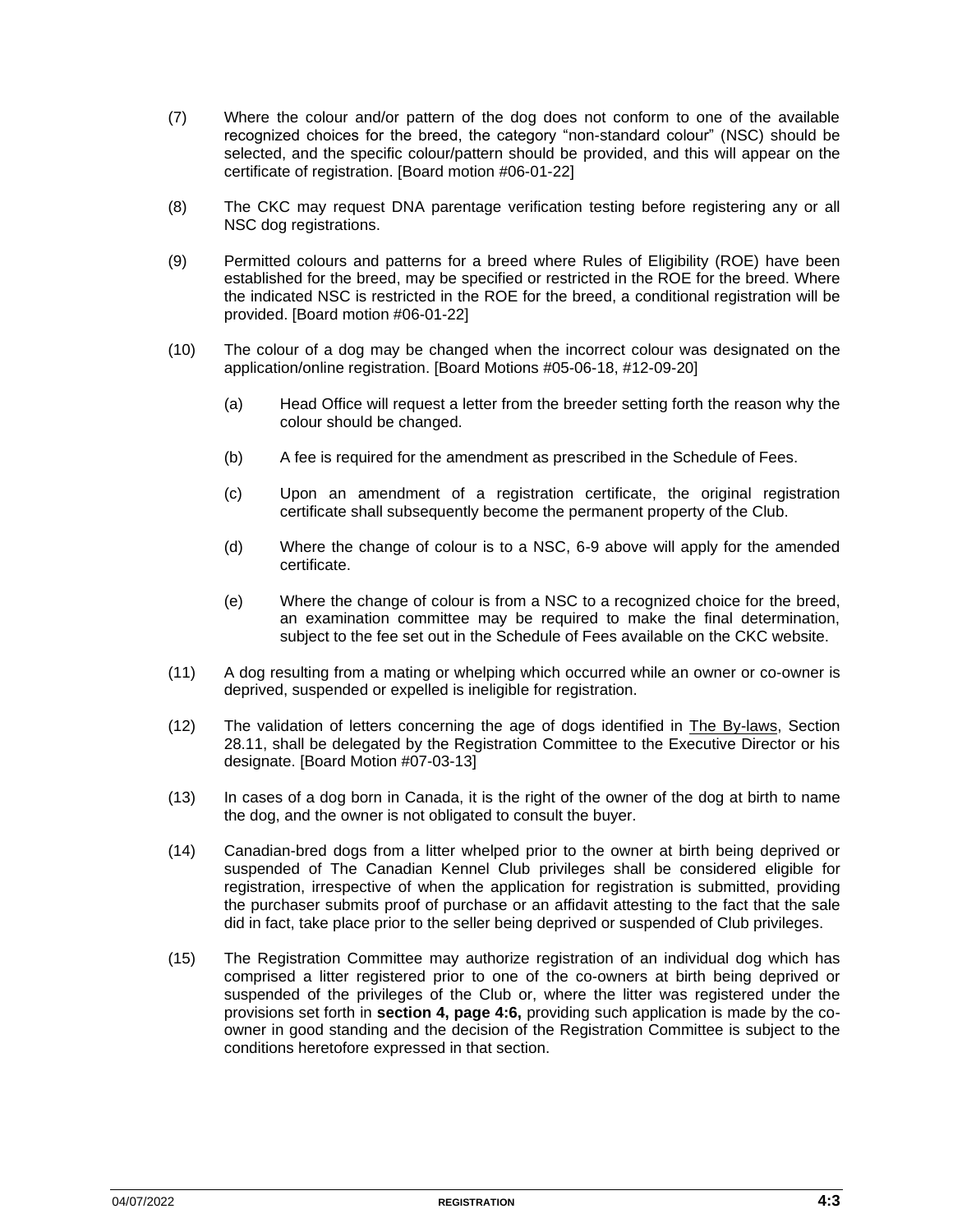(7) Where the colour and/or pattern of the dog does not conform to one of the available recognized choices for the breed, the category "non-standard colour" (NSC) should be selected, and the specific colour/pattern should be provided, and this will appear on the certificate of registration. [Board motion #06-01-22]

(8) The CKC may request DNA parentage verification testing before registering any or all NSC dog registrations.

(9) Permitted colours and patterns for a breed where Rules of Eligibility (ROE) have been established for the breed, may be specified or restricted in the ROE for the breed. Where the indicated NSC is restricted in the ROE for the breed, a conditional registration will be provided. [Board motion #06-01-22]

(10) The colour of a dog may be changed when the incorrect colour was designated on the application/online registration. [Board Motions #05-06-18, #12-09-20]

  (a) Head Office will request a letter from the breeder setting forth the reason why the colour should be changed.

  (b) A fee is required for the amendment as prescribed in the Schedule of Fees.

  (c) Upon an amendment of a registration certificate, the original registration certificate shall subsequently become the permanent property of the Club.

  (d) Where the change of colour is to a NSC, 6-9 above will apply for the amended certificate.

  (e) Where the change of colour is from a NSC to a recognized choice for the breed, an examination committee may be required to make the final determination, subject to the fee set out in the Schedule of Fees available on the CKC website.

(11) A dog resulting from a mating or whelping which occurred while an owner or co-owner is deprived, suspended or expelled is ineligible for registration.

(12) The validation of letters concerning the age of dogs identified in The By-laws, Section 28.11, shall be delegated by the Registration Committee to the Executive Director or his designate. [Board Motion #07-03-13]

(13) In cases of a dog born in Canada, it is the right of the owner of the dog at birth to name the dog, and the owner is not obligated to consult the buyer.

(14) Canadian-bred dogs from a litter whelped prior to the owner at birth being deprived or suspended of The Canadian Kennel Club privileges shall be considered eligible for registration, irrespective of when the application for registration is submitted, providing the purchaser submits proof of purchase or an affidavit attesting to the fact that the sale did in fact, take place prior to the seller being deprived or suspended of Club privileges.

(15) The Registration Committee may authorize registration of an individual dog which has comprised a litter registered prior to one of the co-owners at birth being deprived or suspended of the privileges of the Club or, where the litter was registered under the provisions set forth in **section 4, page 4:6,** providing such application is made by the co-owner in good standing and the decision of the Registration Committee is subject to the conditions heretofore expressed in that section.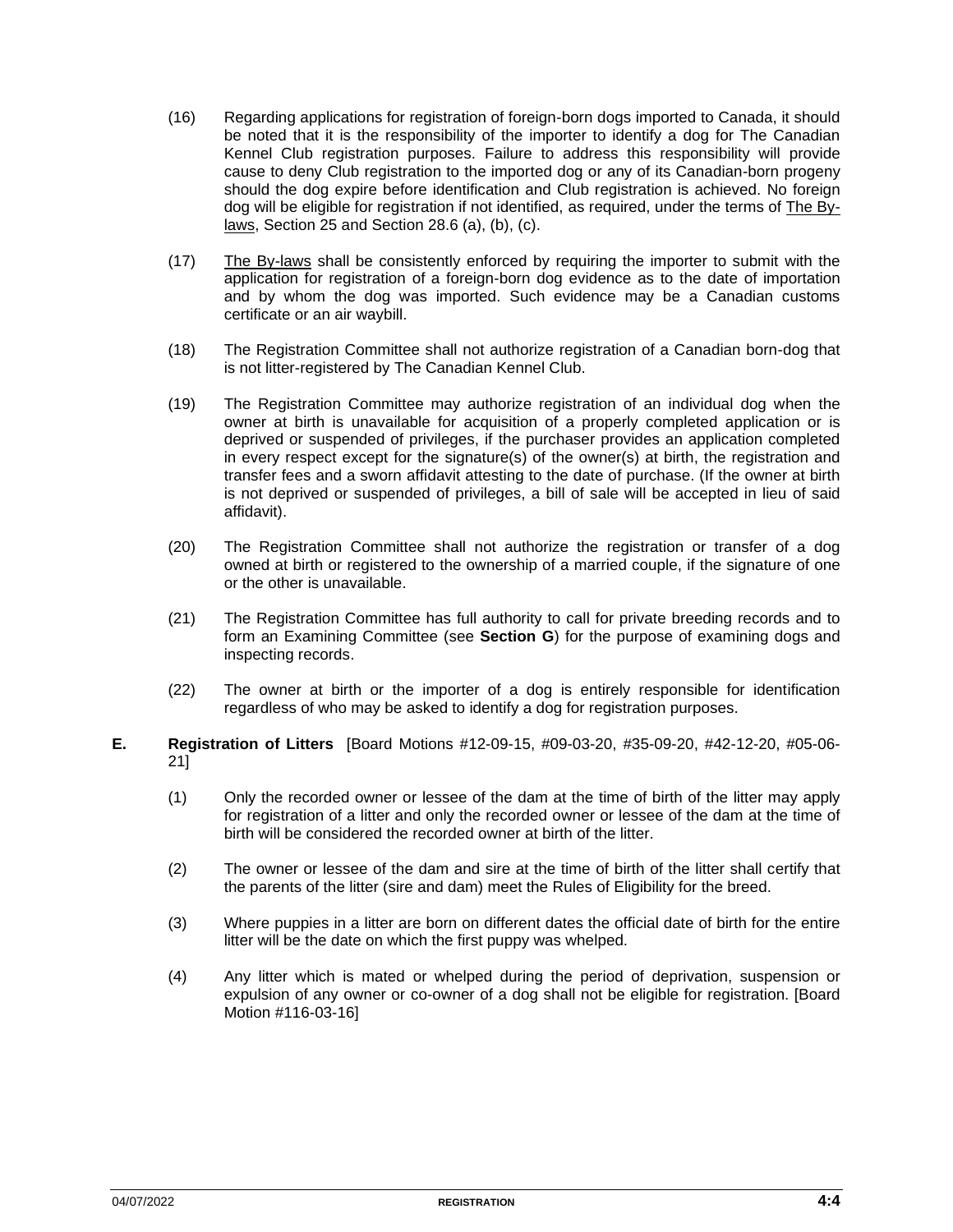(16) Regarding applications for registration of foreign-born dogs imported to Canada, it should be noted that it is the responsibility of the importer to identify a dog for The Canadian Kennel Club registration purposes. Failure to address this responsibility will provide cause to deny Club registration to the imported dog or any of its Canadian-born progeny should the dog expire before identification and Club registration is achieved. No foreign dog will be eligible for registration if not identified, as required, under the terms of The By-laws, Section 25 and Section 28.6 (a), (b), (c).

(17) The By-laws shall be consistently enforced by requiring the importer to submit with the application for registration of a foreign-born dog evidence as to the date of importation and by whom the dog was imported. Such evidence may be a Canadian customs certificate or an air waybill.

(18) The Registration Committee shall not authorize registration of a Canadian born-dog that is not litter-registered by The Canadian Kennel Club.

(19) The Registration Committee may authorize registration of an individual dog when the owner at birth is unavailable for acquisition of a properly completed application or is deprived or suspended of privileges, if the purchaser provides an application completed in every respect except for the signature(s) of the owner(s) at birth, the registration and transfer fees and a sworn affidavit attesting to the date of purchase. (If the owner at birth is not deprived or suspended of privileges, a bill of sale will be accepted in lieu of said affidavit).

(20) The Registration Committee shall not authorize the registration or transfer of a dog owned at birth or registered to the ownership of a married couple, if the signature of one or the other is unavailable.

(21) The Registration Committee has full authority to call for private breeding records and to form an Examining Committee (see **Section G**) for the purpose of examining dogs and inspecting records.

(22) The owner at birth or the importer of a dog is entirely responsible for identification regardless of who may be asked to identify a dog for registration purposes.

**E. Registration of Litters** [Board Motions #12-09-15, #09-03-20, #35-09-20, #42-12-20, #05-06-21]

(1) Only the recorded owner or lessee of the dam at the time of birth of the litter may apply for registration of a litter and only the recorded owner or lessee of the dam at the time of birth will be considered the recorded owner at birth of the litter.

(2) The owner or lessee of the dam and sire at the time of birth of the litter shall certify that the parents of the litter (sire and dam) meet the Rules of Eligibility for the breed.

(3) Where puppies in a litter are born on different dates the official date of birth for the entire litter will be the date on which the first puppy was whelped.

(4) Any litter which is mated or whelped during the period of deprivation, suspension or expulsion of any owner or co-owner of a dog shall not be eligible for registration. [Board Motion #116-03-16]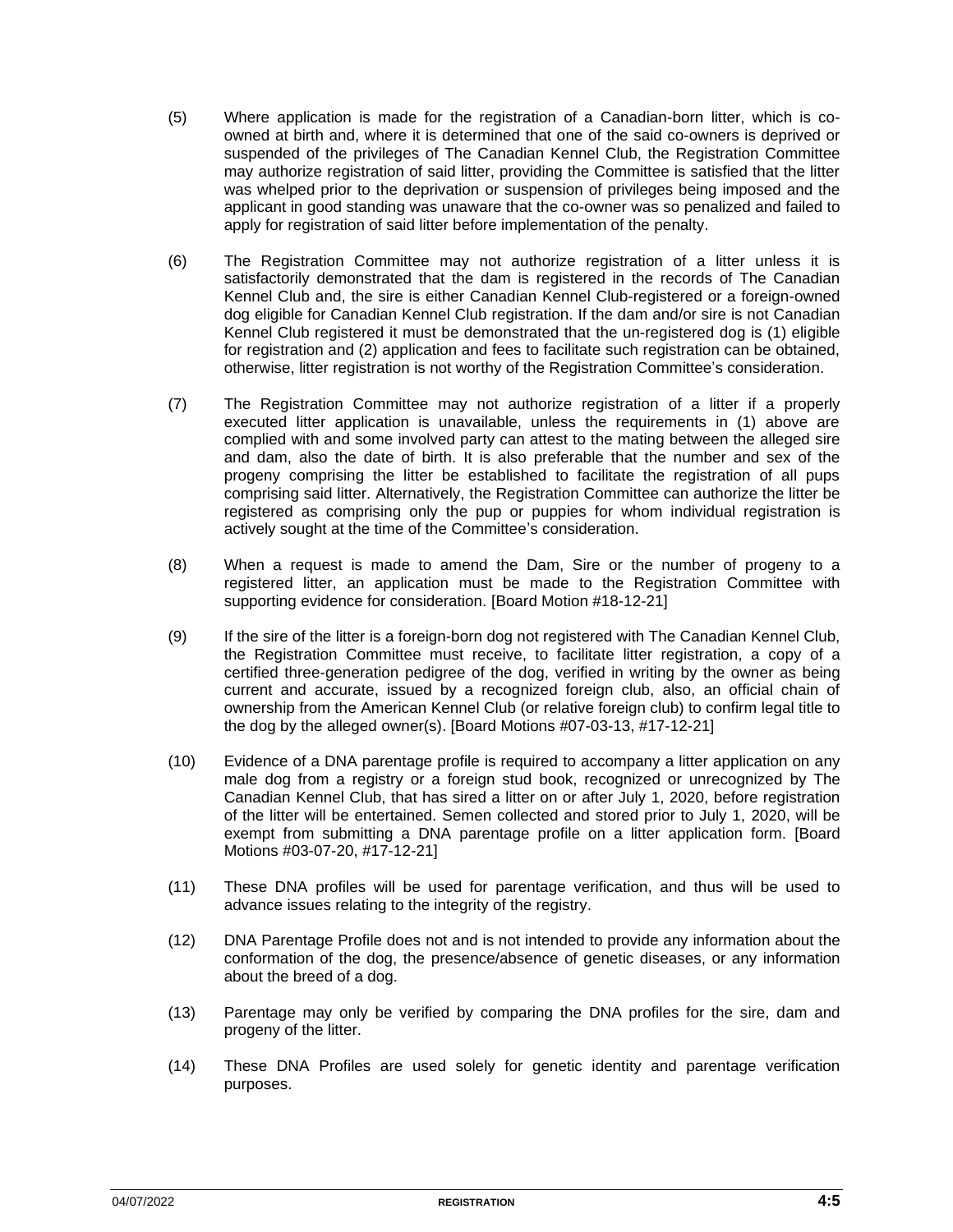(5) Where application is made for the registration of a Canadian-born litter, which is co-owned at birth and, where it is determined that one of the said co-owners is deprived or suspended of the privileges of The Canadian Kennel Club, the Registration Committee may authorize registration of said litter, providing the Committee is satisfied that the litter was whelped prior to the deprivation or suspension of privileges being imposed and the applicant in good standing was unaware that the co-owner was so penalized and failed to apply for registration of said litter before implementation of the penalty.

(6) The Registration Committee may not authorize registration of a litter unless it is satisfactorily demonstrated that the dam is registered in the records of The Canadian Kennel Club and, the sire is either Canadian Kennel Club-registered or a foreign-owned dog eligible for Canadian Kennel Club registration. If the dam and/or sire is not Canadian Kennel Club registered it must be demonstrated that the un-registered dog is (1) eligible for registration and (2) application and fees to facilitate such registration can be obtained, otherwise, litter registration is not worthy of the Registration Committee's consideration.

(7) The Registration Committee may not authorize registration of a litter if a properly executed litter application is unavailable, unless the requirements in (1) above are complied with and some involved party can attest to the mating between the alleged sire and dam, also the date of birth. It is also preferable that the number and sex of the progeny comprising the litter be established to facilitate the registration of all pups comprising said litter. Alternatively, the Registration Committee can authorize the litter be registered as comprising only the pup or puppies for whom individual registration is actively sought at the time of the Committee's consideration.

(8) When a request is made to amend the Dam, Sire or the number of progeny to a registered litter, an application must be made to the Registration Committee with supporting evidence for consideration. [Board Motion #18-12-21]

(9) If the sire of the litter is a foreign-born dog not registered with The Canadian Kennel Club, the Registration Committee must receive, to facilitate litter registration, a copy of a certified three-generation pedigree of the dog, verified in writing by the owner as being current and accurate, issued by a recognized foreign club, also, an official chain of ownership from the American Kennel Club (or relative foreign club) to confirm legal title to the dog by the alleged owner(s). [Board Motions #07-03-13, #17-12-21]

(10) Evidence of a DNA parentage profile is required to accompany a litter application on any male dog from a registry or a foreign stud book, recognized or unrecognized by The Canadian Kennel Club, that has sired a litter on or after July 1, 2020, before registration of the litter will be entertained. Semen collected and stored prior to July 1, 2020, will be exempt from submitting a DNA parentage profile on a litter application form. [Board Motions #03-07-20, #17-12-21]

(11) These DNA profiles will be used for parentage verification, and thus will be used to advance issues relating to the integrity of the registry.

(12) DNA Parentage Profile does not and is not intended to provide any information about the conformation of the dog, the presence/absence of genetic diseases, or any information about the breed of a dog.

(13) Parentage may only be verified by comparing the DNA profiles for the sire, dam and progeny of the litter.

(14) These DNA Profiles are used solely for genetic identity and parentage verification purposes.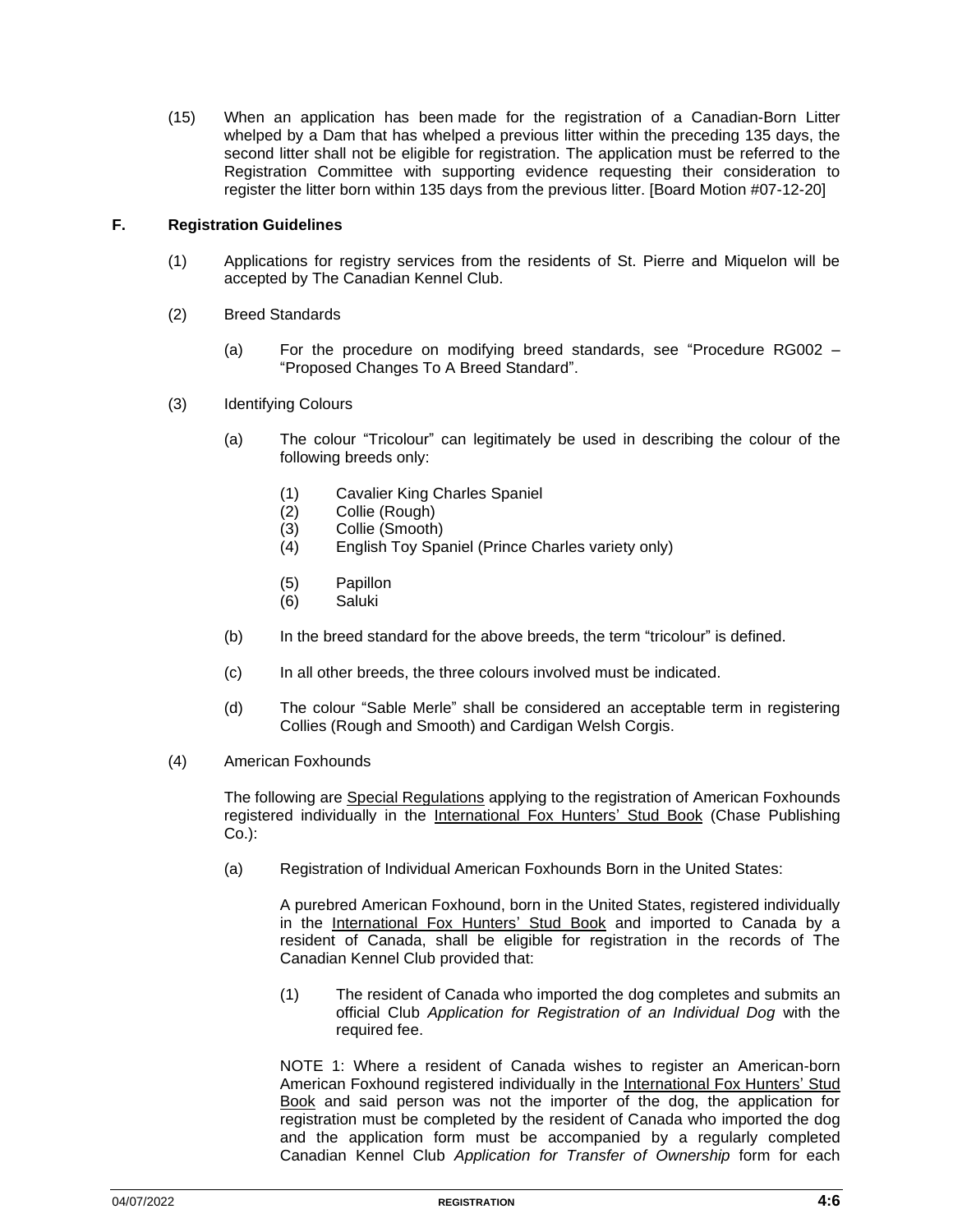(15) When an application has been made for the registration of a Canadian-Born Litter whelped by a Dam that has whelped a previous litter within the preceding 135 days, the second litter shall not be eligible for registration. The application must be referred to the Registration Committee with supporting evidence requesting their consideration to register the litter born within 135 days from the previous litter. [Board Motion #07-12-20]

### F. Registration Guidelines

(1) Applications for registry services from the residents of St. Pierre and Miquelon will be accepted by The Canadian Kennel Club.

(2) Breed Standards

(a) For the procedure on modifying breed standards, see "Procedure RG002 – "Proposed Changes To A Breed Standard".

(3) Identifying Colours

(a) The colour "Tricolour" can legitimately be used in describing the colour of the following breeds only:

(1) Cavalier King Charles Spaniel
(2) Collie (Rough)
(3) Collie (Smooth)
(4) English Toy Spaniel (Prince Charles variety only)
(5) Papillon
(6) Saluki

(b) In the breed standard for the above breeds, the term "tricolour" is defined.

(c) In all other breeds, the three colours involved must be indicated.

(d) The colour "Sable Merle" shall be considered an acceptable term in registering Collies (Rough and Smooth) and Cardigan Welsh Corgis.

(4) American Foxhounds

The following are Special Regulations applying to the registration of American Foxhounds registered individually in the International Fox Hunters' Stud Book (Chase Publishing Co.):

(a) Registration of Individual American Foxhounds Born in the United States:

A purebred American Foxhound, born in the United States, registered individually in the International Fox Hunters' Stud Book and imported to Canada by a resident of Canada, shall be eligible for registration in the records of The Canadian Kennel Club provided that:

(1) The resident of Canada who imported the dog completes and submits an official Club *Application for Registration of an Individual Dog* with the required fee.

NOTE 1: Where a resident of Canada wishes to register an American-born American Foxhound registered individually in the International Fox Hunters' Stud Book and said person was not the importer of the dog, the application for registration must be completed by the resident of Canada who imported the dog and the application form must be accompanied by a regularly completed Canadian Kennel Club *Application for Transfer of Ownership* form for each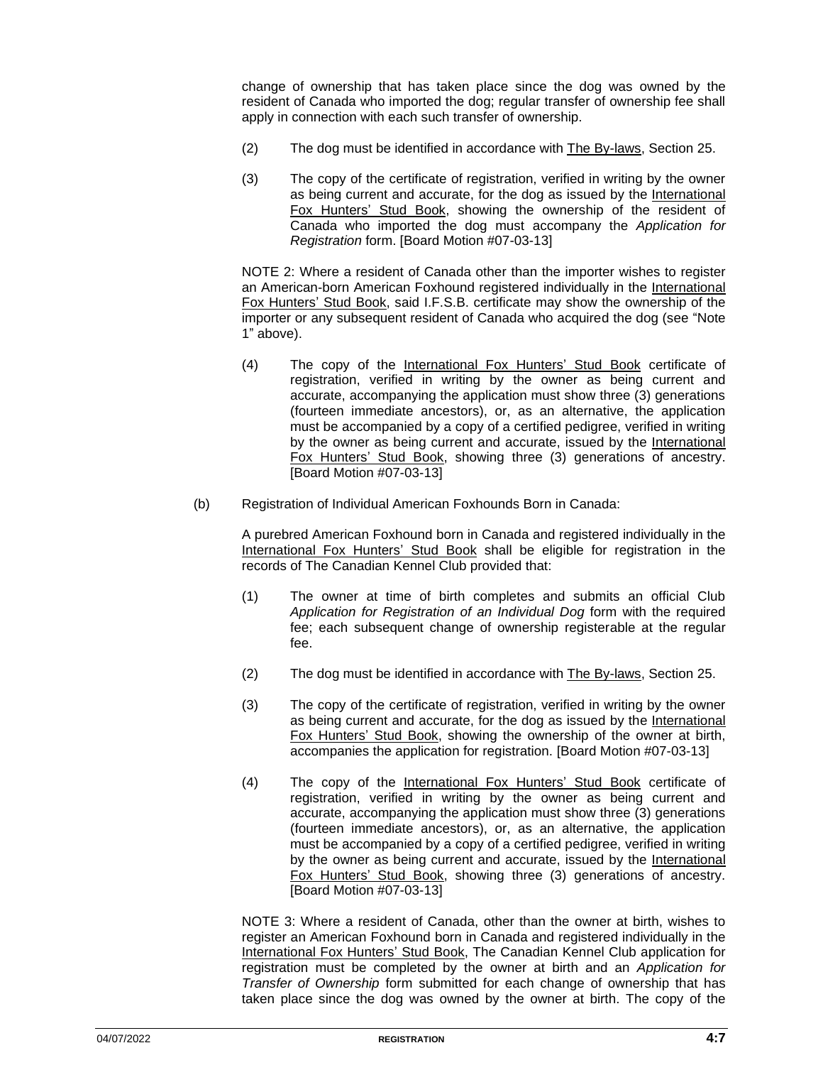change of ownership that has taken place since the dog was owned by the resident of Canada who imported the dog; regular transfer of ownership fee shall apply in connection with each such transfer of ownership.

(2) The dog must be identified in accordance with The By-laws, Section 25.

(3) The copy of the certificate of registration, verified in writing by the owner as being current and accurate, for the dog as issued by the International Fox Hunters' Stud Book, showing the ownership of the resident of Canada who imported the dog must accompany the *Application for Registration* form. [Board Motion #07-03-13]

NOTE 2: Where a resident of Canada other than the importer wishes to register an American-born American Foxhound registered individually in the International Fox Hunters' Stud Book, said I.F.S.B. certificate may show the ownership of the importer or any subsequent resident of Canada who acquired the dog (see "Note 1" above).

(4) The copy of the International Fox Hunters' Stud Book certificate of registration, verified in writing by the owner as being current and accurate, accompanying the application must show three (3) generations (fourteen immediate ancestors), or, as an alternative, the application must be accompanied by a copy of a certified pedigree, verified in writing by the owner as being current and accurate, issued by the International Fox Hunters' Stud Book, showing three (3) generations of ancestry. [Board Motion #07-03-13]

(b) Registration of Individual American Foxhounds Born in Canada:

A purebred American Foxhound born in Canada and registered individually in the International Fox Hunters' Stud Book shall be eligible for registration in the records of The Canadian Kennel Club provided that:

(1) The owner at time of birth completes and submits an official Club *Application for Registration of an Individual Dog* form with the required fee; each subsequent change of ownership registerable at the regular fee.

(2) The dog must be identified in accordance with The By-laws, Section 25.

(3) The copy of the certificate of registration, verified in writing by the owner as being current and accurate, for the dog as issued by the International Fox Hunters' Stud Book, showing the ownership of the owner at birth, accompanies the application for registration. [Board Motion #07-03-13]

(4) The copy of the International Fox Hunters' Stud Book certificate of registration, verified in writing by the owner as being current and accurate, accompanying the application must show three (3) generations (fourteen immediate ancestors), or, as an alternative, the application must be accompanied by a copy of a certified pedigree, verified in writing by the owner as being current and accurate, issued by the International Fox Hunters' Stud Book, showing three (3) generations of ancestry. [Board Motion #07-03-13]

NOTE 3: Where a resident of Canada, other than the owner at birth, wishes to register an American Foxhound born in Canada and registered individually in the International Fox Hunters' Stud Book, The Canadian Kennel Club application for registration must be completed by the owner at birth and an *Application for Transfer of Ownership* form submitted for each change of ownership that has taken place since the dog was owned by the owner at birth. The copy of the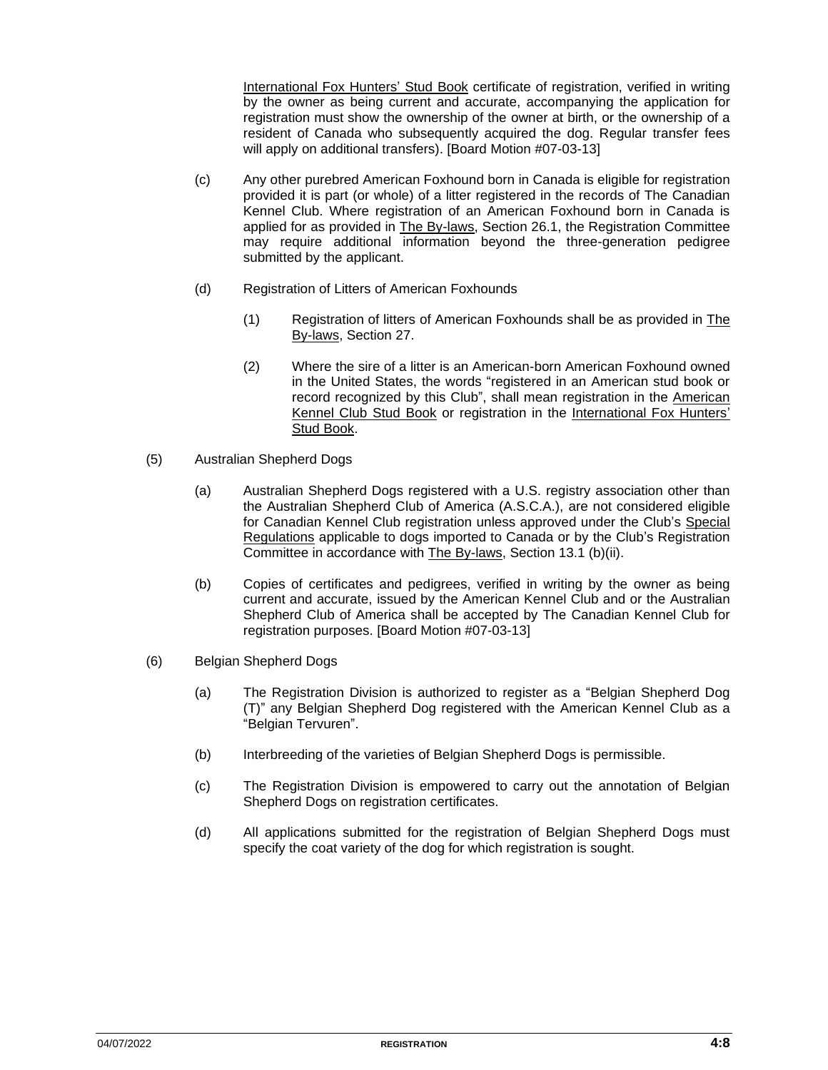International Fox Hunters' Stud Book certificate of registration, verified in writing by the owner as being current and accurate, accompanying the application for registration must show the ownership of the owner at birth, or the ownership of a resident of Canada who subsequently acquired the dog. Regular transfer fees will apply on additional transfers). [Board Motion #07-03-13]

(c) Any other purebred American Foxhound born in Canada is eligible for registration provided it is part (or whole) of a litter registered in the records of The Canadian Kennel Club. Where registration of an American Foxhound born in Canada is applied for as provided in The By-laws, Section 26.1, the Registration Committee may require additional information beyond the three-generation pedigree submitted by the applicant.

(d) Registration of Litters of American Foxhounds

(1) Registration of litters of American Foxhounds shall be as provided in The By-laws, Section 27.

(2) Where the sire of a litter is an American-born American Foxhound owned in the United States, the words "registered in an American stud book or record recognized by this Club", shall mean registration in the American Kennel Club Stud Book or registration in the International Fox Hunters' Stud Book.

(5) Australian Shepherd Dogs

(a) Australian Shepherd Dogs registered with a U.S. registry association other than the Australian Shepherd Club of America (A.S.C.A.), are not considered eligible for Canadian Kennel Club registration unless approved under the Club's Special Regulations applicable to dogs imported to Canada or by the Club's Registration Committee in accordance with The By-laws, Section 13.1 (b)(ii).

(b) Copies of certificates and pedigrees, verified in writing by the owner as being current and accurate, issued by the American Kennel Club and or the Australian Shepherd Club of America shall be accepted by The Canadian Kennel Club for registration purposes. [Board Motion #07-03-13]

(6) Belgian Shepherd Dogs

(a) The Registration Division is authorized to register as a "Belgian Shepherd Dog (T)" any Belgian Shepherd Dog registered with the American Kennel Club as a "Belgian Tervuren".

(b) Interbreeding of the varieties of Belgian Shepherd Dogs is permissible.

(c) The Registration Division is empowered to carry out the annotation of Belgian Shepherd Dogs on registration certificates.

(d) All applications submitted for the registration of Belgian Shepherd Dogs must specify the coat variety of the dog for which registration is sought.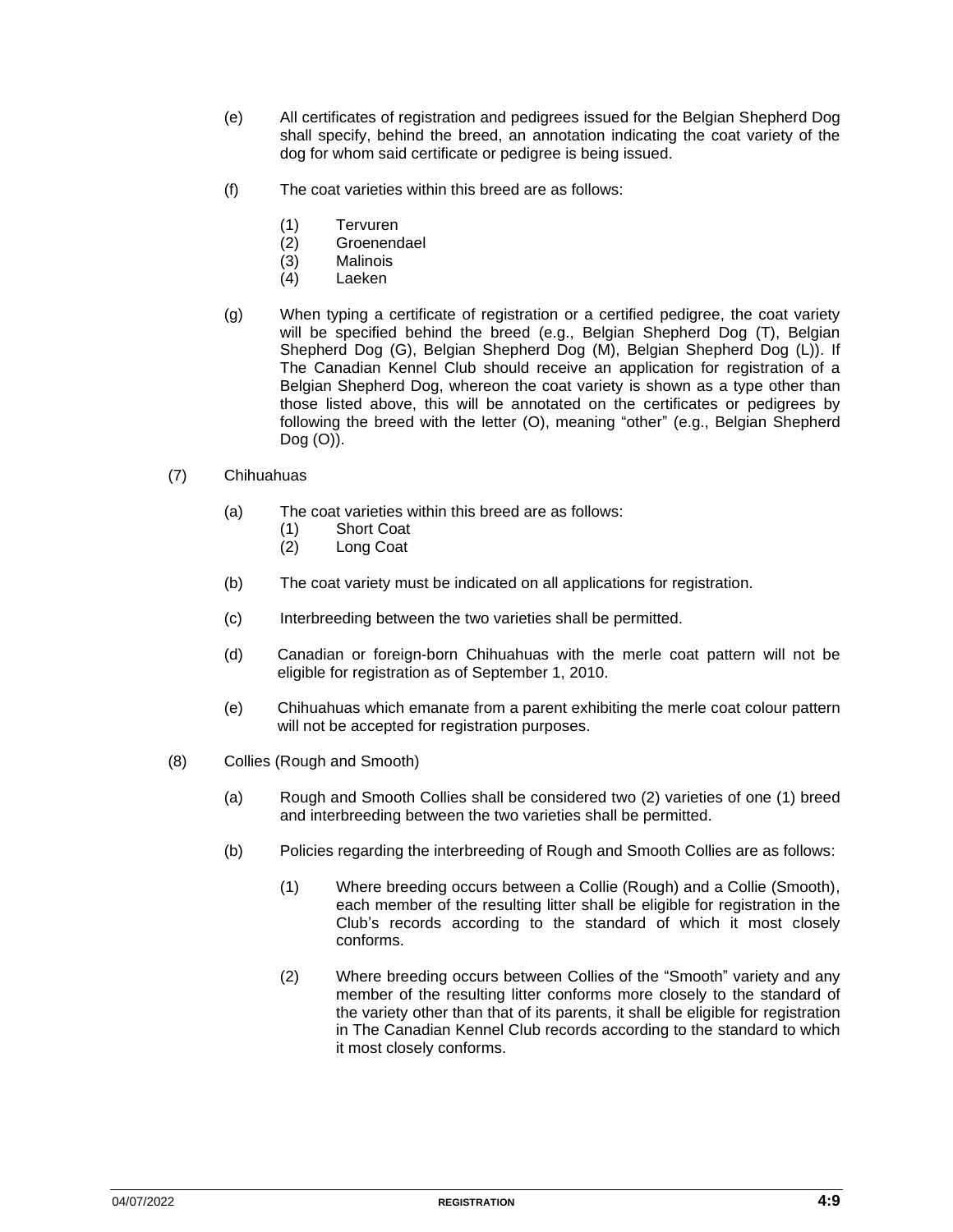(e) All certificates of registration and pedigrees issued for the Belgian Shepherd Dog shall specify, behind the breed, an annotation indicating the coat variety of the dog for whom said certificate or pedigree is being issued.

(f) The coat varieties within this breed are as follows:

  (1) Tervuren
  (2) Groenendael
  (3) Malinois
  (4) Laeken

(g) When typing a certificate of registration or a certified pedigree, the coat variety will be specified behind the breed (e.g., Belgian Shepherd Dog (T), Belgian Shepherd Dog (G), Belgian Shepherd Dog (M), Belgian Shepherd Dog (L)). If The Canadian Kennel Club should receive an application for registration of a Belgian Shepherd Dog, whereon the coat variety is shown as a type other than those listed above, this will be annotated on the certificates or pedigrees by following the breed with the letter (O), meaning "other" (e.g., Belgian Shepherd Dog (O)).

(7) Chihuahuas

(a) The coat varieties within this breed are as follows:
  (1) Short Coat
  (2) Long Coat

(b) The coat variety must be indicated on all applications for registration.

(c) Interbreeding between the two varieties shall be permitted.

(d) Canadian or foreign-born Chihuahuas with the merle coat pattern will not be eligible for registration as of September 1, 2010.

(e) Chihuahuas which emanate from a parent exhibiting the merle coat colour pattern will not be accepted for registration purposes.

(8) Collies (Rough and Smooth)

(a) Rough and Smooth Collies shall be considered two (2) varieties of one (1) breed and interbreeding between the two varieties shall be permitted.

(b) Policies regarding the interbreeding of Rough and Smooth Collies are as follows:

  (1) Where breeding occurs between a Collie (Rough) and a Collie (Smooth), each member of the resulting litter shall be eligible for registration in the Club's records according to the standard of which it most closely conforms.

  (2) Where breeding occurs between Collies of the "Smooth" variety and any member of the resulting litter conforms more closely to the standard of the variety other than that of its parents, it shall be eligible for registration in The Canadian Kennel Club records according to the standard to which it most closely conforms.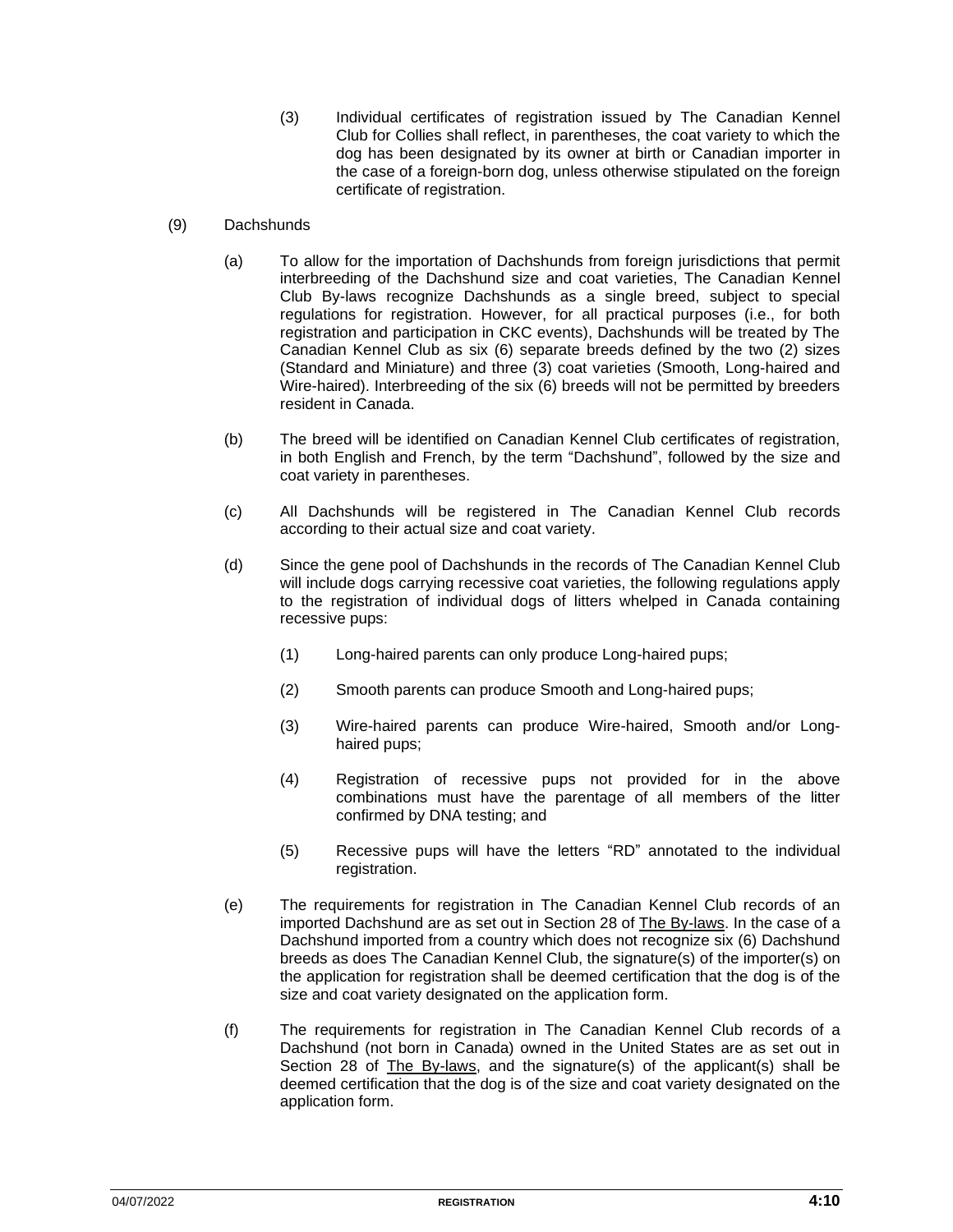(3) Individual certificates of registration issued by The Canadian Kennel Club for Collies shall reflect, in parentheses, the coat variety to which the dog has been designated by its owner at birth or Canadian importer in the case of a foreign-born dog, unless otherwise stipulated on the foreign certificate of registration.

(9) Dachshunds

(a) To allow for the importation of Dachshunds from foreign jurisdictions that permit interbreeding of the Dachshund size and coat varieties, The Canadian Kennel Club By-laws recognize Dachshunds as a single breed, subject to special regulations for registration. However, for all practical purposes (i.e., for both registration and participation in CKC events), Dachshunds will be treated by The Canadian Kennel Club as six (6) separate breeds defined by the two (2) sizes (Standard and Miniature) and three (3) coat varieties (Smooth, Long-haired and Wire-haired). Interbreeding of the six (6) breeds will not be permitted by breeders resident in Canada.

(b) The breed will be identified on Canadian Kennel Club certificates of registration, in both English and French, by the term “Dachshund”, followed by the size and coat variety in parentheses.

(c) All Dachshunds will be registered in The Canadian Kennel Club records according to their actual size and coat variety.

(d) Since the gene pool of Dachshunds in the records of The Canadian Kennel Club will include dogs carrying recessive coat varieties, the following regulations apply to the registration of individual dogs of litters whelped in Canada containing recessive pups:

(1) Long-haired parents can only produce Long-haired pups;

(2) Smooth parents can produce Smooth and Long-haired pups;

(3) Wire-haired parents can produce Wire-haired, Smooth and/or Long-haired pups;

(4) Registration of recessive pups not provided for in the above combinations must have the parentage of all members of the litter confirmed by DNA testing; and

(5) Recessive pups will have the letters “RD” annotated to the individual registration.

(e) The requirements for registration in The Canadian Kennel Club records of an imported Dachshund are as set out in Section 28 of The By-laws. In the case of a Dachshund imported from a country which does not recognize six (6) Dachshund breeds as does The Canadian Kennel Club, the signature(s) of the importer(s) on the application for registration shall be deemed certification that the dog is of the size and coat variety designated on the application form.

(f) The requirements for registration in The Canadian Kennel Club records of a Dachshund (not born in Canada) owned in the United States are as set out in Section 28 of The By-laws, and the signature(s) of the applicant(s) shall be deemed certification that the dog is of the size and coat variety designated on the application form.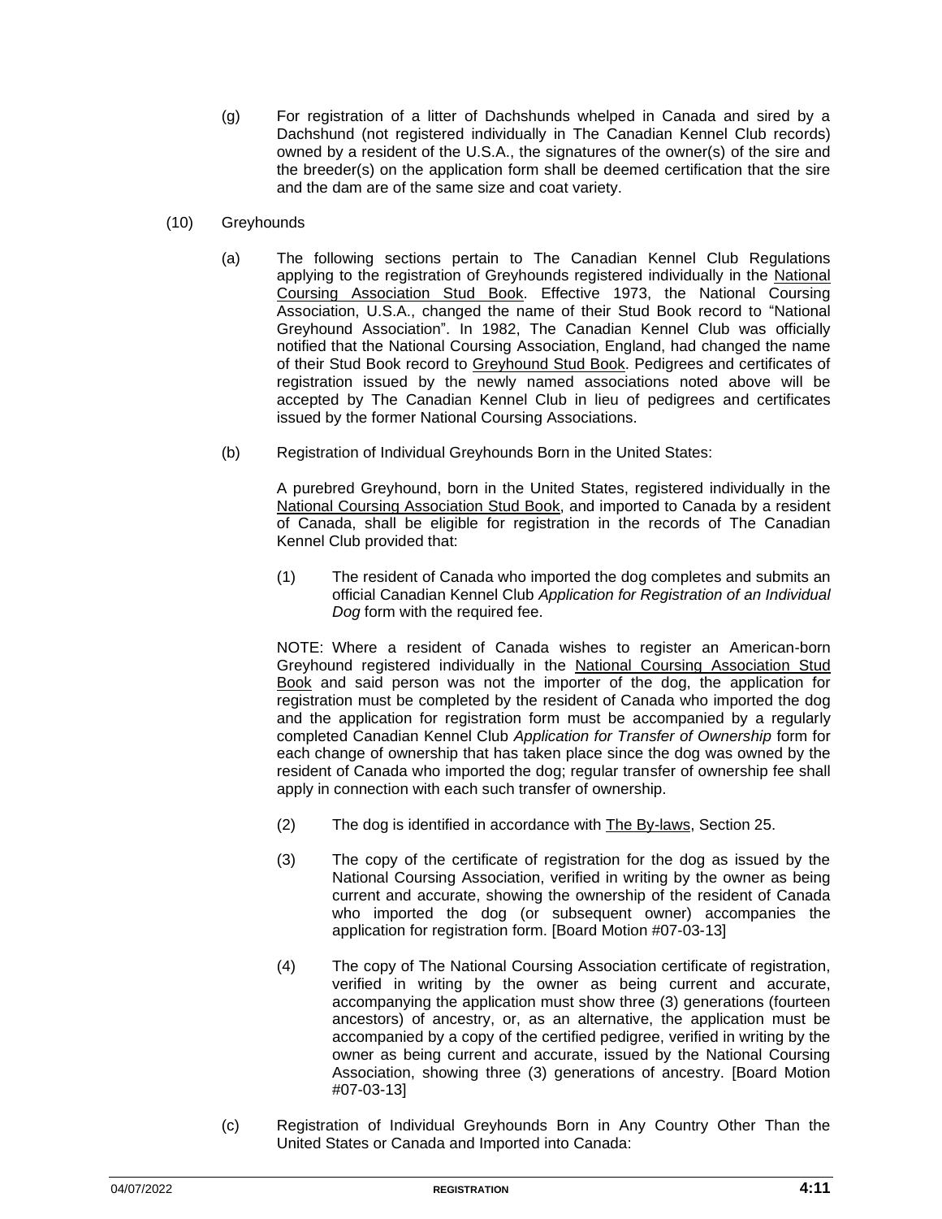(g) For registration of a litter of Dachshunds whelped in Canada and sired by a Dachshund (not registered individually in The Canadian Kennel Club records) owned by a resident of the U.S.A., the signatures of the owner(s) of the sire and the breeder(s) on the application form shall be deemed certification that the sire and the dam are of the same size and coat variety.

(10) Greyhounds

(a) The following sections pertain to The Canadian Kennel Club Regulations applying to the registration of Greyhounds registered individually in the National Coursing Association Stud Book. Effective 1973, the National Coursing Association, U.S.A., changed the name of their Stud Book record to "National Greyhound Association". In 1982, The Canadian Kennel Club was officially notified that the National Coursing Association, England, had changed the name of their Stud Book record to Greyhound Stud Book. Pedigrees and certificates of registration issued by the newly named associations noted above will be accepted by The Canadian Kennel Club in lieu of pedigrees and certificates issued by the former National Coursing Associations.

(b) Registration of Individual Greyhounds Born in the United States:

A purebred Greyhound, born in the United States, registered individually in the National Coursing Association Stud Book, and imported to Canada by a resident of Canada, shall be eligible for registration in the records of The Canadian Kennel Club provided that:

(1) The resident of Canada who imported the dog completes and submits an official Canadian Kennel Club *Application for Registration of an Individual Dog* form with the required fee.

NOTE: Where a resident of Canada wishes to register an American-born Greyhound registered individually in the National Coursing Association Stud Book and said person was not the importer of the dog, the application for registration must be completed by the resident of Canada who imported the dog and the application for registration form must be accompanied by a regularly completed Canadian Kennel Club *Application for Transfer of Ownership* form for each change of ownership that has taken place since the dog was owned by the resident of Canada who imported the dog; regular transfer of ownership fee shall apply in connection with each such transfer of ownership.

(2) The dog is identified in accordance with The By-laws, Section 25.

(3) The copy of the certificate of registration for the dog as issued by the National Coursing Association, verified in writing by the owner as being current and accurate, showing the ownership of the resident of Canada who imported the dog (or subsequent owner) accompanies the application for registration form. [Board Motion #07-03-13]

(4) The copy of The National Coursing Association certificate of registration, verified in writing by the owner as being current and accurate, accompanying the application must show three (3) generations (fourteen ancestors) of ancestry, or, as an alternative, the application must be accompanied by a copy of the certified pedigree, verified in writing by the owner as being current and accurate, issued by the National Coursing Association, showing three (3) generations of ancestry. [Board Motion #07-03-13]

(c) Registration of Individual Greyhounds Born in Any Country Other Than the United States or Canada and Imported into Canada: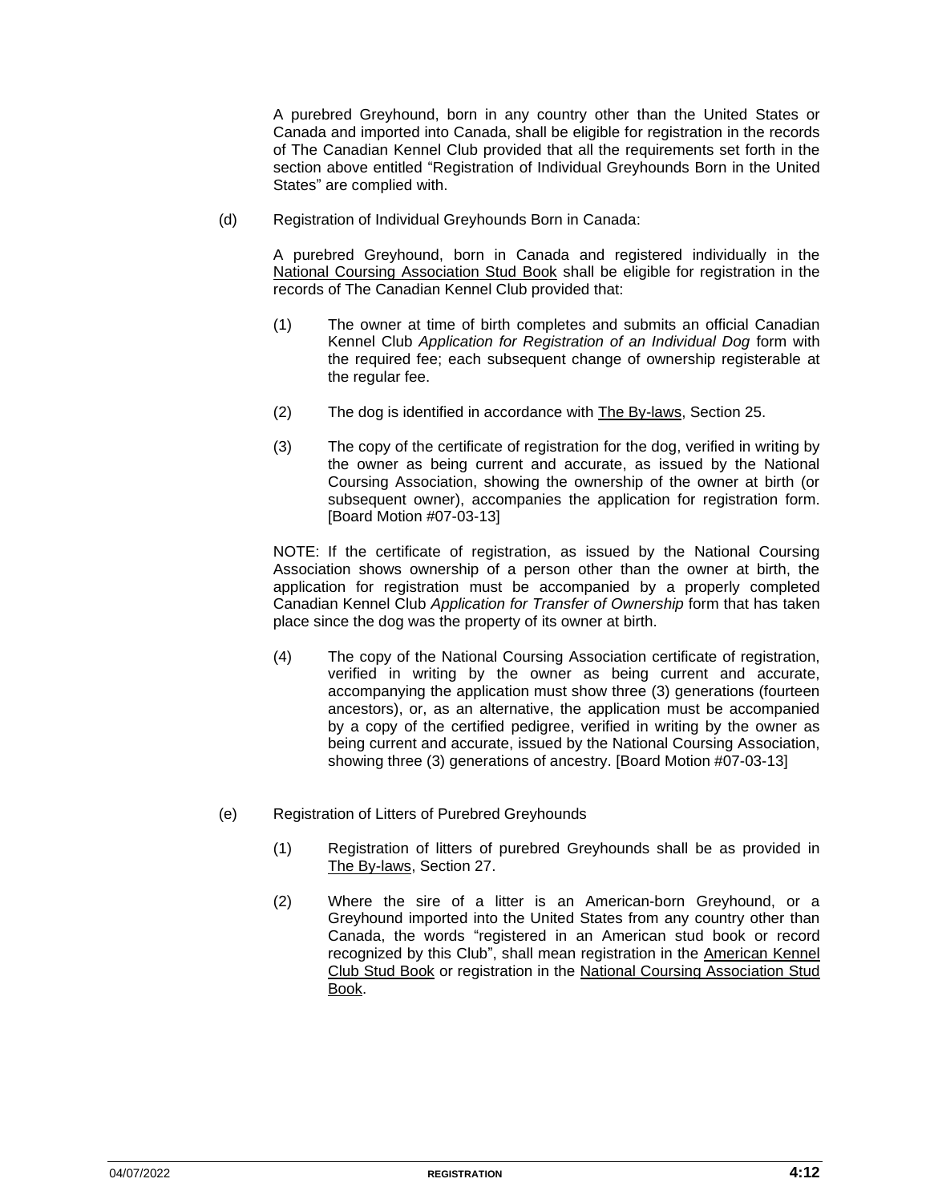A purebred Greyhound, born in any country other than the United States or Canada and imported into Canada, shall be eligible for registration in the records of The Canadian Kennel Club provided that all the requirements set forth in the section above entitled "Registration of Individual Greyhounds Born in the United States" are complied with.

(d) Registration of Individual Greyhounds Born in Canada:

A purebred Greyhound, born in Canada and registered individually in the National Coursing Association Stud Book shall be eligible for registration in the records of The Canadian Kennel Club provided that:

(1) The owner at time of birth completes and submits an official Canadian Kennel Club *Application for Registration of an Individual Dog* form with the required fee; each subsequent change of ownership registerable at the regular fee.

(2) The dog is identified in accordance with The By-laws, Section 25.

(3) The copy of the certificate of registration for the dog, verified in writing by the owner as being current and accurate, as issued by the National Coursing Association, showing the ownership of the owner at birth (or subsequent owner), accompanies the application for registration form. [Board Motion #07-03-13]

NOTE: If the certificate of registration, as issued by the National Coursing Association shows ownership of a person other than the owner at birth, the application for registration must be accompanied by a properly completed Canadian Kennel Club *Application for Transfer of Ownership* form that has taken place since the dog was the property of its owner at birth.

(4) The copy of the National Coursing Association certificate of registration, verified in writing by the owner as being current and accurate, accompanying the application must show three (3) generations (fourteen ancestors), or, as an alternative, the application must be accompanied by a copy of the certified pedigree, verified in writing by the owner as being current and accurate, issued by the National Coursing Association, showing three (3) generations of ancestry. [Board Motion #07-03-13]

(e) Registration of Litters of Purebred Greyhounds

(1) Registration of litters of purebred Greyhounds shall be as provided in The By-laws, Section 27.

(2) Where the sire of a litter is an American-born Greyhound, or a Greyhound imported into the United States from any country other than Canada, the words "registered in an American stud book or record recognized by this Club", shall mean registration in the American Kennel Club Stud Book or registration in the National Coursing Association Stud Book.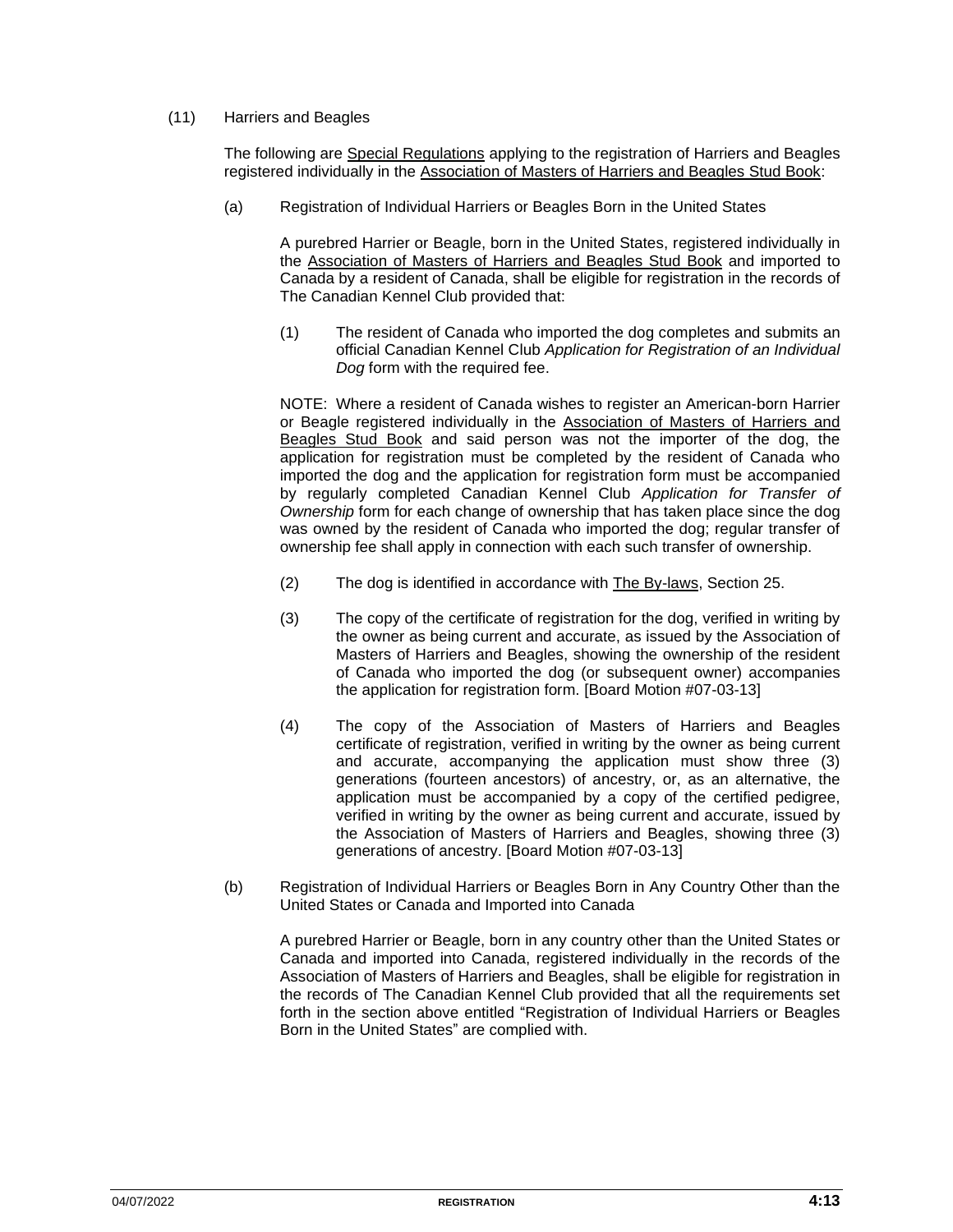(11) Harriers and Beagles

The following are <u>Special Regulations</u> applying to the registration of Harriers and Beagles registered individually in the <u>Association of Masters of Harriers and Beagles Stud Book</u>:

(a) Registration of Individual Harriers or Beagles Born in the United States

A purebred Harrier or Beagle, born in the United States, registered individually in the <u>Association of Masters of Harriers and Beagles Stud Book</u> and imported to Canada by a resident of Canada, shall be eligible for registration in the records of The Canadian Kennel Club provided that:

(1) The resident of Canada who imported the dog completes and submits an official Canadian Kennel Club *Application for Registration of an Individual Dog* form with the required fee.

NOTE: Where a resident of Canada wishes to register an American-born Harrier or Beagle registered individually in the <u>Association of Masters of Harriers and Beagles Stud Book</u> and said person was not the importer of the dog, the application for registration must be completed by the resident of Canada who imported the dog and the application for registration form must be accompanied by regularly completed Canadian Kennel Club *Application for Transfer of Ownership* form for each change of ownership that has taken place since the dog was owned by the resident of Canada who imported the dog; regular transfer of ownership fee shall apply in connection with each such transfer of ownership.

(2) The dog is identified in accordance with <u>The By-laws</u>, Section 25.

(3) The copy of the certificate of registration for the dog, verified in writing by the owner as being current and accurate, as issued by the Association of Masters of Harriers and Beagles, showing the ownership of the resident of Canada who imported the dog (or subsequent owner) accompanies the application for registration form. [Board Motion #07-03-13]

(4) The copy of the Association of Masters of Harriers and Beagles certificate of registration, verified in writing by the owner as being current and accurate, accompanying the application must show three (3) generations (fourteen ancestors) of ancestry, or, as an alternative, the application must be accompanied by a copy of the certified pedigree, verified in writing by the owner as being current and accurate, issued by the Association of Masters of Harriers and Beagles, showing three (3) generations of ancestry. [Board Motion #07-03-13]

(b) Registration of Individual Harriers or Beagles Born in Any Country Other than the United States or Canada and Imported into Canada

A purebred Harrier or Beagle, born in any country other than the United States or Canada and imported into Canada, registered individually in the records of the Association of Masters of Harriers and Beagles, shall be eligible for registration in the records of The Canadian Kennel Club provided that all the requirements set forth in the section above entitled "Registration of Individual Harriers or Beagles Born in the United States" are complied with.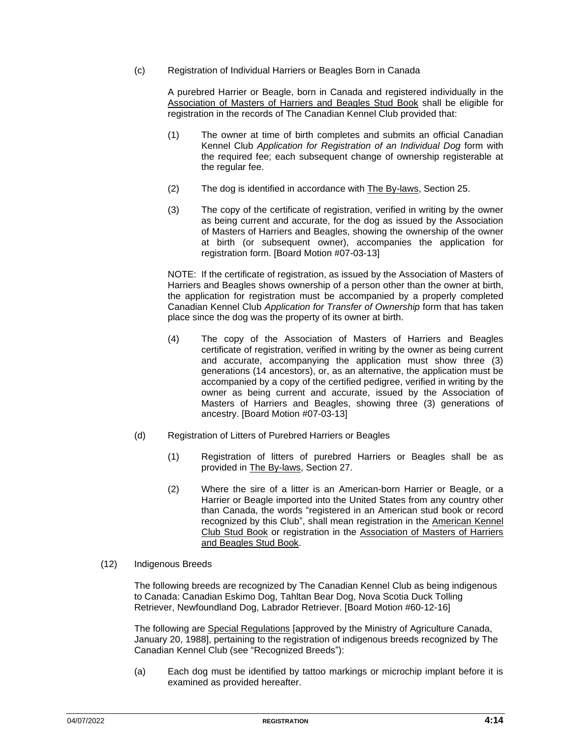(c) Registration of Individual Harriers or Beagles Born in Canada

A purebred Harrier or Beagle, born in Canada and registered individually in the Association of Masters of Harriers and Beagles Stud Book shall be eligible for registration in the records of The Canadian Kennel Club provided that:

(1) The owner at time of birth completes and submits an official Canadian Kennel Club *Application for Registration of an Individual Dog* form with the required fee; each subsequent change of ownership registerable at the regular fee.

(2) The dog is identified in accordance with The By-laws, Section 25.

(3) The copy of the certificate of registration, verified in writing by the owner as being current and accurate, for the dog as issued by the Association of Masters of Harriers and Beagles, showing the ownership of the owner at birth (or subsequent owner), accompanies the application for registration form. [Board Motion #07-03-13]

NOTE: If the certificate of registration, as issued by the Association of Masters of Harriers and Beagles shows ownership of a person other than the owner at birth, the application for registration must be accompanied by a properly completed Canadian Kennel Club *Application for Transfer of Ownership* form that has taken place since the dog was the property of its owner at birth.

(4) The copy of the Association of Masters of Harriers and Beagles certificate of registration, verified in writing by the owner as being current and accurate, accompanying the application must show three (3) generations (14 ancestors), or, as an alternative, the application must be accompanied by a copy of the certified pedigree, verified in writing by the owner as being current and accurate, issued by the Association of Masters of Harriers and Beagles, showing three (3) generations of ancestry. [Board Motion #07-03-13]

(d) Registration of Litters of Purebred Harriers or Beagles

(1) Registration of litters of purebred Harriers or Beagles shall be as provided in The By-laws, Section 27.

(2) Where the sire of a litter is an American-born Harrier or Beagle, or a Harrier or Beagle imported into the United States from any country other than Canada, the words "registered in an American stud book or record recognized by this Club", shall mean registration in the American Kennel Club Stud Book or registration in the Association of Masters of Harriers and Beagles Stud Book.

(12) Indigenous Breeds

The following breeds are recognized by The Canadian Kennel Club as being indigenous to Canada: Canadian Eskimo Dog, Tahltan Bear Dog, Nova Scotia Duck Tolling Retriever, Newfoundland Dog, Labrador Retriever. [Board Motion #60-12-16]

The following are Special Regulations [approved by the Ministry of Agriculture Canada, January 20, 1988], pertaining to the registration of indigenous breeds recognized by The Canadian Kennel Club (see "Recognized Breeds"):

(a) Each dog must be identified by tattoo markings or microchip implant before it is examined as provided hereafter.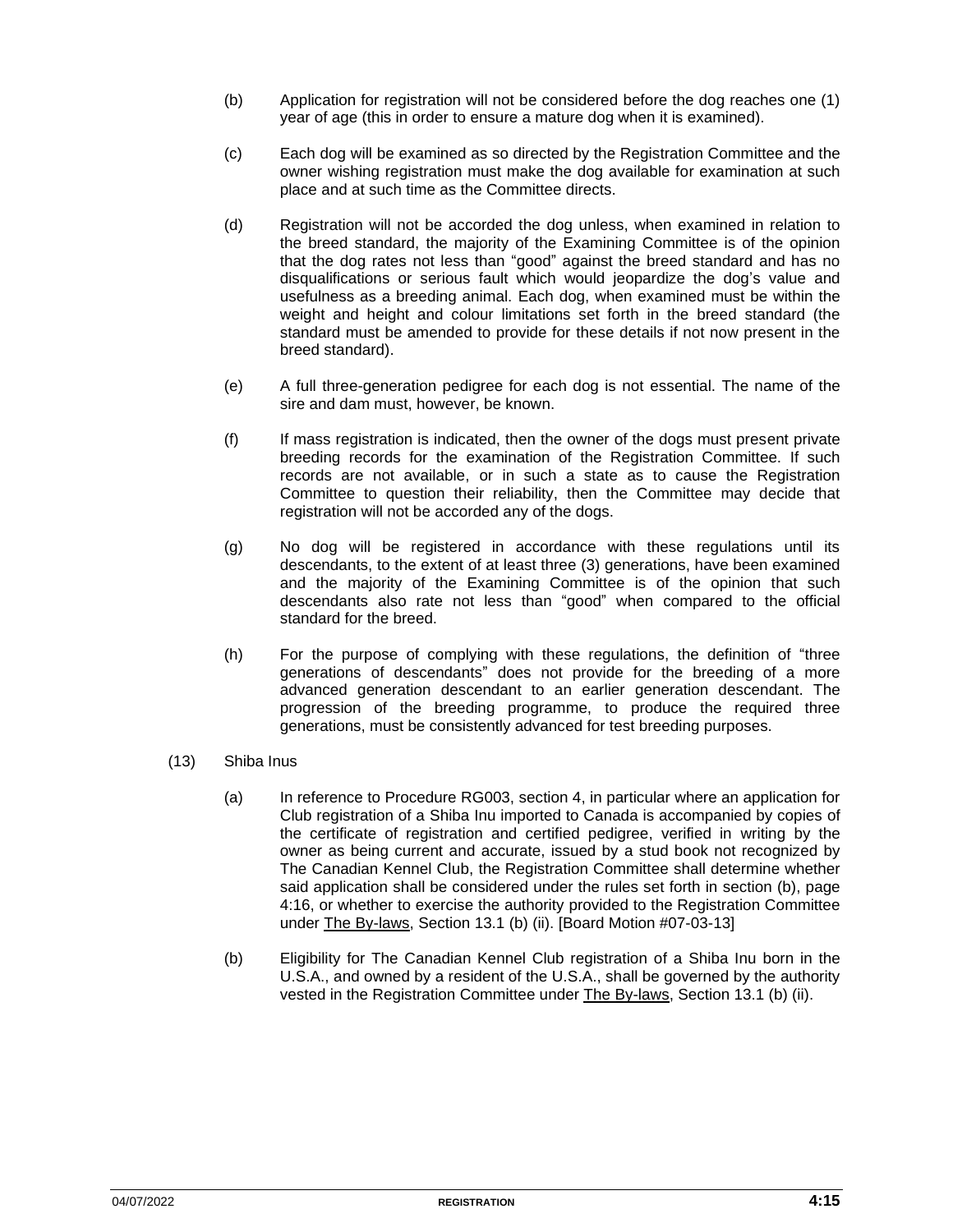(b) Application for registration will not be considered before the dog reaches one (1) year of age (this in order to ensure a mature dog when it is examined).

(c) Each dog will be examined as so directed by the Registration Committee and the owner wishing registration must make the dog available for examination at such place and at such time as the Committee directs.

(d) Registration will not be accorded the dog unless, when examined in relation to the breed standard, the majority of the Examining Committee is of the opinion that the dog rates not less than "good" against the breed standard and has no disqualifications or serious fault which would jeopardize the dog's value and usefulness as a breeding animal. Each dog, when examined must be within the weight and height and colour limitations set forth in the breed standard (the standard must be amended to provide for these details if not now present in the breed standard).

(e) A full three-generation pedigree for each dog is not essential. The name of the sire and dam must, however, be known.

(f) If mass registration is indicated, then the owner of the dogs must present private breeding records for the examination of the Registration Committee. If such records are not available, or in such a state as to cause the Registration Committee to question their reliability, then the Committee may decide that registration will not be accorded any of the dogs.

(g) No dog will be registered in accordance with these regulations until its descendants, to the extent of at least three (3) generations, have been examined and the majority of the Examining Committee is of the opinion that such descendants also rate not less than "good" when compared to the official standard for the breed.

(h) For the purpose of complying with these regulations, the definition of "three generations of descendants" does not provide for the breeding of a more advanced generation descendant to an earlier generation descendant. The progression of the breeding programme, to produce the required three generations, must be consistently advanced for test breeding purposes.

(13) Shiba Inus

(a) In reference to Procedure RG003, section 4, in particular where an application for Club registration of a Shiba Inu imported to Canada is accompanied by copies of the certificate of registration and certified pedigree, verified in writing by the owner as being current and accurate, issued by a stud book not recognized by The Canadian Kennel Club, the Registration Committee shall determine whether said application shall be considered under the rules set forth in section (b), page 4:16, or whether to exercise the authority provided to the Registration Committee under The By-laws, Section 13.1 (b) (ii). [Board Motion #07-03-13]

(b) Eligibility for The Canadian Kennel Club registration of a Shiba Inu born in the U.S.A., and owned by a resident of the U.S.A., shall be governed by the authority vested in the Registration Committee under The By-laws, Section 13.1 (b) (ii).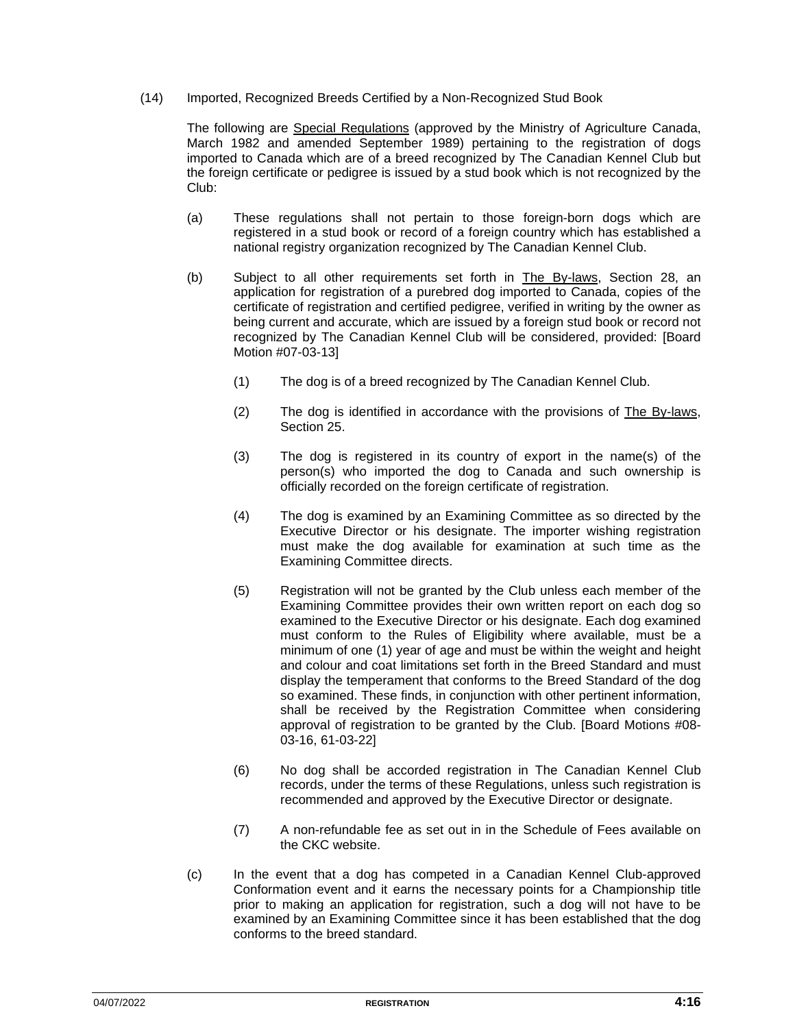(14) Imported, Recognized Breeds Certified by a Non-Recognized Stud Book

The following are Special Regulations (approved by the Ministry of Agriculture Canada, March 1982 and amended September 1989) pertaining to the registration of dogs imported to Canada which are of a breed recognized by The Canadian Kennel Club but the foreign certificate or pedigree is issued by a stud book which is not recognized by the Club:

(a) These regulations shall not pertain to those foreign-born dogs which are registered in a stud book or record of a foreign country which has established a national registry organization recognized by The Canadian Kennel Club.

(b) Subject to all other requirements set forth in The By-laws, Section 28, an application for registration of a purebred dog imported to Canada, copies of the certificate of registration and certified pedigree, verified in writing by the owner as being current and accurate, which are issued by a foreign stud book or record not recognized by The Canadian Kennel Club will be considered, provided: [Board Motion #07-03-13]

(1) The dog is of a breed recognized by The Canadian Kennel Club.

(2) The dog is identified in accordance with the provisions of The By-laws, Section 25.

(3) The dog is registered in its country of export in the name(s) of the person(s) who imported the dog to Canada and such ownership is officially recorded on the foreign certificate of registration.

(4) The dog is examined by an Examining Committee as so directed by the Executive Director or his designate. The importer wishing registration must make the dog available for examination at such time as the Examining Committee directs.

(5) Registration will not be granted by the Club unless each member of the Examining Committee provides their own written report on each dog so examined to the Executive Director or his designate. Each dog examined must conform to the Rules of Eligibility where available, must be a minimum of one (1) year of age and must be within the weight and height and colour and coat limitations set forth in the Breed Standard and must display the temperament that conforms to the Breed Standard of the dog so examined. These finds, in conjunction with other pertinent information, shall be received by the Registration Committee when considering approval of registration to be granted by the Club. [Board Motions #08-03-16, 61-03-22]

(6) No dog shall be accorded registration in The Canadian Kennel Club records, under the terms of these Regulations, unless such registration is recommended and approved by the Executive Director or designate.

(7) A non-refundable fee as set out in in the Schedule of Fees available on the CKC website.

(c) In the event that a dog has competed in a Canadian Kennel Club-approved Conformation event and it earns the necessary points for a Championship title prior to making an application for registration, such a dog will not have to be examined by an Examining Committee since it has been established that the dog conforms to the breed standard.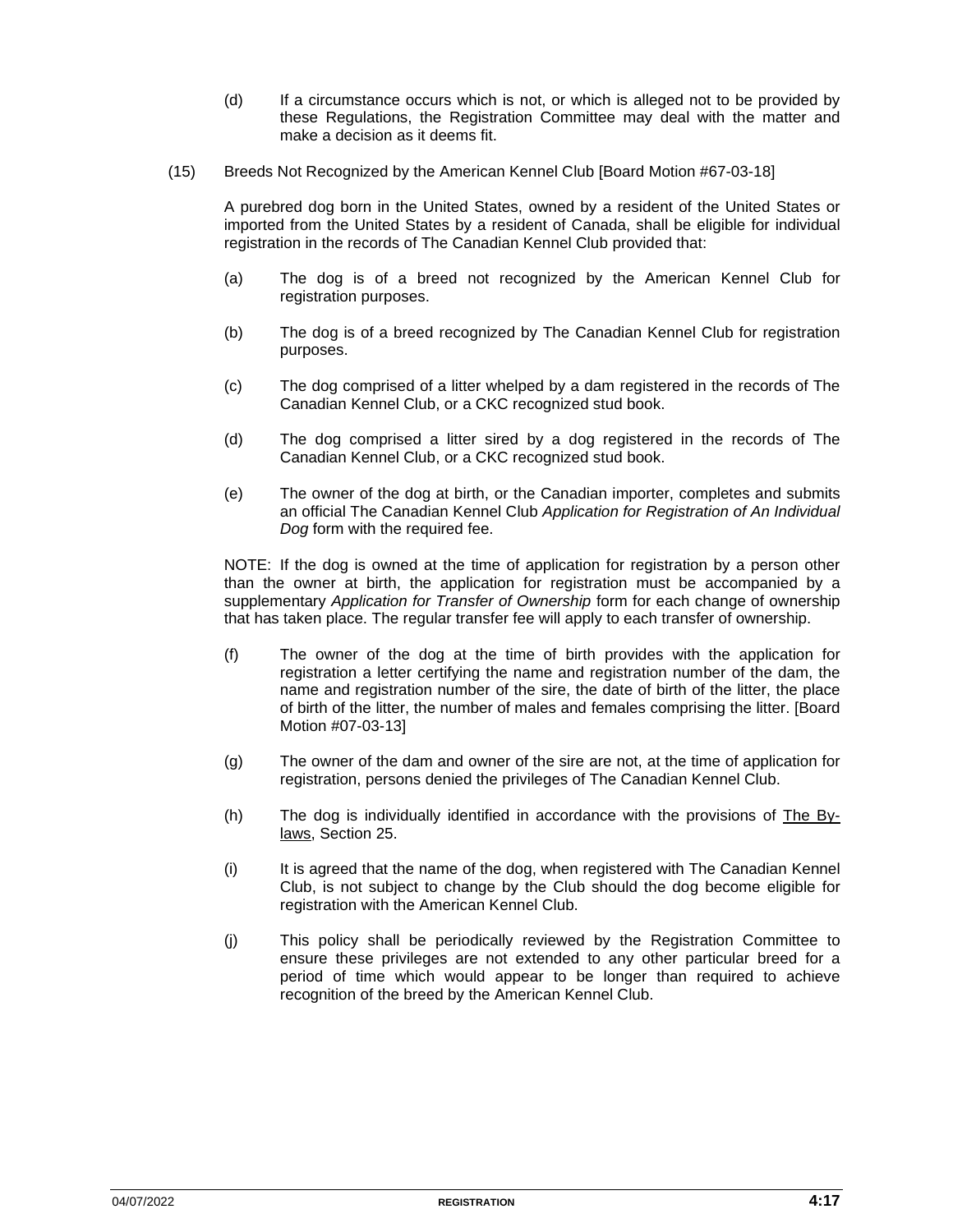(d) If a circumstance occurs which is not, or which is alleged not to be provided by these Regulations, the Registration Committee may deal with the matter and make a decision as it deems fit.

(15) Breeds Not Recognized by the American Kennel Club [Board Motion #67-03-18]

A purebred dog born in the United States, owned by a resident of the United States or imported from the United States by a resident of Canada, shall be eligible for individual registration in the records of The Canadian Kennel Club provided that:

(a) The dog is of a breed not recognized by the American Kennel Club for registration purposes.

(b) The dog is of a breed recognized by The Canadian Kennel Club for registration purposes.

(c) The dog comprised of a litter whelped by a dam registered in the records of The Canadian Kennel Club, or a CKC recognized stud book.

(d) The dog comprised a litter sired by a dog registered in the records of The Canadian Kennel Club, or a CKC recognized stud book.

(e) The owner of the dog at birth, or the Canadian importer, completes and submits an official The Canadian Kennel Club *Application for Registration of An Individual Dog* form with the required fee.

NOTE: If the dog is owned at the time of application for registration by a person other than the owner at birth, the application for registration must be accompanied by a supplementary *Application for Transfer of Ownership* form for each change of ownership that has taken place. The regular transfer fee will apply to each transfer of ownership.

(f) The owner of the dog at the time of birth provides with the application for registration a letter certifying the name and registration number of the dam, the name and registration number of the sire, the date of birth of the litter, the place of birth of the litter, the number of males and females comprising the litter. [Board Motion #07-03-13]

(g) The owner of the dam and owner of the sire are not, at the time of application for registration, persons denied the privileges of The Canadian Kennel Club.

(h) The dog is individually identified in accordance with the provisions of The By-laws, Section 25.

(i) It is agreed that the name of the dog, when registered with The Canadian Kennel Club, is not subject to change by the Club should the dog become eligible for registration with the American Kennel Club.

(j) This policy shall be periodically reviewed by the Registration Committee to ensure these privileges are not extended to any other particular breed for a period of time which would appear to be longer than required to achieve recognition of the breed by the American Kennel Club.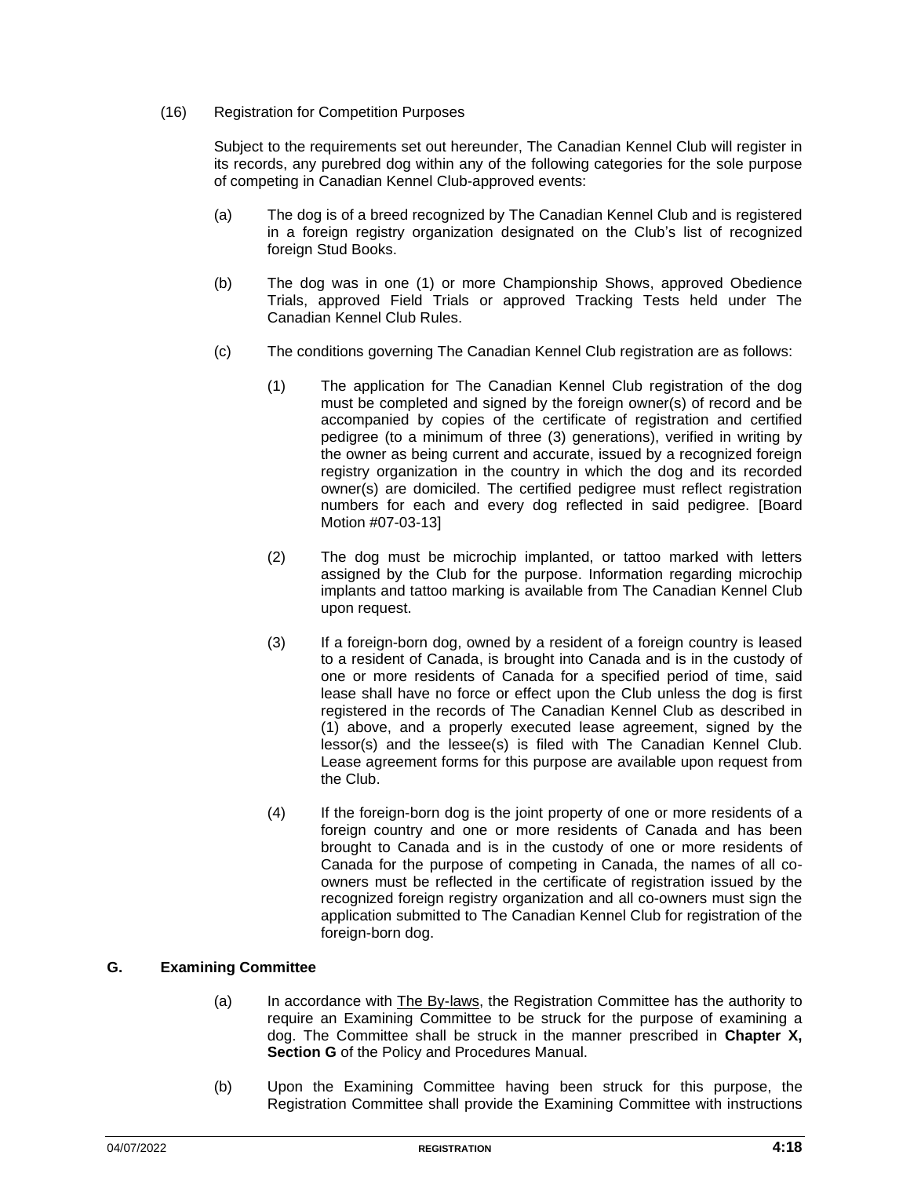(16) Registration for Competition Purposes

Subject to the requirements set out hereunder, The Canadian Kennel Club will register in its records, any purebred dog within any of the following categories for the sole purpose of competing in Canadian Kennel Club-approved events:

(a) The dog is of a breed recognized by The Canadian Kennel Club and is registered in a foreign registry organization designated on the Club's list of recognized foreign Stud Books.

(b) The dog was in one (1) or more Championship Shows, approved Obedience Trials, approved Field Trials or approved Tracking Tests held under The Canadian Kennel Club Rules.

(c) The conditions governing The Canadian Kennel Club registration are as follows:

(1) The application for The Canadian Kennel Club registration of the dog must be completed and signed by the foreign owner(s) of record and be accompanied by copies of the certificate of registration and certified pedigree (to a minimum of three (3) generations), verified in writing by the owner as being current and accurate, issued by a recognized foreign registry organization in the country in which the dog and its recorded owner(s) are domiciled. The certified pedigree must reflect registration numbers for each and every dog reflected in said pedigree. [Board Motion #07-03-13]

(2) The dog must be microchip implanted, or tattoo marked with letters assigned by the Club for the purpose. Information regarding microchip implants and tattoo marking is available from The Canadian Kennel Club upon request.

(3) If a foreign-born dog, owned by a resident of a foreign country is leased to a resident of Canada, is brought into Canada and is in the custody of one or more residents of Canada for a specified period of time, said lease shall have no force or effect upon the Club unless the dog is first registered in the records of The Canadian Kennel Club as described in (1) above, and a properly executed lease agreement, signed by the lessor(s) and the lessee(s) is filed with The Canadian Kennel Club. Lease agreement forms for this purpose are available upon request from the Club.

(4) If the foreign-born dog is the joint property of one or more residents of a foreign country and one or more residents of Canada and has been brought to Canada and is in the custody of one or more residents of Canada for the purpose of competing in Canada, the names of all co-owners must be reflected in the certificate of registration issued by the recognized foreign registry organization and all co-owners must sign the application submitted to The Canadian Kennel Club for registration of the foreign-born dog.

## G. Examining Committee

(a) In accordance with The By-laws, the Registration Committee has the authority to require an Examining Committee to be struck for the purpose of examining a dog. The Committee shall be struck in the manner prescribed in **Chapter X, Section G** of the Policy and Procedures Manual.

(b) Upon the Examining Committee having been struck for this purpose, the Registration Committee shall provide the Examining Committee with instructions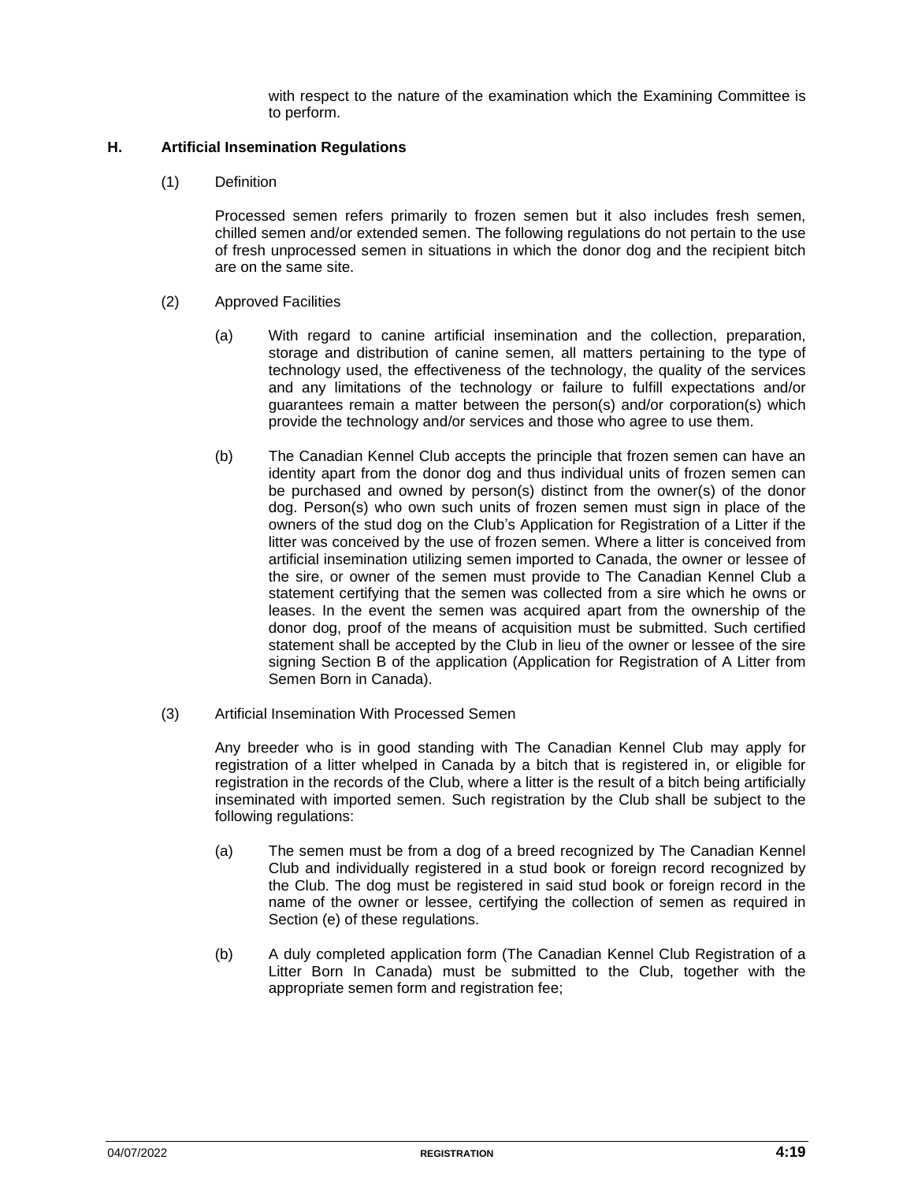with respect to the nature of the examination which the Examining Committee is to perform.

## H. Artificial Insemination Regulations

(1) Definition

Processed semen refers primarily to frozen semen but it also includes fresh semen, chilled semen and/or extended semen. The following regulations do not pertain to the use of fresh unprocessed semen in situations in which the donor dog and the recipient bitch are on the same site.

(2) Approved Facilities

(a) With regard to canine artificial insemination and the collection, preparation, storage and distribution of canine semen, all matters pertaining to the type of technology used, the effectiveness of the technology, the quality of the services and any limitations of the technology or failure to fulfill expectations and/or guarantees remain a matter between the person(s) and/or corporation(s) which provide the technology and/or services and those who agree to use them.

(b) The Canadian Kennel Club accepts the principle that frozen semen can have an identity apart from the donor dog and thus individual units of frozen semen can be purchased and owned by person(s) distinct from the owner(s) of the donor dog. Person(s) who own such units of frozen semen must sign in place of the owners of the stud dog on the Club's Application for Registration of a Litter if the litter was conceived by the use of frozen semen. Where a litter is conceived from artificial insemination utilizing semen imported to Canada, the owner or lessee of the sire, or owner of the semen must provide to The Canadian Kennel Club a statement certifying that the semen was collected from a sire which he owns or leases. In the event the semen was acquired apart from the ownership of the donor dog, proof of the means of acquisition must be submitted. Such certified statement shall be accepted by the Club in lieu of the owner or lessee of the sire signing Section B of the application (Application for Registration of A Litter from Semen Born in Canada).

(3) Artificial Insemination With Processed Semen

Any breeder who is in good standing with The Canadian Kennel Club may apply for registration of a litter whelped in Canada by a bitch that is registered in, or eligible for registration in the records of the Club, where a litter is the result of a bitch being artificially inseminated with imported semen. Such registration by the Club shall be subject to the following regulations:

(a) The semen must be from a dog of a breed recognized by The Canadian Kennel Club and individually registered in a stud book or foreign record recognized by the Club. The dog must be registered in said stud book or foreign record in the name of the owner or lessee, certifying the collection of semen as required in Section (e) of these regulations.

(b) A duly completed application form (The Canadian Kennel Club Registration of a Litter Born In Canada) must be submitted to the Club, together with the appropriate semen form and registration fee;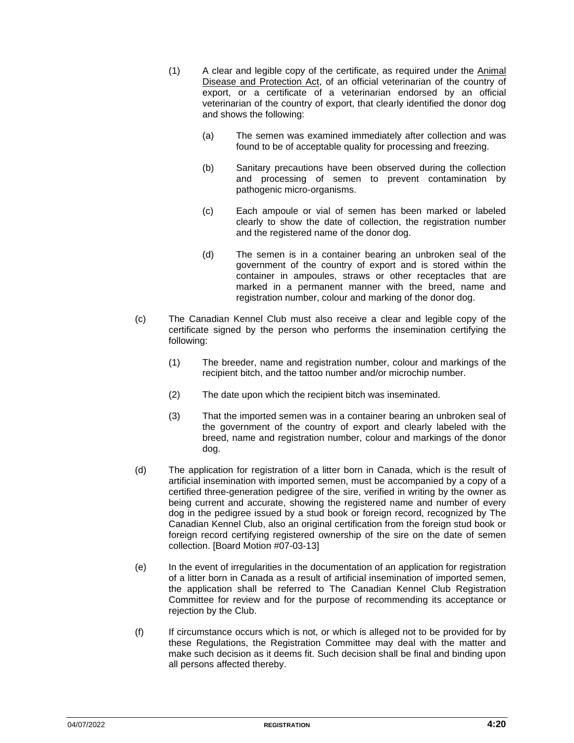(1) A clear and legible copy of the certificate, as required under the Animal Disease and Protection Act, of an official veterinarian of the country of export, or a certificate of a veterinarian endorsed by an official veterinarian of the country of export, that clearly identified the donor dog and shows the following:

   (a) The semen was examined immediately after collection and was found to be of acceptable quality for processing and freezing.

   (b) Sanitary precautions have been observed during the collection and processing of semen to prevent contamination by pathogenic micro-organisms.

   (c) Each ampoule or vial of semen has been marked or labeled clearly to show the date of collection, the registration number and the registered name of the donor dog.

   (d) The semen is in a container bearing an unbroken seal of the government of the country of export and is stored within the container in ampoules, straws or other receptacles that are marked in a permanent manner with the breed, name and registration number, colour and marking of the donor dog.

(c) The Canadian Kennel Club must also receive a clear and legible copy of the certificate signed by the person who performs the insemination certifying the following:

   (1) The breeder, name and registration number, colour and markings of the recipient bitch, and the tattoo number and/or microchip number.

   (2) The date upon which the recipient bitch was inseminated.

   (3) That the imported semen was in a container bearing an unbroken seal of the government of the country of export and clearly labeled with the breed, name and registration number, colour and markings of the donor dog.

(d) The application for registration of a litter born in Canada, which is the result of artificial insemination with imported semen, must be accompanied by a copy of a certified three-generation pedigree of the sire, verified in writing by the owner as being current and accurate, showing the registered name and number of every dog in the pedigree issued by a stud book or foreign record, recognized by The Canadian Kennel Club, also an original certification from the foreign stud book or foreign record certifying registered ownership of the sire on the date of semen collection. [Board Motion #07-03-13]

(e) In the event of irregularities in the documentation of an application for registration of a litter born in Canada as a result of artificial insemination of imported semen, the application shall be referred to The Canadian Kennel Club Registration Committee for review and for the purpose of recommending its acceptance or rejection by the Club.

(f) If circumstance occurs which is not, or which is alleged not to be provided for by these Regulations, the Registration Committee may deal with the matter and make such decision as it deems fit. Such decision shall be final and binding upon all persons affected thereby.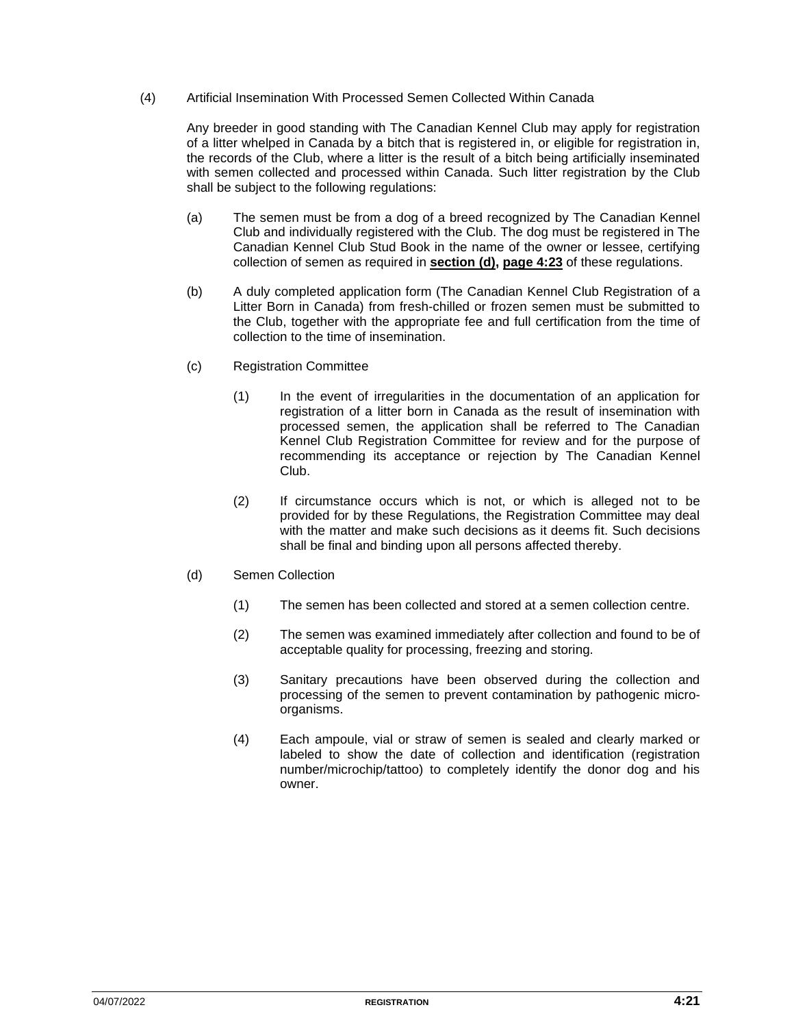(4) Artificial Insemination With Processed Semen Collected Within Canada

Any breeder in good standing with The Canadian Kennel Club may apply for registration of a litter whelped in Canada by a bitch that is registered in, or eligible for registration in, the records of the Club, where a litter is the result of a bitch being artificially inseminated with semen collected and processed within Canada. Such litter registration by the Club shall be subject to the following regulations:

(a) The semen must be from a dog of a breed recognized by The Canadian Kennel Club and individually registered with the Club. The dog must be registered in The Canadian Kennel Club Stud Book in the name of the owner or lessee, certifying collection of semen as required in **section (d), page 4:23** of these regulations.

(b) A duly completed application form (The Canadian Kennel Club Registration of a Litter Born in Canada) from fresh-chilled or frozen semen must be submitted to the Club, together with the appropriate fee and full certification from the time of collection to the time of insemination.

(c) Registration Committee

(1) In the event of irregularities in the documentation of an application for registration of a litter born in Canada as the result of insemination with processed semen, the application shall be referred to The Canadian Kennel Club Registration Committee for review and for the purpose of recommending its acceptance or rejection by The Canadian Kennel Club.

(2) If circumstance occurs which is not, or which is alleged not to be provided for by these Regulations, the Registration Committee may deal with the matter and make such decisions as it deems fit. Such decisions shall be final and binding upon all persons affected thereby.

(d) Semen Collection

(1) The semen has been collected and stored at a semen collection centre.

(2) The semen was examined immediately after collection and found to be of acceptable quality for processing, freezing and storing.

(3) Sanitary precautions have been observed during the collection and processing of the semen to prevent contamination by pathogenic micro-organisms.

(4) Each ampoule, vial or straw of semen is sealed and clearly marked or labeled to show the date of collection and identification (registration number/microchip/tattoo) to completely identify the donor dog and his owner.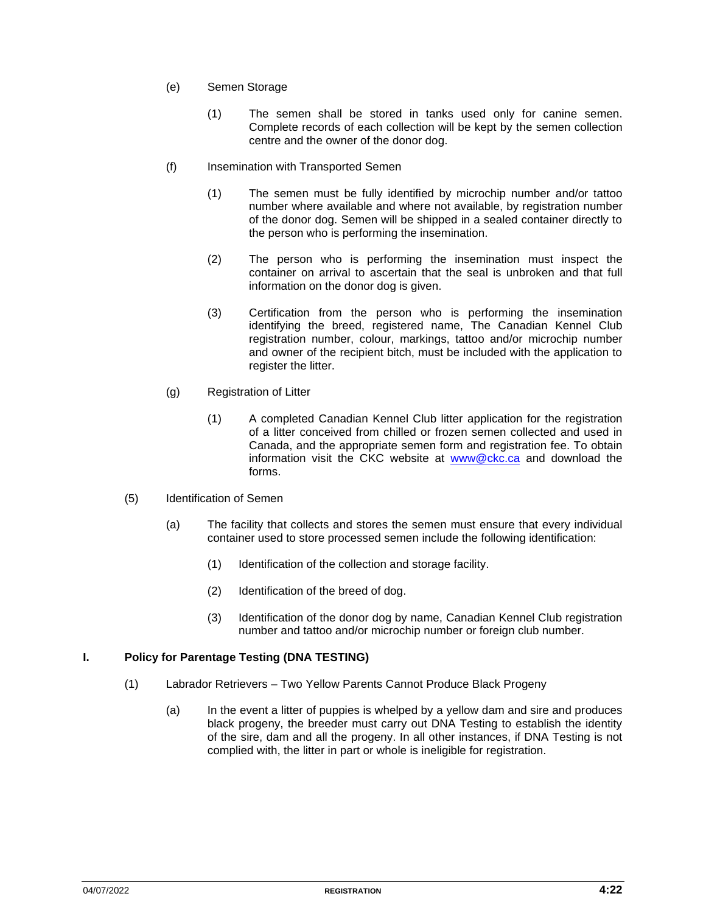(e) Semen Storage

(1) The semen shall be stored in tanks used only for canine semen. Complete records of each collection will be kept by the semen collection centre and the owner of the donor dog.

(f) Insemination with Transported Semen

(1) The semen must be fully identified by microchip number and/or tattoo number where available and where not available, by registration number of the donor dog. Semen will be shipped in a sealed container directly to the person who is performing the insemination.

(2) The person who is performing the insemination must inspect the container on arrival to ascertain that the seal is unbroken and that full information on the donor dog is given.

(3) Certification from the person who is performing the insemination identifying the breed, registered name, The Canadian Kennel Club registration number, colour, markings, tattoo and/or microchip number and owner of the recipient bitch, must be included with the application to register the litter.

(g) Registration of Litter

(1) A completed Canadian Kennel Club litter application for the registration of a litter conceived from chilled or frozen semen collected and used in Canada, and the appropriate semen form and registration fee. To obtain information visit the CKC website at www@ckc.ca and download the forms.

(5) Identification of Semen

(a) The facility that collects and stores the semen must ensure that every individual container used to store processed semen include the following identification:

(1) Identification of the collection and storage facility.

(2) Identification of the breed of dog.

(3) Identification of the donor dog by name, Canadian Kennel Club registration number and tattoo and/or microchip number or foreign club number.

## I. Policy for Parentage Testing (DNA TESTING)

(1) Labrador Retrievers – Two Yellow Parents Cannot Produce Black Progeny

(a) In the event a litter of puppies is whelped by a yellow dam and sire and produces black progeny, the breeder must carry out DNA Testing to establish the identity of the sire, dam and all the progeny. In all other instances, if DNA Testing is not complied with, the litter in part or whole is ineligible for registration.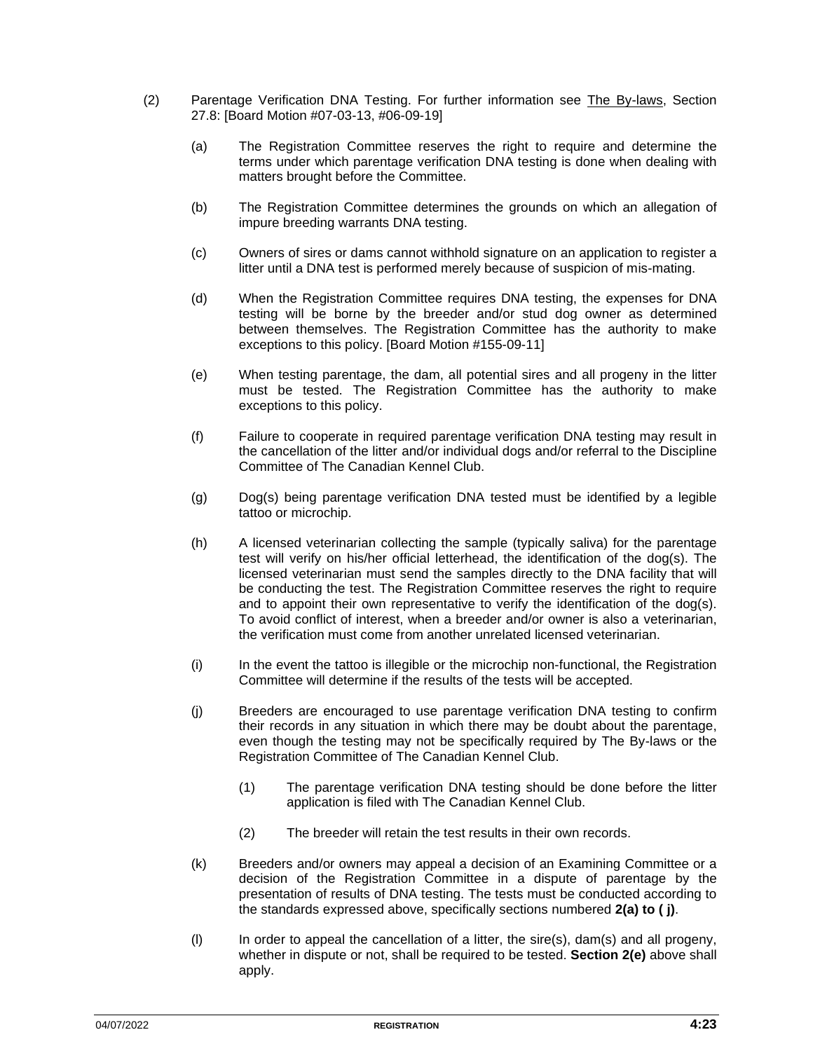(2) Parentage Verification DNA Testing. For further information see The By-laws, Section 27.8: [Board Motion #07-03-13, #06-09-19]

(a) The Registration Committee reserves the right to require and determine the terms under which parentage verification DNA testing is done when dealing with matters brought before the Committee.

(b) The Registration Committee determines the grounds on which an allegation of impure breeding warrants DNA testing.

(c) Owners of sires or dams cannot withhold signature on an application to register a litter until a DNA test is performed merely because of suspicion of mis-mating.

(d) When the Registration Committee requires DNA testing, the expenses for DNA testing will be borne by the breeder and/or stud dog owner as determined between themselves. The Registration Committee has the authority to make exceptions to this policy. [Board Motion #155-09-11]

(e) When testing parentage, the dam, all potential sires and all progeny in the litter must be tested. The Registration Committee has the authority to make exceptions to this policy.

(f) Failure to cooperate in required parentage verification DNA testing may result in the cancellation of the litter and/or individual dogs and/or referral to the Discipline Committee of The Canadian Kennel Club.

(g) Dog(s) being parentage verification DNA tested must be identified by a legible tattoo or microchip.

(h) A licensed veterinarian collecting the sample (typically saliva) for the parentage test will verify on his/her official letterhead, the identification of the dog(s). The licensed veterinarian must send the samples directly to the DNA facility that will be conducting the test. The Registration Committee reserves the right to require and to appoint their own representative to verify the identification of the dog(s). To avoid conflict of interest, when a breeder and/or owner is also a veterinarian, the verification must come from another unrelated licensed veterinarian.

(i) In the event the tattoo is illegible or the microchip non-functional, the Registration Committee will determine if the results of the tests will be accepted.

(j) Breeders are encouraged to use parentage verification DNA testing to confirm their records in any situation in which there may be doubt about the parentage, even though the testing may not be specifically required by The By-laws or the Registration Committee of The Canadian Kennel Club.

(1) The parentage verification DNA testing should be done before the litter application is filed with The Canadian Kennel Club.

(2) The breeder will retain the test results in their own records.

(k) Breeders and/or owners may appeal a decision of an Examining Committee or a decision of the Registration Committee in a dispute of parentage by the presentation of results of DNA testing. The tests must be conducted according to the standards expressed above, specifically sections numbered **2(a) to ( j)**.

(l) In order to appeal the cancellation of a litter, the sire(s), dam(s) and all progeny, whether in dispute or not, shall be required to be tested. **Section 2(e)** above shall apply.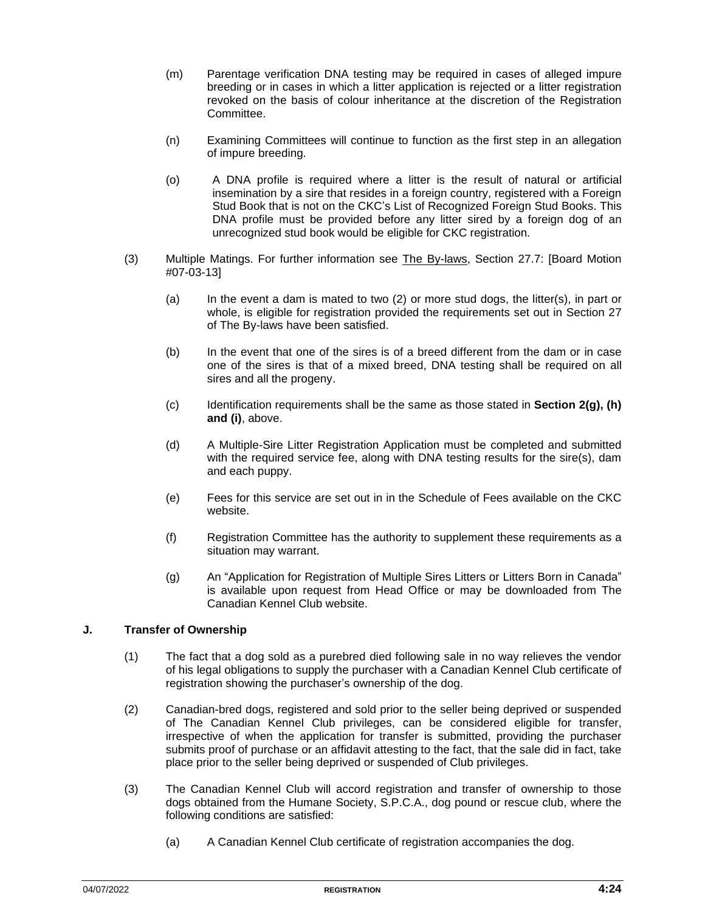(m) Parentage verification DNA testing may be required in cases of alleged impure breeding or in cases in which a litter application is rejected or a litter registration revoked on the basis of colour inheritance at the discretion of the Registration Committee.

(n) Examining Committees will continue to function as the first step in an allegation of impure breeding.

(o) A DNA profile is required where a litter is the result of natural or artificial insemination by a sire that resides in a foreign country, registered with a Foreign Stud Book that is not on the CKC's List of Recognized Foreign Stud Books. This DNA profile must be provided before any litter sired by a foreign dog of an unrecognized stud book would be eligible for CKC registration.

(3) Multiple Matings. For further information see The By-laws, Section 27.7: [Board Motion #07-03-13]

(a) In the event a dam is mated to two (2) or more stud dogs, the litter(s), in part or whole, is eligible for registration provided the requirements set out in Section 27 of The By-laws have been satisfied.

(b) In the event that one of the sires is of a breed different from the dam or in case one of the sires is that of a mixed breed, DNA testing shall be required on all sires and all the progeny.

(c) Identification requirements shall be the same as those stated in **Section 2(g), (h) and (i)**, above.

(d) A Multiple-Sire Litter Registration Application must be completed and submitted with the required service fee, along with DNA testing results for the sire(s), dam and each puppy.

(e) Fees for this service are set out in in the Schedule of Fees available on the CKC website.

(f) Registration Committee has the authority to supplement these requirements as a situation may warrant.

(g) An "Application for Registration of Multiple Sires Litters or Litters Born in Canada" is available upon request from Head Office or may be downloaded from The Canadian Kennel Club website.

### J. Transfer of Ownership

(1) The fact that a dog sold as a purebred died following sale in no way relieves the vendor of his legal obligations to supply the purchaser with a Canadian Kennel Club certificate of registration showing the purchaser's ownership of the dog.

(2) Canadian-bred dogs, registered and sold prior to the seller being deprived or suspended of The Canadian Kennel Club privileges, can be considered eligible for transfer, irrespective of when the application for transfer is submitted, providing the purchaser submits proof of purchase or an affidavit attesting to the fact, that the sale did in fact, take place prior to the seller being deprived or suspended of Club privileges.

(3) The Canadian Kennel Club will accord registration and transfer of ownership to those dogs obtained from the Humane Society, S.P.C.A., dog pound or rescue club, where the following conditions are satisfied:

(a) A Canadian Kennel Club certificate of registration accompanies the dog.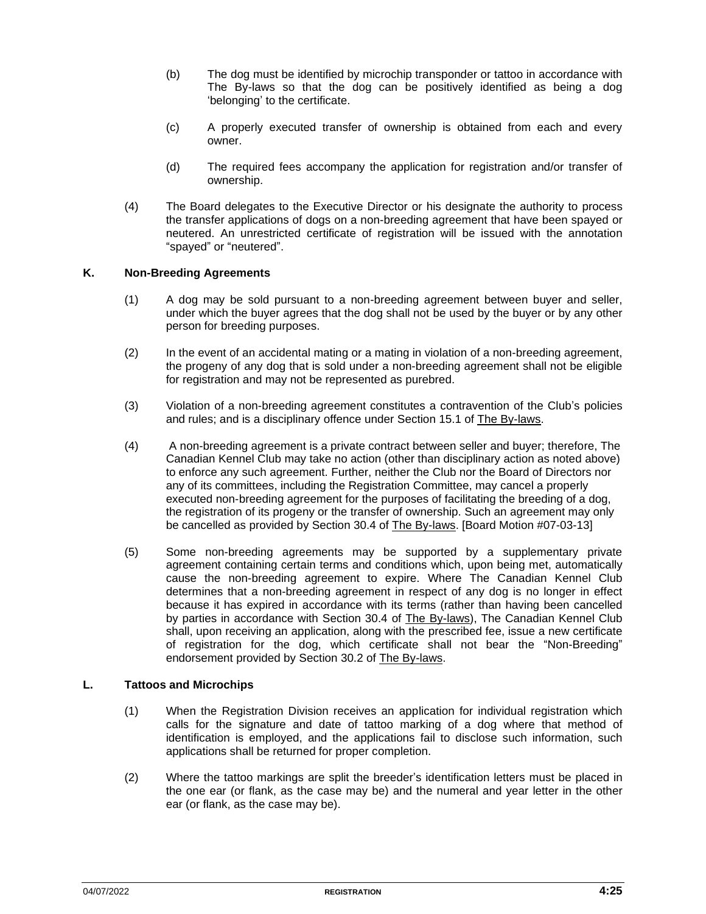(b) The dog must be identified by microchip transponder or tattoo in accordance with The By-laws so that the dog can be positively identified as being a dog 'belonging' to the certificate.

(c) A properly executed transfer of ownership is obtained from each and every owner.

(d) The required fees accompany the application for registration and/or transfer of ownership.

(4) The Board delegates to the Executive Director or his designate the authority to process the transfer applications of dogs on a non-breeding agreement that have been spayed or neutered. An unrestricted certificate of registration will be issued with the annotation "spayed" or "neutered".

## K. Non-Breeding Agreements

(1) A dog may be sold pursuant to a non-breeding agreement between buyer and seller, under which the buyer agrees that the dog shall not be used by the buyer or by any other person for breeding purposes.

(2) In the event of an accidental mating or a mating in violation of a non-breeding agreement, the progeny of any dog that is sold under a non-breeding agreement shall not be eligible for registration and may not be represented as purebred.

(3) Violation of a non-breeding agreement constitutes a contravention of the Club's policies and rules; and is a disciplinary offence under Section 15.1 of The By-laws.

(4) A non-breeding agreement is a private contract between seller and buyer; therefore, The Canadian Kennel Club may take no action (other than disciplinary action as noted above) to enforce any such agreement. Further, neither the Club nor the Board of Directors nor any of its committees, including the Registration Committee, may cancel a properly executed non-breeding agreement for the purposes of facilitating the breeding of a dog, the registration of its progeny or the transfer of ownership. Such an agreement may only be cancelled as provided by Section 30.4 of The By-laws. [Board Motion #07-03-13]

(5) Some non-breeding agreements may be supported by a supplementary private agreement containing certain terms and conditions which, upon being met, automatically cause the non-breeding agreement to expire. Where The Canadian Kennel Club determines that a non-breeding agreement in respect of any dog is no longer in effect because it has expired in accordance with its terms (rather than having been cancelled by parties in accordance with Section 30.4 of The By-laws), The Canadian Kennel Club shall, upon receiving an application, along with the prescribed fee, issue a new certificate of registration for the dog, which certificate shall not bear the "Non-Breeding" endorsement provided by Section 30.2 of The By-laws.

## L. Tattoos and Microchips

(1) When the Registration Division receives an application for individual registration which calls for the signature and date of tattoo marking of a dog where that method of identification is employed, and the applications fail to disclose such information, such applications shall be returned for proper completion.

(2) Where the tattoo markings are split the breeder's identification letters must be placed in the one ear (or flank, as the case may be) and the numeral and year letter in the other ear (or flank, as the case may be).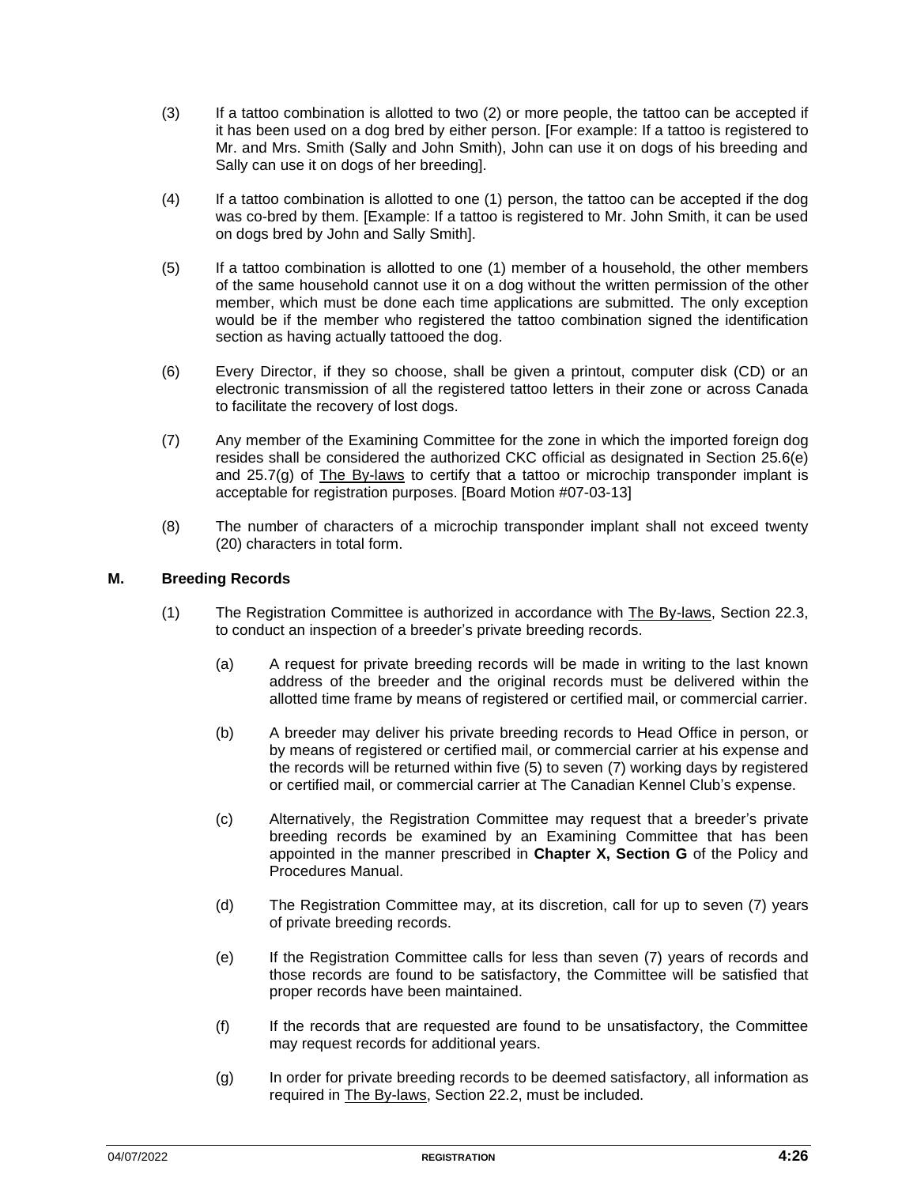(3) If a tattoo combination is allotted to two (2) or more people, the tattoo can be accepted if it has been used on a dog bred by either person. [For example: If a tattoo is registered to Mr. and Mrs. Smith (Sally and John Smith), John can use it on dogs of his breeding and Sally can use it on dogs of her breeding].

(4) If a tattoo combination is allotted to one (1) person, the tattoo can be accepted if the dog was co-bred by them. [Example: If a tattoo is registered to Mr. John Smith, it can be used on dogs bred by John and Sally Smith].

(5) If a tattoo combination is allotted to one (1) member of a household, the other members of the same household cannot use it on a dog without the written permission of the other member, which must be done each time applications are submitted. The only exception would be if the member who registered the tattoo combination signed the identification section as having actually tattooed the dog.

(6) Every Director, if they so choose, shall be given a printout, computer disk (CD) or an electronic transmission of all the registered tattoo letters in their zone or across Canada to facilitate the recovery of lost dogs.

(7) Any member of the Examining Committee for the zone in which the imported foreign dog resides shall be considered the authorized CKC official as designated in Section 25.6(e) and 25.7(g) of The By-laws to certify that a tattoo or microchip transponder implant is acceptable for registration purposes. [Board Motion #07-03-13]

(8) The number of characters of a microchip transponder implant shall not exceed twenty (20) characters in total form.

### M. Breeding Records

(1) The Registration Committee is authorized in accordance with The By-laws, Section 22.3, to conduct an inspection of a breeder's private breeding records.

(a) A request for private breeding records will be made in writing to the last known address of the breeder and the original records must be delivered within the allotted time frame by means of registered or certified mail, or commercial carrier.

(b) A breeder may deliver his private breeding records to Head Office in person, or by means of registered or certified mail, or commercial carrier at his expense and the records will be returned within five (5) to seven (7) working days by registered or certified mail, or commercial carrier at The Canadian Kennel Club's expense.

(c) Alternatively, the Registration Committee may request that a breeder's private breeding records be examined by an Examining Committee that has been appointed in the manner prescribed in **Chapter X, Section G** of the Policy and Procedures Manual.

(d) The Registration Committee may, at its discretion, call for up to seven (7) years of private breeding records.

(e) If the Registration Committee calls for less than seven (7) years of records and those records are found to be satisfactory, the Committee will be satisfied that proper records have been maintained.

(f) If the records that are requested are found to be unsatisfactory, the Committee may request records for additional years.

(g) In order for private breeding records to be deemed satisfactory, all information as required in The By-laws, Section 22.2, must be included.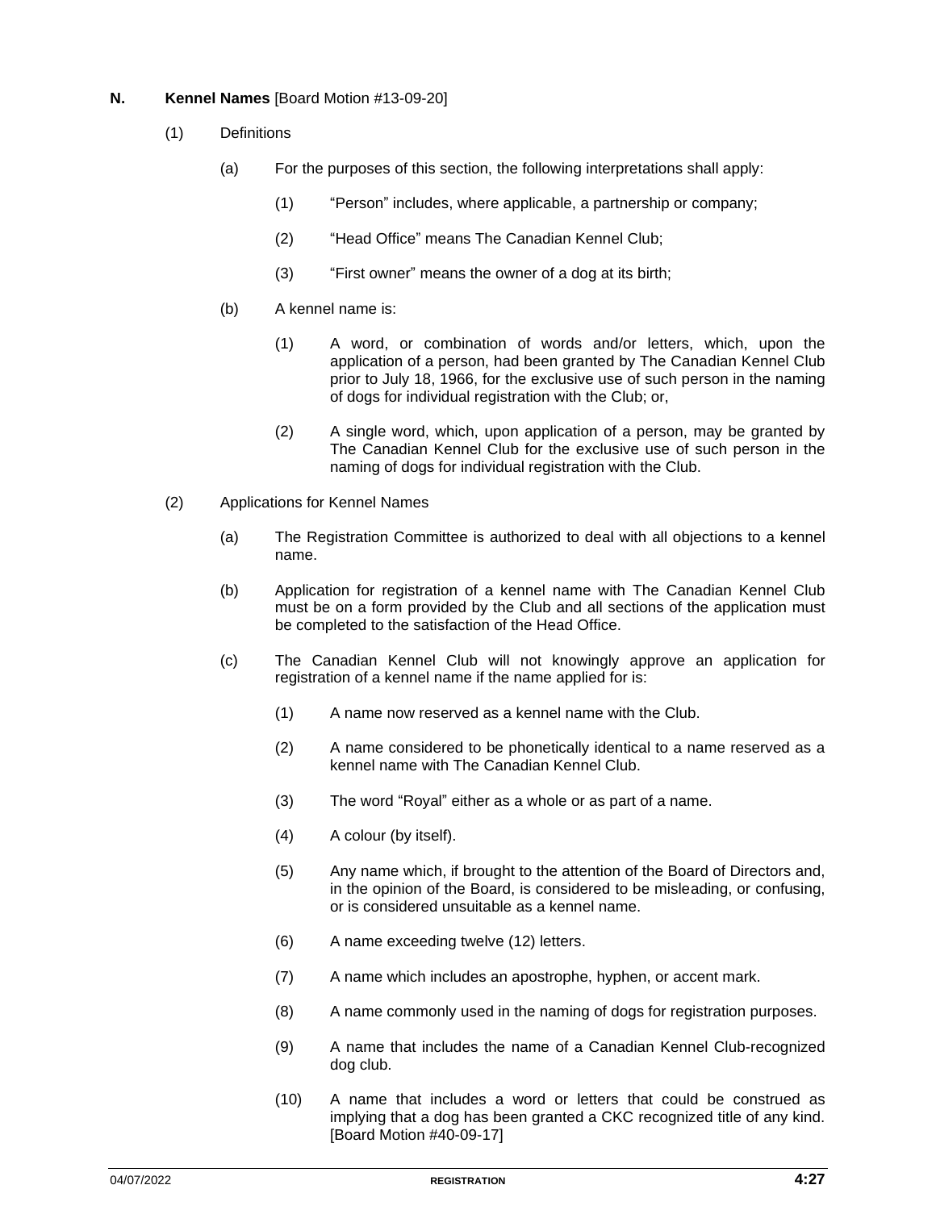## N. Kennel Names [Board Motion #13-09-20]

(1) Definitions

(a) For the purposes of this section, the following interpretations shall apply:

(1) "Person" includes, where applicable, a partnership or company;

(2) "Head Office" means The Canadian Kennel Club;

(3) "First owner" means the owner of a dog at its birth;

(b) A kennel name is:

(1) A word, or combination of words and/or letters, which, upon the application of a person, had been granted by The Canadian Kennel Club prior to July 18, 1966, for the exclusive use of such person in the naming of dogs for individual registration with the Club; or,

(2) A single word, which, upon application of a person, may be granted by The Canadian Kennel Club for the exclusive use of such person in the naming of dogs for individual registration with the Club.

(2) Applications for Kennel Names

(a) The Registration Committee is authorized to deal with all objections to a kennel name.

(b) Application for registration of a kennel name with The Canadian Kennel Club must be on a form provided by the Club and all sections of the application must be completed to the satisfaction of the Head Office.

(c) The Canadian Kennel Club will not knowingly approve an application for registration of a kennel name if the name applied for is:

(1) A name now reserved as a kennel name with the Club.

(2) A name considered to be phonetically identical to a name reserved as a kennel name with The Canadian Kennel Club.

(3) The word "Royal" either as a whole or as part of a name.

(4) A colour (by itself).

(5) Any name which, if brought to the attention of the Board of Directors and, in the opinion of the Board, is considered to be misleading, or confusing, or is considered unsuitable as a kennel name.

(6) A name exceeding twelve (12) letters.

(7) A name which includes an apostrophe, hyphen, or accent mark.

(8) A name commonly used in the naming of dogs for registration purposes.

(9) A name that includes the name of a Canadian Kennel Club-recognized dog club.

(10) A name that includes a word or letters that could be construed as implying that a dog has been granted a CKC recognized title of any kind. [Board Motion #40-09-17]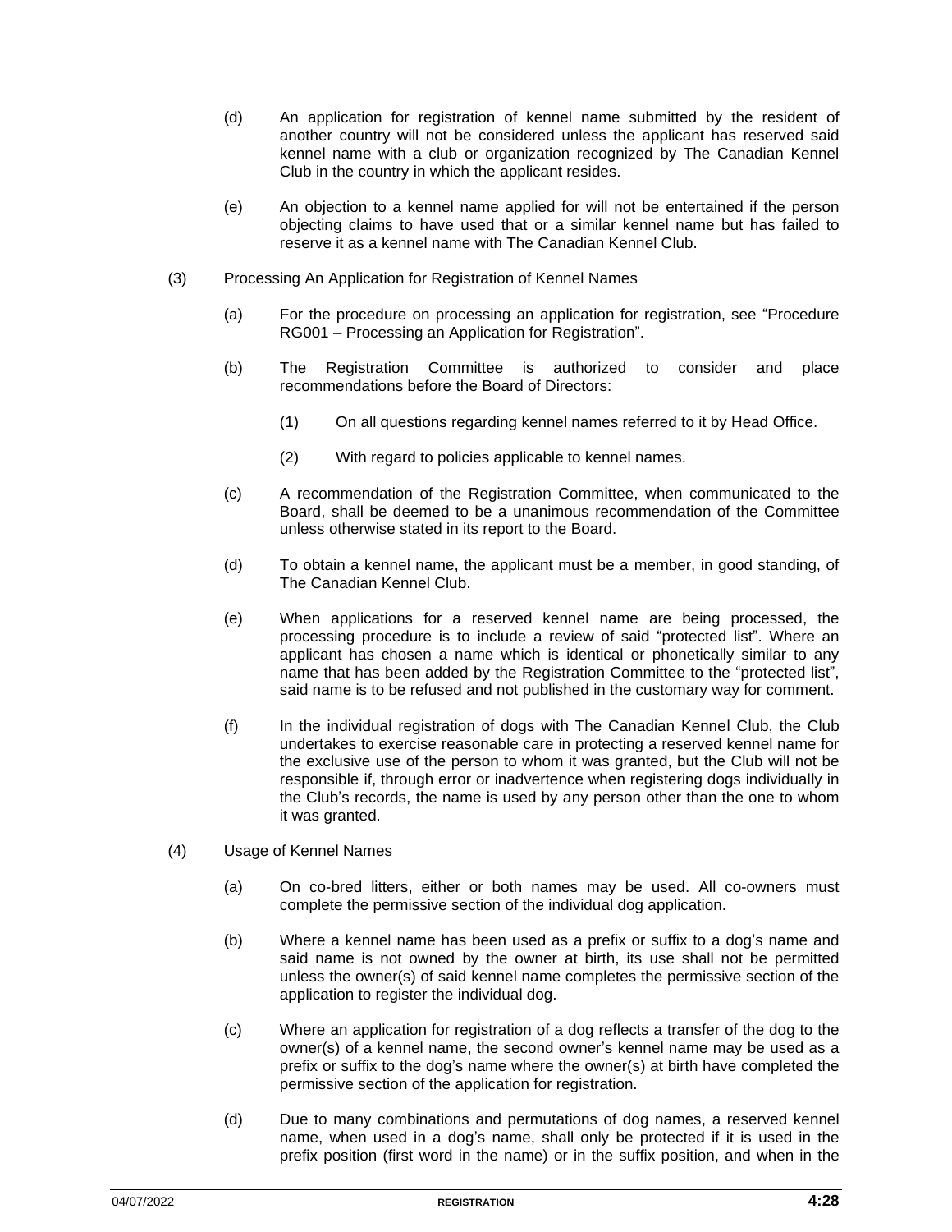(d) An application for registration of kennel name submitted by the resident of another country will not be considered unless the applicant has reserved said kennel name with a club or organization recognized by The Canadian Kennel Club in the country in which the applicant resides.

(e) An objection to a kennel name applied for will not be entertained if the person objecting claims to have used that or a similar kennel name but has failed to reserve it as a kennel name with The Canadian Kennel Club.

(3) Processing An Application for Registration of Kennel Names

(a) For the procedure on processing an application for registration, see "Procedure RG001 – Processing an Application for Registration".

(b) The Registration Committee is authorized to consider and place recommendations before the Board of Directors:

(1) On all questions regarding kennel names referred to it by Head Office.

(2) With regard to policies applicable to kennel names.

(c) A recommendation of the Registration Committee, when communicated to the Board, shall be deemed to be a unanimous recommendation of the Committee unless otherwise stated in its report to the Board.

(d) To obtain a kennel name, the applicant must be a member, in good standing, of The Canadian Kennel Club.

(e) When applications for a reserved kennel name are being processed, the processing procedure is to include a review of said "protected list". Where an applicant has chosen a name which is identical or phonetically similar to any name that has been added by the Registration Committee to the "protected list", said name is to be refused and not published in the customary way for comment.

(f) In the individual registration of dogs with The Canadian Kennel Club, the Club undertakes to exercise reasonable care in protecting a reserved kennel name for the exclusive use of the person to whom it was granted, but the Club will not be responsible if, through error or inadvertence when registering dogs individually in the Club's records, the name is used by any person other than the one to whom it was granted.

(4) Usage of Kennel Names

(a) On co-bred litters, either or both names may be used. All co-owners must complete the permissive section of the individual dog application.

(b) Where a kennel name has been used as a prefix or suffix to a dog's name and said name is not owned by the owner at birth, its use shall not be permitted unless the owner(s) of said kennel name completes the permissive section of the application to register the individual dog.

(c) Where an application for registration of a dog reflects a transfer of the dog to the owner(s) of a kennel name, the second owner's kennel name may be used as a prefix or suffix to the dog's name where the owner(s) at birth have completed the permissive section of the application for registration.

(d) Due to many combinations and permutations of dog names, a reserved kennel name, when used in a dog's name, shall only be protected if it is used in the prefix position (first word in the name) or in the suffix position, and when in the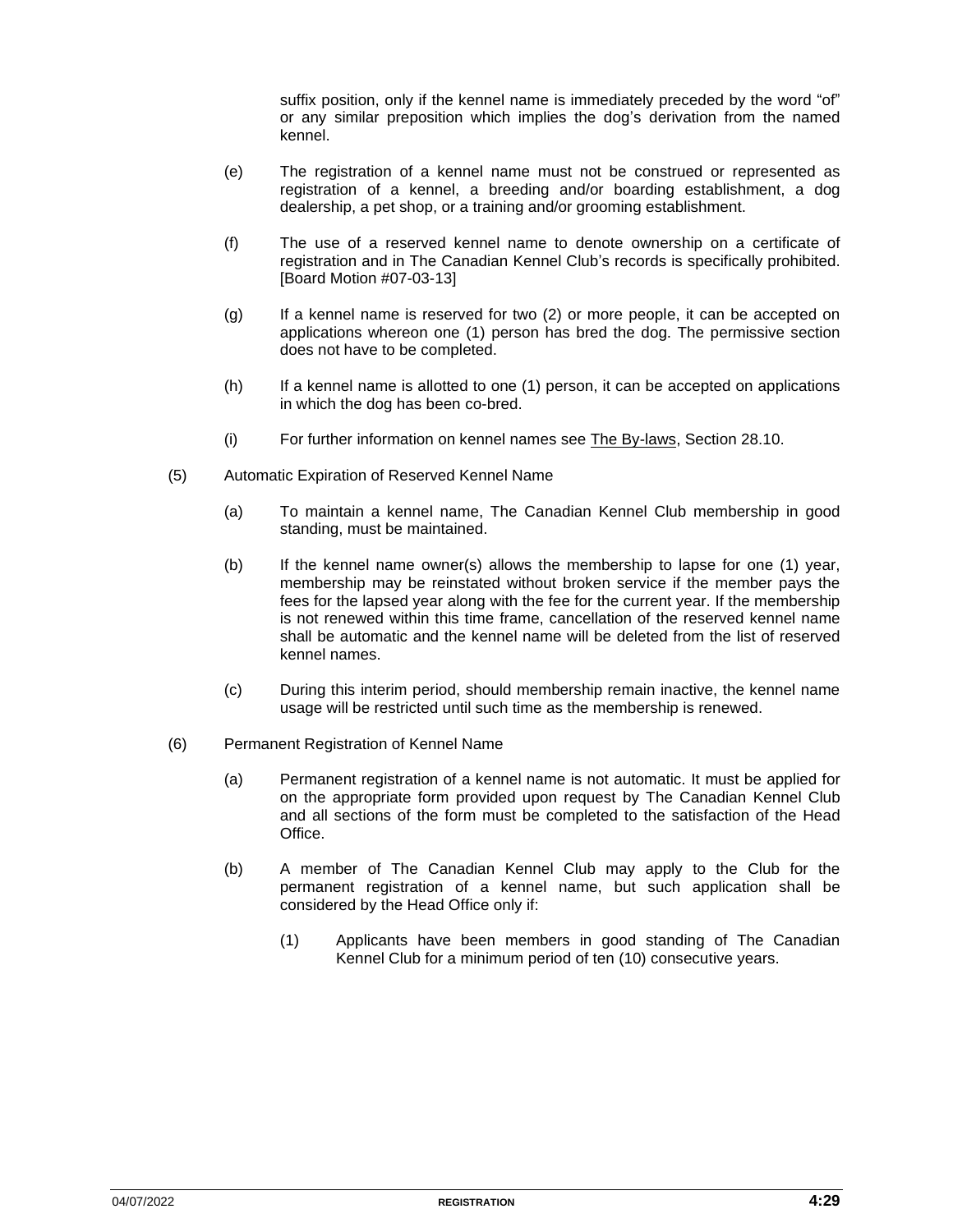suffix position, only if the kennel name is immediately preceded by the word "of" or any similar preposition which implies the dog's derivation from the named kennel.

(e) The registration of a kennel name must not be construed or represented as registration of a kennel, a breeding and/or boarding establishment, a dog dealership, a pet shop, or a training and/or grooming establishment.

(f) The use of a reserved kennel name to denote ownership on a certificate of registration and in The Canadian Kennel Club's records is specifically prohibited. [Board Motion #07-03-13]

(g) If a kennel name is reserved for two (2) or more people, it can be accepted on applications whereon one (1) person has bred the dog. The permissive section does not have to be completed.

(h) If a kennel name is allotted to one (1) person, it can be accepted on applications in which the dog has been co-bred.

(i) For further information on kennel names see The By-laws, Section 28.10.

(5) Automatic Expiration of Reserved Kennel Name

(a) To maintain a kennel name, The Canadian Kennel Club membership in good standing, must be maintained.

(b) If the kennel name owner(s) allows the membership to lapse for one (1) year, membership may be reinstated without broken service if the member pays the fees for the lapsed year along with the fee for the current year. If the membership is not renewed within this time frame, cancellation of the reserved kennel name shall be automatic and the kennel name will be deleted from the list of reserved kennel names.

(c) During this interim period, should membership remain inactive, the kennel name usage will be restricted until such time as the membership is renewed.

(6) Permanent Registration of Kennel Name

(a) Permanent registration of a kennel name is not automatic. It must be applied for on the appropriate form provided upon request by The Canadian Kennel Club and all sections of the form must be completed to the satisfaction of the Head Office.

(b) A member of The Canadian Kennel Club may apply to the Club for the permanent registration of a kennel name, but such application shall be considered by the Head Office only if:

(1) Applicants have been members in good standing of The Canadian Kennel Club for a minimum period of ten (10) consecutive years.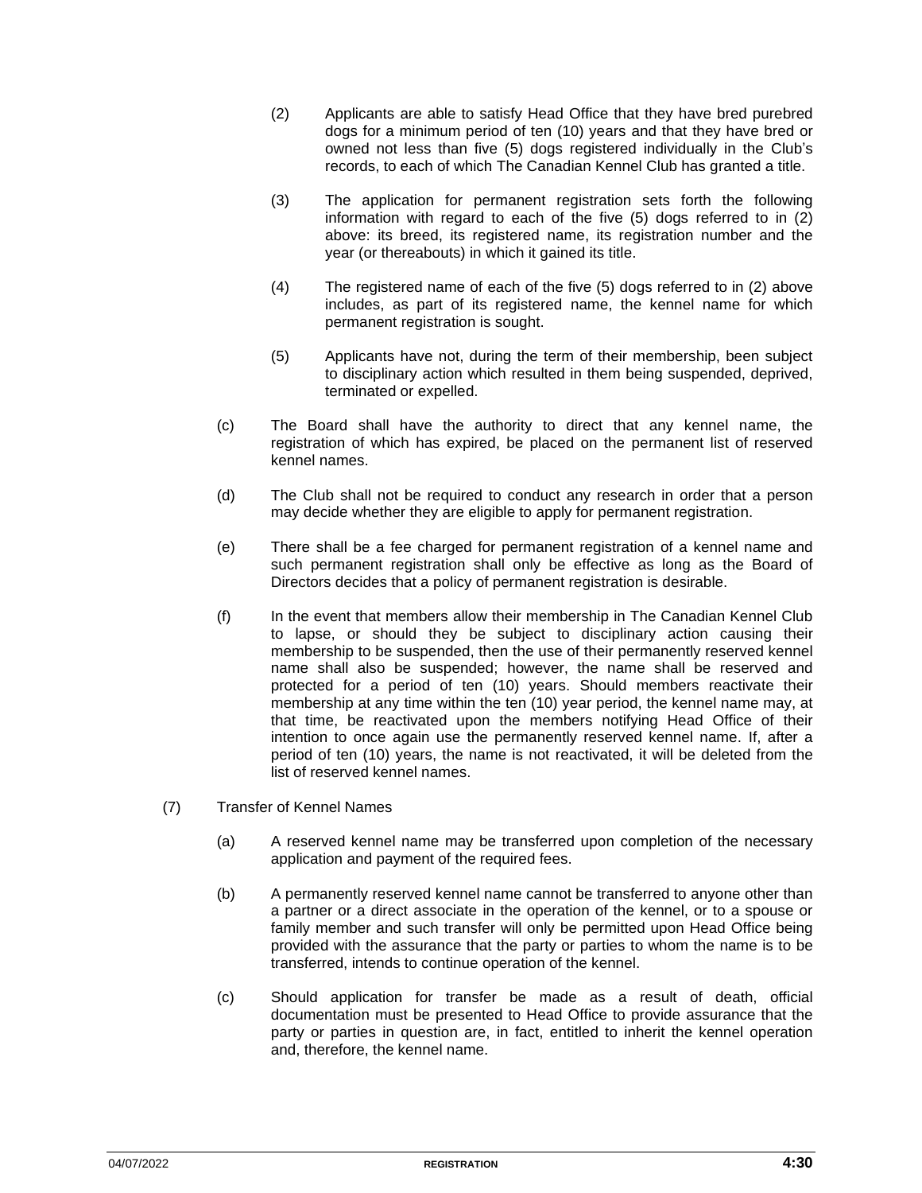(2) Applicants are able to satisfy Head Office that they have bred purebred dogs for a minimum period of ten (10) years and that they have bred or owned not less than five (5) dogs registered individually in the Club's records, to each of which The Canadian Kennel Club has granted a title.

(3) The application for permanent registration sets forth the following information with regard to each of the five (5) dogs referred to in (2) above: its breed, its registered name, its registration number and the year (or thereabouts) in which it gained its title.

(4) The registered name of each of the five (5) dogs referred to in (2) above includes, as part of its registered name, the kennel name for which permanent registration is sought.

(5) Applicants have not, during the term of their membership, been subject to disciplinary action which resulted in them being suspended, deprived, terminated or expelled.

(c) The Board shall have the authority to direct that any kennel name, the registration of which has expired, be placed on the permanent list of reserved kennel names.

(d) The Club shall not be required to conduct any research in order that a person may decide whether they are eligible to apply for permanent registration.

(e) There shall be a fee charged for permanent registration of a kennel name and such permanent registration shall only be effective as long as the Board of Directors decides that a policy of permanent registration is desirable.

(f) In the event that members allow their membership in The Canadian Kennel Club to lapse, or should they be subject to disciplinary action causing their membership to be suspended, then the use of their permanently reserved kennel name shall also be suspended; however, the name shall be reserved and protected for a period of ten (10) years. Should members reactivate their membership at any time within the ten (10) year period, the kennel name may, at that time, be reactivated upon the members notifying Head Office of their intention to once again use the permanently reserved kennel name. If, after a period of ten (10) years, the name is not reactivated, it will be deleted from the list of reserved kennel names.

(7) Transfer of Kennel Names

(a) A reserved kennel name may be transferred upon completion of the necessary application and payment of the required fees.

(b) A permanently reserved kennel name cannot be transferred to anyone other than a partner or a direct associate in the operation of the kennel, or to a spouse or family member and such transfer will only be permitted upon Head Office being provided with the assurance that the party or parties to whom the name is to be transferred, intends to continue operation of the kennel.

(c) Should application for transfer be made as a result of death, official documentation must be presented to Head Office to provide assurance that the party or parties in question are, in fact, entitled to inherit the kennel operation and, therefore, the kennel name.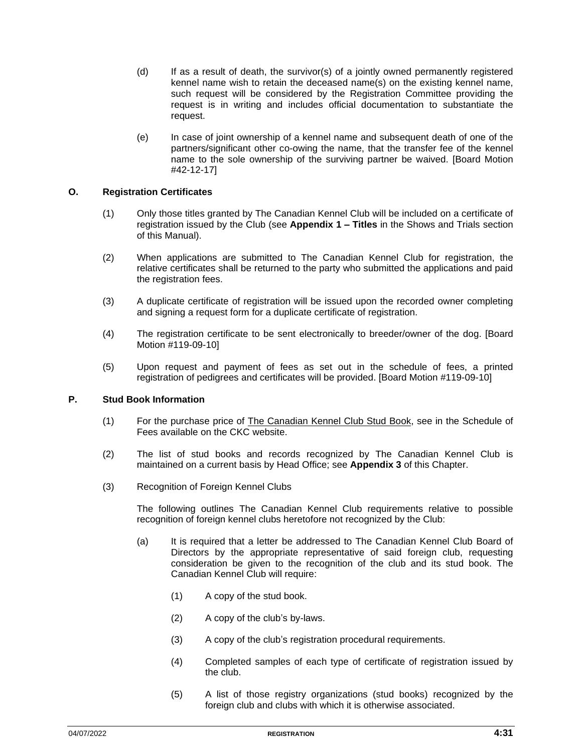(d) If as a result of death, the survivor(s) of a jointly owned permanently registered kennel name wish to retain the deceased name(s) on the existing kennel name, such request will be considered by the Registration Committee providing the request is in writing and includes official documentation to substantiate the request.

(e) In case of joint ownership of a kennel name and subsequent death of one of the partners/significant other co-owing the name, that the transfer fee of the kennel name to the sole ownership of the surviving partner be waived. [Board Motion #42-12-17]

## O. Registration Certificates

(1) Only those titles granted by The Canadian Kennel Club will be included on a certificate of registration issued by the Club (see **Appendix 1 – Titles** in the Shows and Trials section of this Manual).

(2) When applications are submitted to The Canadian Kennel Club for registration, the relative certificates shall be returned to the party who submitted the applications and paid the registration fees.

(3) A duplicate certificate of registration will be issued upon the recorded owner completing and signing a request form for a duplicate certificate of registration.

(4) The registration certificate to be sent electronically to breeder/owner of the dog. [Board Motion #119-09-10]

(5) Upon request and payment of fees as set out in the schedule of fees, a printed registration of pedigrees and certificates will be provided. [Board Motion #119-09-10]

## P. Stud Book Information

(1) For the purchase price of The Canadian Kennel Club Stud Book, see in the Schedule of Fees available on the CKC website.

(2) The list of stud books and records recognized by The Canadian Kennel Club is maintained on a current basis by Head Office; see **Appendix 3** of this Chapter.

(3) Recognition of Foreign Kennel Clubs

The following outlines The Canadian Kennel Club requirements relative to possible recognition of foreign kennel clubs heretofore not recognized by the Club:

(a) It is required that a letter be addressed to The Canadian Kennel Club Board of Directors by the appropriate representative of said foreign club, requesting consideration be given to the recognition of the club and its stud book. The Canadian Kennel Club will require:

(1) A copy of the stud book.

(2) A copy of the club's by-laws.

(3) A copy of the club's registration procedural requirements.

(4) Completed samples of each type of certificate of registration issued by the club.

(5) A list of those registry organizations (stud books) recognized by the foreign club and clubs with which it is otherwise associated.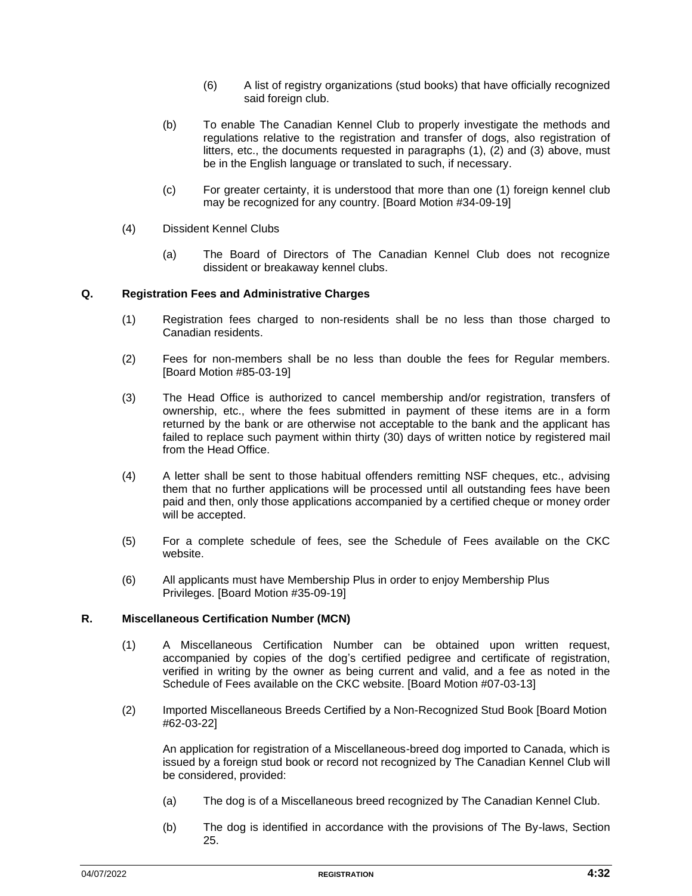(6) A list of registry organizations (stud books) that have officially recognized said foreign club.

(b) To enable The Canadian Kennel Club to properly investigate the methods and regulations relative to the registration and transfer of dogs, also registration of litters, etc., the documents requested in paragraphs (1), (2) and (3) above, must be in the English language or translated to such, if necessary.

(c) For greater certainty, it is understood that more than one (1) foreign kennel club may be recognized for any country. [Board Motion #34-09-19]

(4) Dissident Kennel Clubs

(a) The Board of Directors of The Canadian Kennel Club does not recognize dissident or breakaway kennel clubs.

**Q. Registration Fees and Administrative Charges**

(1) Registration fees charged to non-residents shall be no less than those charged to Canadian residents.

(2) Fees for non-members shall be no less than double the fees for Regular members. [Board Motion #85-03-19]

(3) The Head Office is authorized to cancel membership and/or registration, transfers of ownership, etc., where the fees submitted in payment of these items are in a form returned by the bank or are otherwise not acceptable to the bank and the applicant has failed to replace such payment within thirty (30) days of written notice by registered mail from the Head Office.

(4) A letter shall be sent to those habitual offenders remitting NSF cheques, etc., advising them that no further applications will be processed until all outstanding fees have been paid and then, only those applications accompanied by a certified cheque or money order will be accepted.

(5) For a complete schedule of fees, see the Schedule of Fees available on the CKC website.

(6) All applicants must have Membership Plus in order to enjoy Membership Plus Privileges. [Board Motion #35-09-19]

**R. Miscellaneous Certification Number (MCN)**

(1) A Miscellaneous Certification Number can be obtained upon written request, accompanied by copies of the dog's certified pedigree and certificate of registration, verified in writing by the owner as being current and valid, and a fee as noted in the Schedule of Fees available on the CKC website. [Board Motion #07-03-13]

(2) Imported Miscellaneous Breeds Certified by a Non-Recognized Stud Book [Board Motion #62-03-22]

An application for registration of a Miscellaneous-breed dog imported to Canada, which is issued by a foreign stud book or record not recognized by The Canadian Kennel Club will be considered, provided:

(a) The dog is of a Miscellaneous breed recognized by The Canadian Kennel Club.

(b) The dog is identified in accordance with the provisions of The By-laws, Section 25.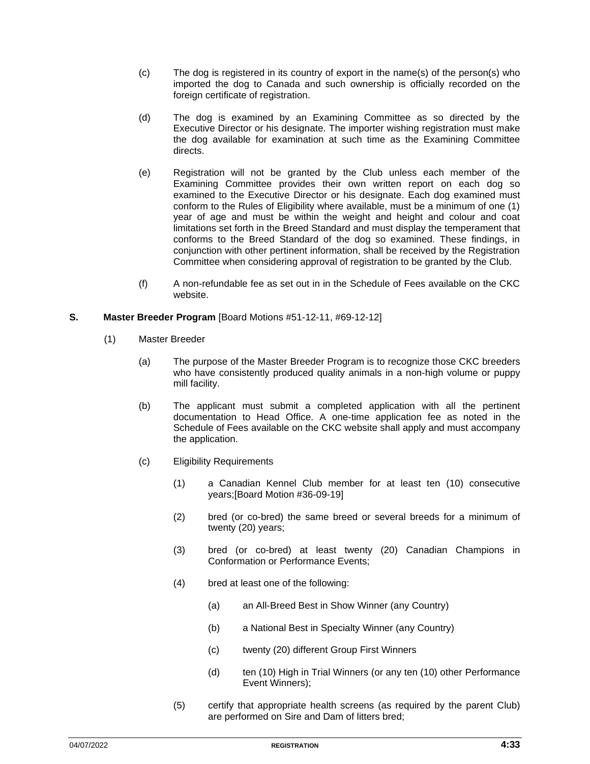(c) The dog is registered in its country of export in the name(s) of the person(s) who imported the dog to Canada and such ownership is officially recorded on the foreign certificate of registration.

(d) The dog is examined by an Examining Committee as so directed by the Executive Director or his designate. The importer wishing registration must make the dog available for examination at such time as the Examining Committee directs.

(e) Registration will not be granted by the Club unless each member of the Examining Committee provides their own written report on each dog so examined to the Executive Director or his designate. Each dog examined must conform to the Rules of Eligibility where available, must be a minimum of one (1) year of age and must be within the weight and height and colour and coat limitations set forth in the Breed Standard and must display the temperament that conforms to the Breed Standard of the dog so examined. These findings, in conjunction with other pertinent information, shall be received by the Registration Committee when considering approval of registration to be granted by the Club.

(f) A non-refundable fee as set out in in the Schedule of Fees available on the CKC website.

**S. Master Breeder Program** [Board Motions #51-12-11, #69-12-12]

(1) Master Breeder

(a) The purpose of the Master Breeder Program is to recognize those CKC breeders who have consistently produced quality animals in a non-high volume or puppy mill facility.

(b) The applicant must submit a completed application with all the pertinent documentation to Head Office. A one-time application fee as noted in the Schedule of Fees available on the CKC website shall apply and must accompany the application.

(c) Eligibility Requirements

(1) a Canadian Kennel Club member for at least ten (10) consecutive years;[Board Motion #36-09-19]

(2) bred (or co-bred) the same breed or several breeds for a minimum of twenty (20) years;

(3) bred (or co-bred) at least twenty (20) Canadian Champions in Conformation or Performance Events;

(4) bred at least one of the following:

(a) an All-Breed Best in Show Winner (any Country)

(b) a National Best in Specialty Winner (any Country)

(c) twenty (20) different Group First Winners

(d) ten (10) High in Trial Winners (or any ten (10) other Performance Event Winners);

(5) certify that appropriate health screens (as required by the parent Club) are performed on Sire and Dam of litters bred;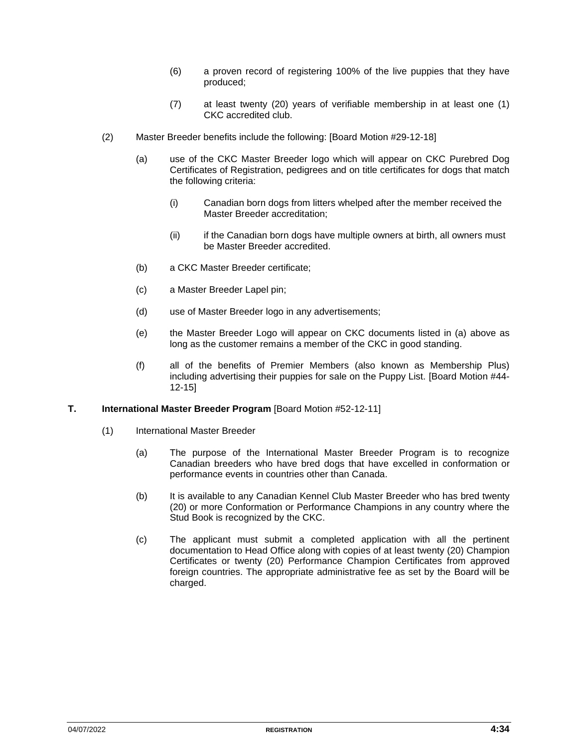(6) a proven record of registering 100% of the live puppies that they have produced;

(7) at least twenty (20) years of verifiable membership in at least one (1) CKC accredited club.

(2) Master Breeder benefits include the following: [Board Motion #29-12-18]

(a) use of the CKC Master Breeder logo which will appear on CKC Purebred Dog Certificates of Registration, pedigrees and on title certificates for dogs that match the following criteria:

(i) Canadian born dogs from litters whelped after the member received the Master Breeder accreditation;

(ii) if the Canadian born dogs have multiple owners at birth, all owners must be Master Breeder accredited.

(b) a CKC Master Breeder certificate;

(c) a Master Breeder Lapel pin;

(d) use of Master Breeder logo in any advertisements;

(e) the Master Breeder Logo will appear on CKC documents listed in (a) above as long as the customer remains a member of the CKC in good standing.

(f) all of the benefits of Premier Members (also known as Membership Plus) including advertising their puppies for sale on the Puppy List. [Board Motion #44-12-15]

**T. International Master Breeder Program** [Board Motion #52-12-11]

(1) International Master Breeder

(a) The purpose of the International Master Breeder Program is to recognize Canadian breeders who have bred dogs that have excelled in conformation or performance events in countries other than Canada.

(b) It is available to any Canadian Kennel Club Master Breeder who has bred twenty (20) or more Conformation or Performance Champions in any country where the Stud Book is recognized by the CKC.

(c) The applicant must submit a completed application with all the pertinent documentation to Head Office along with copies of at least twenty (20) Champion Certificates or twenty (20) Performance Champion Certificates from approved foreign countries. The appropriate administrative fee as set by the Board will be charged.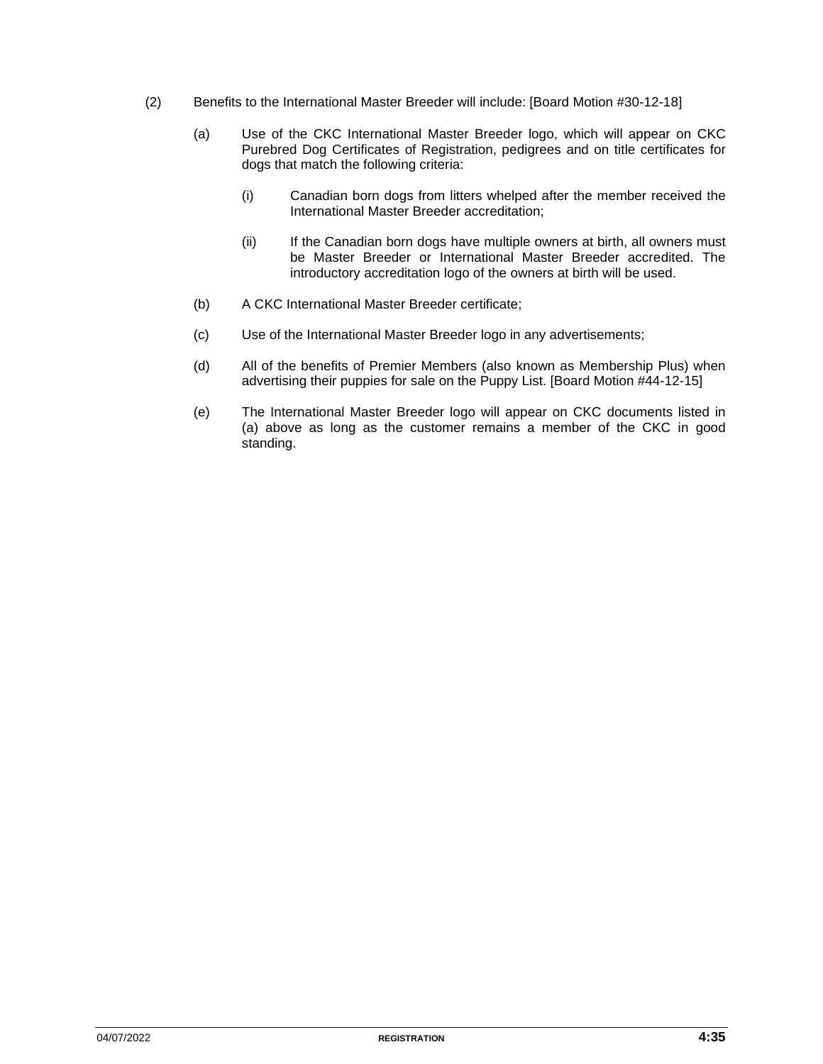(2) Benefits to the International Master Breeder will include: [Board Motion #30-12-18]

(a) Use of the CKC International Master Breeder logo, which will appear on CKC Purebred Dog Certificates of Registration, pedigrees and on title certificates for dogs that match the following criteria:

(i) Canadian born dogs from litters whelped after the member received the International Master Breeder accreditation;

(ii) If the Canadian born dogs have multiple owners at birth, all owners must be Master Breeder or International Master Breeder accredited. The introductory accreditation logo of the owners at birth will be used.

(b) A CKC International Master Breeder certificate;

(c) Use of the International Master Breeder logo in any advertisements;

(d) All of the benefits of Premier Members (also known as Membership Plus) when advertising their puppies for sale on the Puppy List. [Board Motion #44-12-15]

(e) The International Master Breeder logo will appear on CKC documents listed in (a) above as long as the customer remains a member of the CKC in good standing.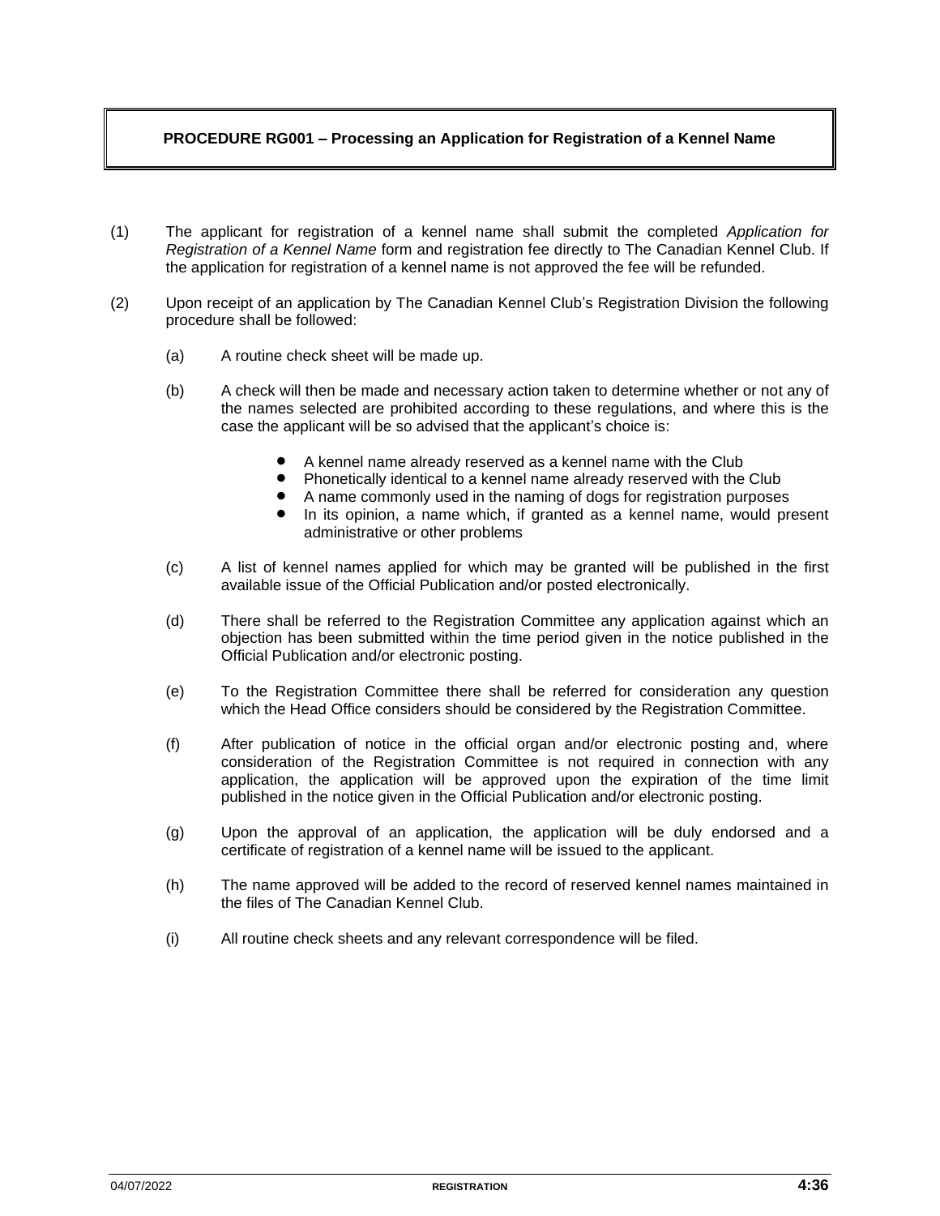## PROCEDURE RG001 – Processing an Application for Registration of a Kennel Name

(1) The applicant for registration of a kennel name shall submit the completed *Application for Registration of a Kennel Name* form and registration fee directly to The Canadian Kennel Club. If the application for registration of a kennel name is not approved the fee will be refunded.

(2) Upon receipt of an application by The Canadian Kennel Club's Registration Division the following procedure shall be followed:

(a) A routine check sheet will be made up.

(b) A check will then be made and necessary action taken to determine whether or not any of the names selected are prohibited according to these regulations, and where this is the case the applicant will be so advised that the applicant's choice is:

- A kennel name already reserved as a kennel name with the Club
- Phonetically identical to a kennel name already reserved with the Club
- A name commonly used in the naming of dogs for registration purposes
- In its opinion, a name which, if granted as a kennel name, would present administrative or other problems

(c) A list of kennel names applied for which may be granted will be published in the first available issue of the Official Publication and/or posted electronically.

(d) There shall be referred to the Registration Committee any application against which an objection has been submitted within the time period given in the notice published in the Official Publication and/or electronic posting.

(e) To the Registration Committee there shall be referred for consideration any question which the Head Office considers should be considered by the Registration Committee.

(f) After publication of notice in the official organ and/or electronic posting and, where consideration of the Registration Committee is not required in connection with any application, the application will be approved upon the expiration of the time limit published in the notice given in the Official Publication and/or electronic posting.

(g) Upon the approval of an application, the application will be duly endorsed and a certificate of registration of a kennel name will be issued to the applicant.

(h) The name approved will be added to the record of reserved kennel names maintained in the files of The Canadian Kennel Club.

(i) All routine check sheets and any relevant correspondence will be filed.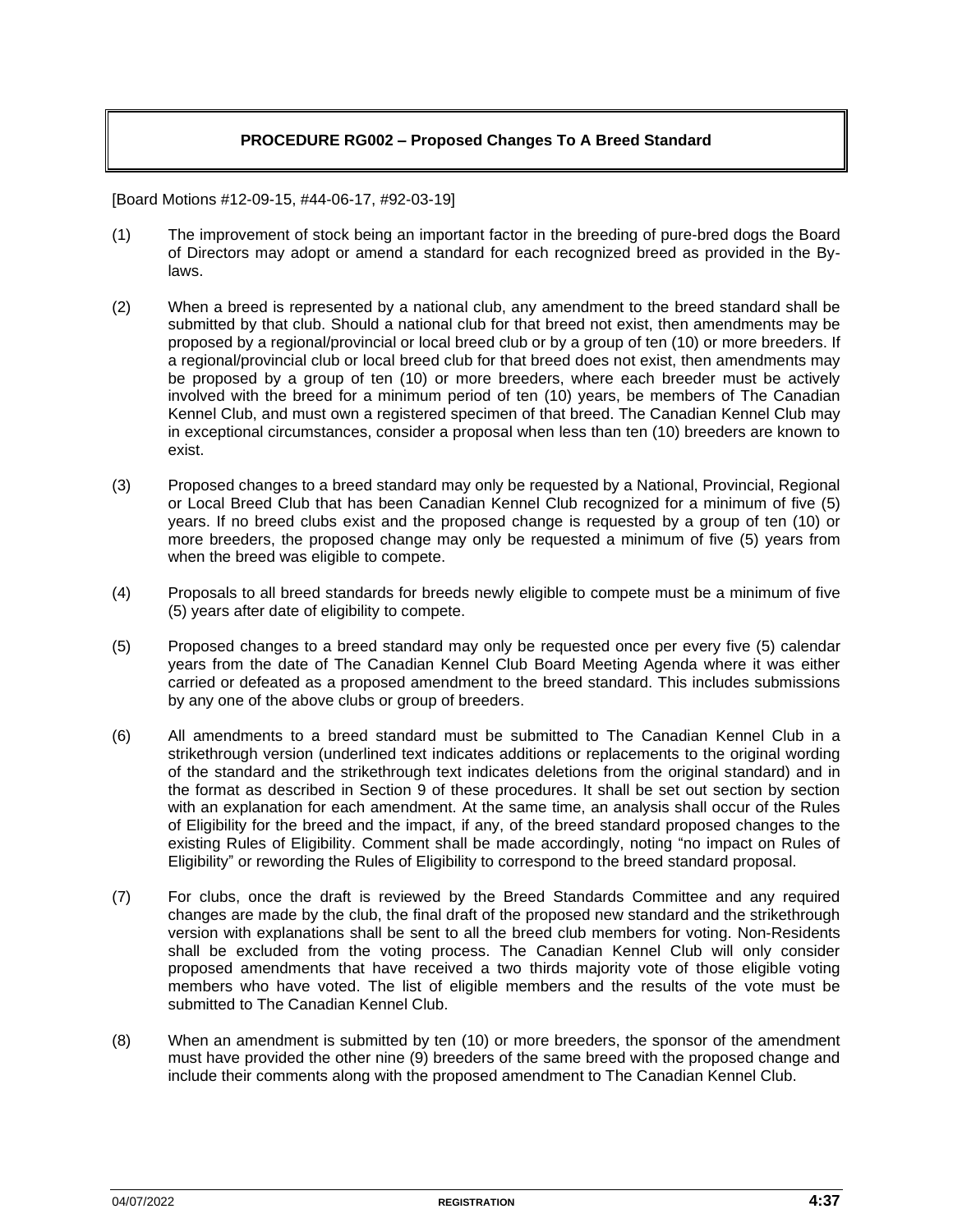## PROCEDURE RG002 – Proposed Changes To A Breed Standard

[Board Motions #12-09-15, #44-06-17, #92-03-19]

(1) The improvement of stock being an important factor in the breeding of pure-bred dogs the Board of Directors may adopt or amend a standard for each recognized breed as provided in the By-laws.

(2) When a breed is represented by a national club, any amendment to the breed standard shall be submitted by that club. Should a national club for that breed not exist, then amendments may be proposed by a regional/provincial or local breed club or by a group of ten (10) or more breeders. If a regional/provincial club or local breed club for that breed does not exist, then amendments may be proposed by a group of ten (10) or more breeders, where each breeder must be actively involved with the breed for a minimum period of ten (10) years, be members of The Canadian Kennel Club, and must own a registered specimen of that breed. The Canadian Kennel Club may in exceptional circumstances, consider a proposal when less than ten (10) breeders are known to exist.

(3) Proposed changes to a breed standard may only be requested by a National, Provincial, Regional or Local Breed Club that has been Canadian Kennel Club recognized for a minimum of five (5) years. If no breed clubs exist and the proposed change is requested by a group of ten (10) or more breeders, the proposed change may only be requested a minimum of five (5) years from when the breed was eligible to compete.

(4) Proposals to all breed standards for breeds newly eligible to compete must be a minimum of five (5) years after date of eligibility to compete.

(5) Proposed changes to a breed standard may only be requested once per every five (5) calendar years from the date of The Canadian Kennel Club Board Meeting Agenda where it was either carried or defeated as a proposed amendment to the breed standard. This includes submissions by any one of the above clubs or group of breeders.

(6) All amendments to a breed standard must be submitted to The Canadian Kennel Club in a strikethrough version (underlined text indicates additions or replacements to the original wording of the standard and the strikethrough text indicates deletions from the original standard) and in the format as described in Section 9 of these procedures. It shall be set out section by section with an explanation for each amendment. At the same time, an analysis shall occur of the Rules of Eligibility for the breed and the impact, if any, of the breed standard proposed changes to the existing Rules of Eligibility. Comment shall be made accordingly, noting "no impact on Rules of Eligibility" or rewording the Rules of Eligibility to correspond to the breed standard proposal.

(7) For clubs, once the draft is reviewed by the Breed Standards Committee and any required changes are made by the club, the final draft of the proposed new standard and the strikethrough version with explanations shall be sent to all the breed club members for voting. Non-Residents shall be excluded from the voting process. The Canadian Kennel Club will only consider proposed amendments that have received a two thirds majority vote of those eligible voting members who have voted. The list of eligible members and the results of the vote must be submitted to The Canadian Kennel Club.

(8) When an amendment is submitted by ten (10) or more breeders, the sponsor of the amendment must have provided the other nine (9) breeders of the same breed with the proposed change and include their comments along with the proposed amendment to The Canadian Kennel Club.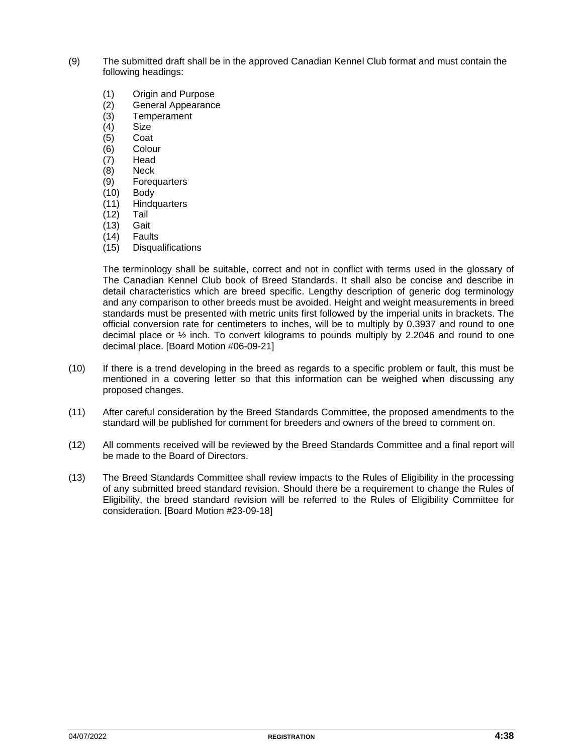(9) The submitted draft shall be in the approved Canadian Kennel Club format and must contain the following headings:

    (1) Origin and Purpose
    (2) General Appearance
    (3) Temperament
    (4) Size
    (5) Coat
    (6) Colour
    (7) Head
    (8) Neck
    (9) Forequarters
    (10) Body
    (11) Hindquarters
    (12) Tail
    (13) Gait
    (14) Faults
    (15) Disqualifications

    The terminology shall be suitable, correct and not in conflict with terms used in the glossary of The Canadian Kennel Club book of Breed Standards. It shall also be concise and describe in detail characteristics which are breed specific. Lengthy description of generic dog terminology and any comparison to other breeds must be avoided. Height and weight measurements in breed standards must be presented with metric units first followed by the imperial units in brackets. The official conversion rate for centimeters to inches, will be to multiply by 0.3937 and round to one decimal place or ½ inch. To convert kilograms to pounds multiply by 2.2046 and round to one decimal place. [Board Motion #06-09-21]

(10) If there is a trend developing in the breed as regards to a specific problem or fault, this must be mentioned in a covering letter so that this information can be weighed when discussing any proposed changes.

(11) After careful consideration by the Breed Standards Committee, the proposed amendments to the standard will be published for comment for breeders and owners of the breed to comment on.

(12) All comments received will be reviewed by the Breed Standards Committee and a final report will be made to the Board of Directors.

(13) The Breed Standards Committee shall review impacts to the Rules of Eligibility in the processing of any submitted breed standard revision. Should there be a requirement to change the Rules of Eligibility, the breed standard revision will be referred to the Rules of Eligibility Committee for consideration. [Board Motion #23-09-18]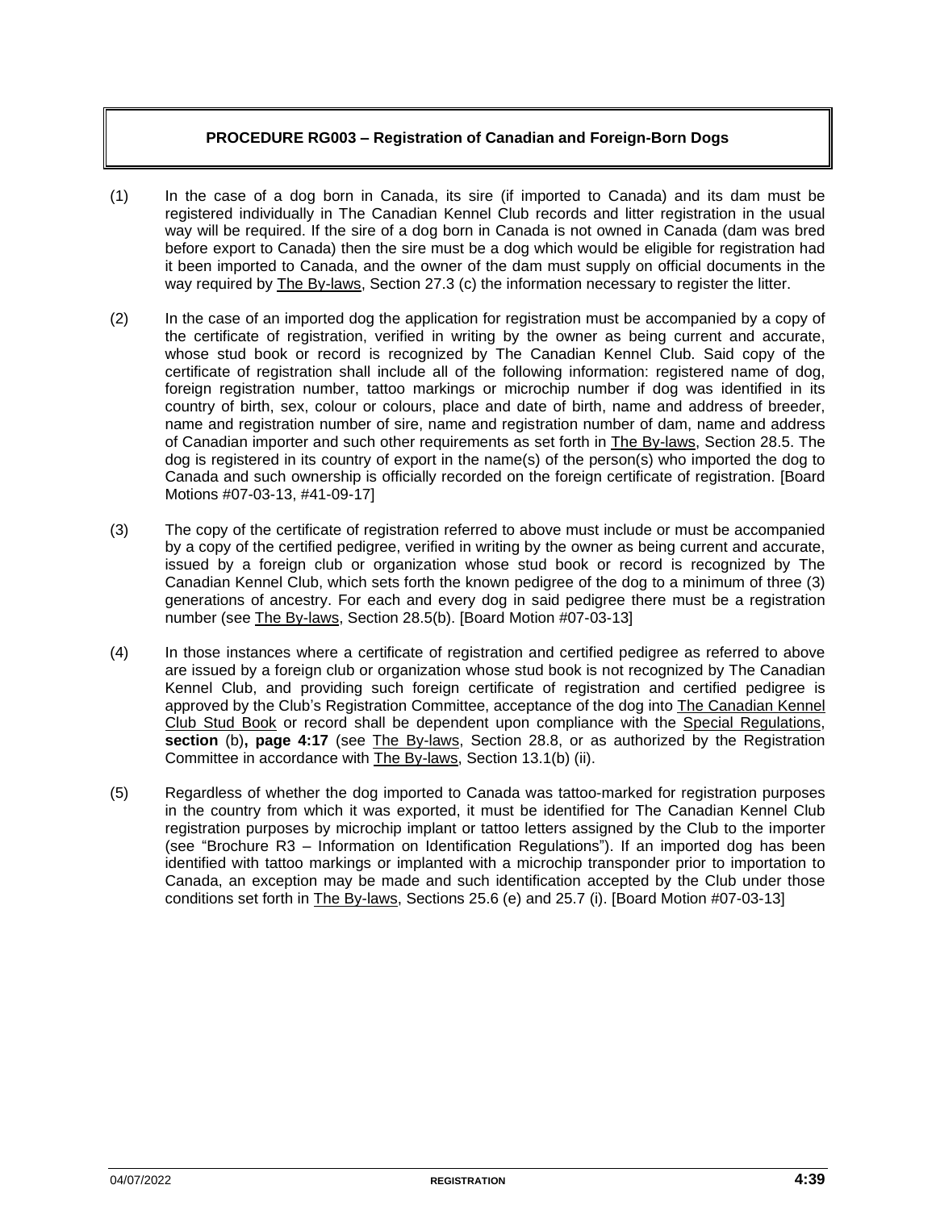## PROCEDURE RG003 – Registration of Canadian and Foreign-Born Dogs

(1) In the case of a dog born in Canada, its sire (if imported to Canada) and its dam must be registered individually in The Canadian Kennel Club records and litter registration in the usual way will be required. If the sire of a dog born in Canada is not owned in Canada (dam was bred before export to Canada) then the sire must be a dog which would be eligible for registration had it been imported to Canada, and the owner of the dam must supply on official documents in the way required by The By-laws, Section 27.3 (c) the information necessary to register the litter.

(2) In the case of an imported dog the application for registration must be accompanied by a copy of the certificate of registration, verified in writing by the owner as being current and accurate, whose stud book or record is recognized by The Canadian Kennel Club. Said copy of the certificate of registration shall include all of the following information: registered name of dog, foreign registration number, tattoo markings or microchip number if dog was identified in its country of birth, sex, colour or colours, place and date of birth, name and address of breeder, name and registration number of sire, name and registration number of dam, name and address of Canadian importer and such other requirements as set forth in The By-laws, Section 28.5. The dog is registered in its country of export in the name(s) of the person(s) who imported the dog to Canada and such ownership is officially recorded on the foreign certificate of registration. [Board Motions #07-03-13, #41-09-17]

(3) The copy of the certificate of registration referred to above must include or must be accompanied by a copy of the certified pedigree, verified in writing by the owner as being current and accurate, issued by a foreign club or organization whose stud book or record is recognized by The Canadian Kennel Club, which sets forth the known pedigree of the dog to a minimum of three (3) generations of ancestry. For each and every dog in said pedigree there must be a registration number (see The By-laws, Section 28.5(b). [Board Motion #07-03-13]

(4) In those instances where a certificate of registration and certified pedigree as referred to above are issued by a foreign club or organization whose stud book is not recognized by The Canadian Kennel Club, and providing such foreign certificate of registration and certified pedigree is approved by the Club's Registration Committee, acceptance of the dog into The Canadian Kennel Club Stud Book or record shall be dependent upon compliance with the Special Regulations, **section** (b)**, page 4:17** (see The By-laws, Section 28.8, or as authorized by the Registration Committee in accordance with The By-laws, Section 13.1(b) (ii).

(5) Regardless of whether the dog imported to Canada was tattoo-marked for registration purposes in the country from which it was exported, it must be identified for The Canadian Kennel Club registration purposes by microchip implant or tattoo letters assigned by the Club to the importer (see "Brochure R3 – Information on Identification Regulations"). If an imported dog has been identified with tattoo markings or implanted with a microchip transponder prior to importation to Canada, an exception may be made and such identification accepted by the Club under those conditions set forth in The By-laws, Sections 25.6 (e) and 25.7 (i). [Board Motion #07-03-13]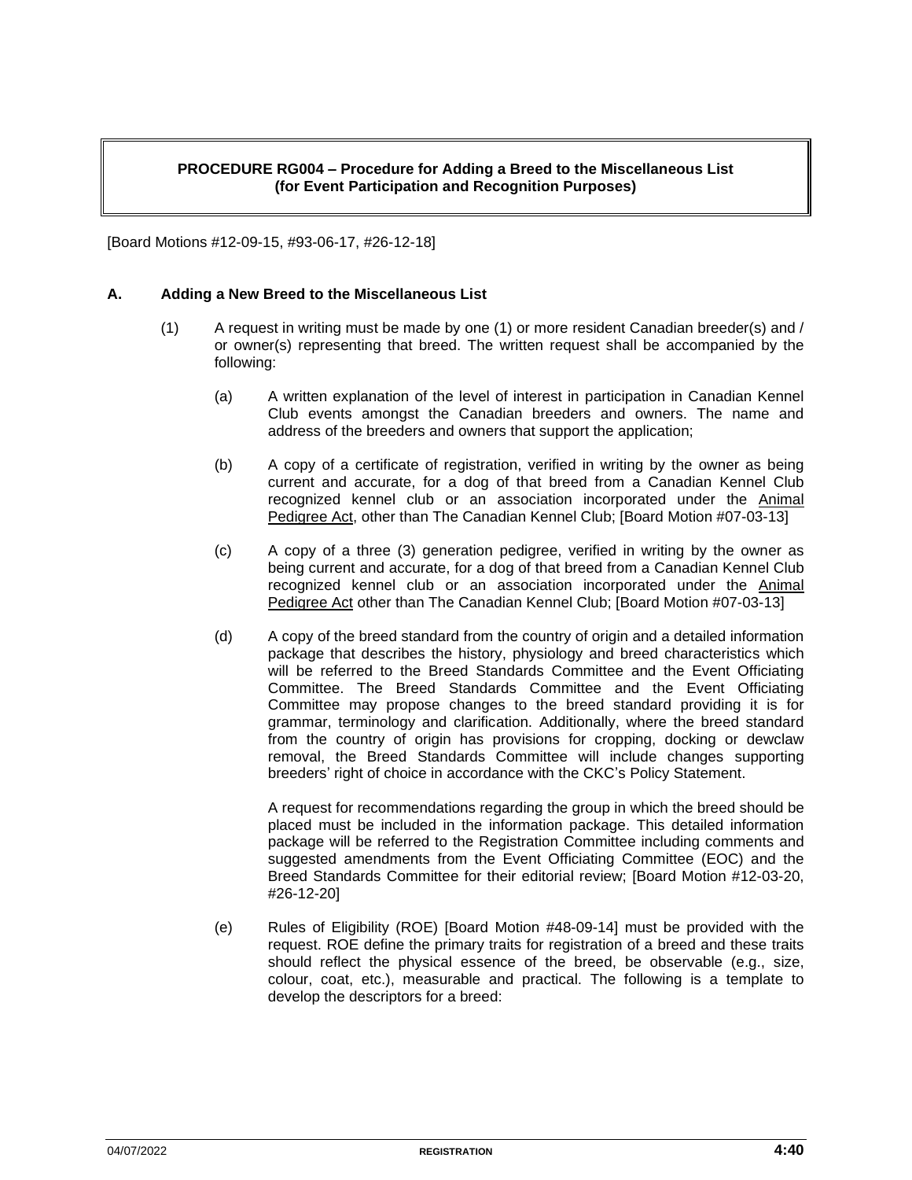## PROCEDURE RG004 – Procedure for Adding a Breed to the Miscellaneous List (for Event Participation and Recognition Purposes)

[Board Motions #12-09-15, #93-06-17, #26-12-18]

### A. Adding a New Breed to the Miscellaneous List

(1) A request in writing must be made by one (1) or more resident Canadian breeder(s) and / or owner(s) representing that breed. The written request shall be accompanied by the following:

(a) A written explanation of the level of interest in participation in Canadian Kennel Club events amongst the Canadian breeders and owners. The name and address of the breeders and owners that support the application;

(b) A copy of a certificate of registration, verified in writing by the owner as being current and accurate, for a dog of that breed from a Canadian Kennel Club recognized kennel club or an association incorporated under the Animal Pedigree Act, other than The Canadian Kennel Club; [Board Motion #07-03-13]

(c) A copy of a three (3) generation pedigree, verified in writing by the owner as being current and accurate, for a dog of that breed from a Canadian Kennel Club recognized kennel club or an association incorporated under the Animal Pedigree Act other than The Canadian Kennel Club; [Board Motion #07-03-13]

(d) A copy of the breed standard from the country of origin and a detailed information package that describes the history, physiology and breed characteristics which will be referred to the Breed Standards Committee and the Event Officiating Committee. The Breed Standards Committee and the Event Officiating Committee may propose changes to the breed standard providing it is for grammar, terminology and clarification. Additionally, where the breed standard from the country of origin has provisions for cropping, docking or dewclaw removal, the Breed Standards Committee will include changes supporting breeders' right of choice in accordance with the CKC's Policy Statement.

A request for recommendations regarding the group in which the breed should be placed must be included in the information package. This detailed information package will be referred to the Registration Committee including comments and suggested amendments from the Event Officiating Committee (EOC) and the Breed Standards Committee for their editorial review; [Board Motion #12-03-20, #26-12-20]

(e) Rules of Eligibility (ROE) [Board Motion #48-09-14] must be provided with the request. ROE define the primary traits for registration of a breed and these traits should reflect the physical essence of the breed, be observable (e.g., size, colour, coat, etc.), measurable and practical. The following is a template to develop the descriptors for a breed: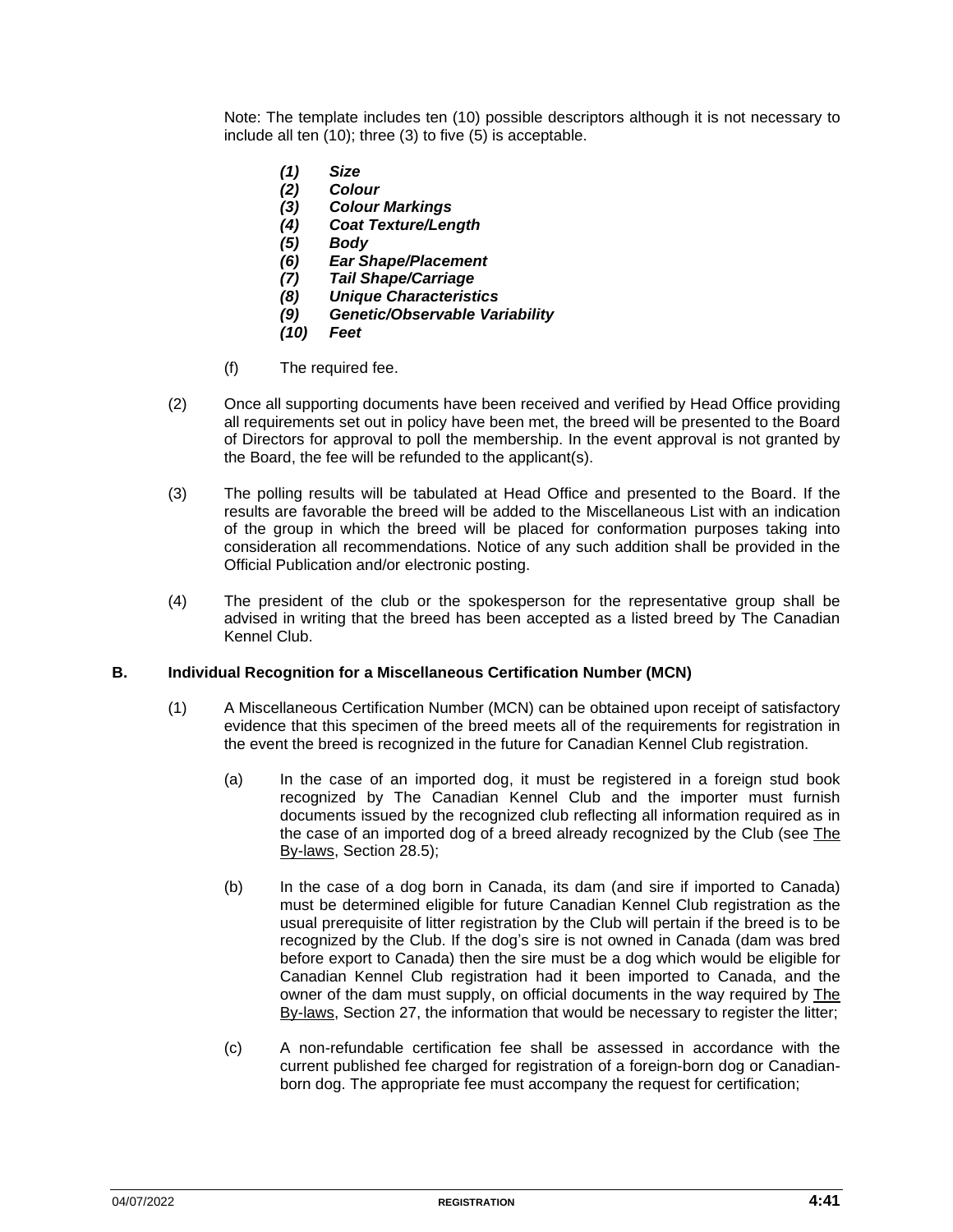Note: The template includes ten (10) possible descriptors although it is not necessary to include all ten (10); three (3) to five (5) is acceptable.

- ***(1) Size***
- ***(2) Colour***
- ***(3) Colour Markings***
- ***(4) Coat Texture/Length***
- ***(5) Body***
- ***(6) Ear Shape/Placement***
- ***(7) Tail Shape/Carriage***
- ***(8) Unique Characteristics***
- ***(9) Genetic/Observable Variability***
- ***(10) Feet***

(f) The required fee.

(2) Once all supporting documents have been received and verified by Head Office providing all requirements set out in policy have been met, the breed will be presented to the Board of Directors for approval to poll the membership. In the event approval is not granted by the Board, the fee will be refunded to the applicant(s).

(3) The polling results will be tabulated at Head Office and presented to the Board. If the results are favorable the breed will be added to the Miscellaneous List with an indication of the group in which the breed will be placed for conformation purposes taking into consideration all recommendations. Notice of any such addition shall be provided in the Official Publication and/or electronic posting.

(4) The president of the club or the spokesperson for the representative group shall be advised in writing that the breed has been accepted as a listed breed by The Canadian Kennel Club.

**B. Individual Recognition for a Miscellaneous Certification Number (MCN)**

(1) A Miscellaneous Certification Number (MCN) can be obtained upon receipt of satisfactory evidence that this specimen of the breed meets all of the requirements for registration in the event the breed is recognized in the future for Canadian Kennel Club registration.

(a) In the case of an imported dog, it must be registered in a foreign stud book recognized by The Canadian Kennel Club and the importer must furnish documents issued by the recognized club reflecting all information required as in the case of an imported dog of a breed already recognized by the Club (see The By-laws, Section 28.5);

(b) In the case of a dog born in Canada, its dam (and sire if imported to Canada) must be determined eligible for future Canadian Kennel Club registration as the usual prerequisite of litter registration by the Club will pertain if the breed is to be recognized by the Club. If the dog's sire is not owned in Canada (dam was bred before export to Canada) then the sire must be a dog which would be eligible for Canadian Kennel Club registration had it been imported to Canada, and the owner of the dam must supply, on official documents in the way required by The By-laws, Section 27, the information that would be necessary to register the litter;

(c) A non-refundable certification fee shall be assessed in accordance with the current published fee charged for registration of a foreign-born dog or Canadian-born dog. The appropriate fee must accompany the request for certification;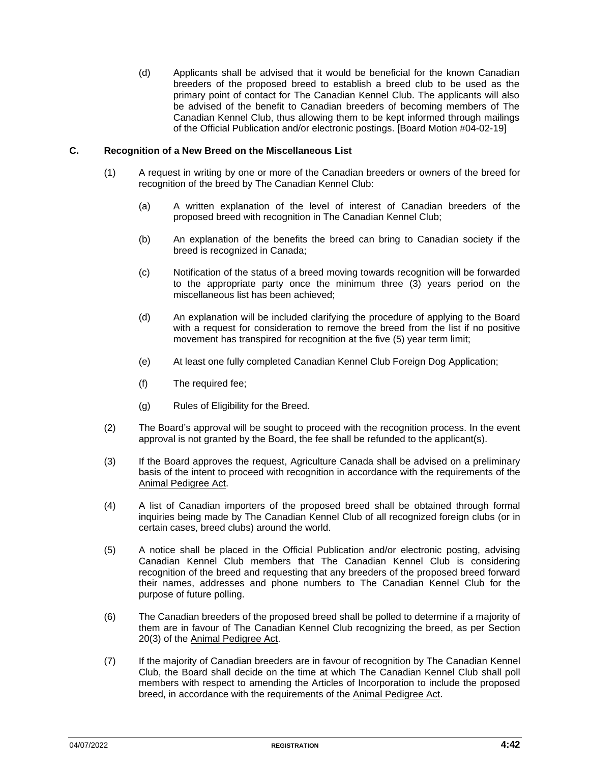(d) Applicants shall be advised that it would be beneficial for the known Canadian breeders of the proposed breed to establish a breed club to be used as the primary point of contact for The Canadian Kennel Club. The applicants will also be advised of the benefit to Canadian breeders of becoming members of The Canadian Kennel Club, thus allowing them to be kept informed through mailings of the Official Publication and/or electronic postings. [Board Motion #04-02-19]

### C. Recognition of a New Breed on the Miscellaneous List

(1) A request in writing by one or more of the Canadian breeders or owners of the breed for recognition of the breed by The Canadian Kennel Club:

(a) A written explanation of the level of interest of Canadian breeders of the proposed breed with recognition in The Canadian Kennel Club;

(b) An explanation of the benefits the breed can bring to Canadian society if the breed is recognized in Canada;

(c) Notification of the status of a breed moving towards recognition will be forwarded to the appropriate party once the minimum three (3) years period on the miscellaneous list has been achieved;

(d) An explanation will be included clarifying the procedure of applying to the Board with a request for consideration to remove the breed from the list if no positive movement has transpired for recognition at the five (5) year term limit;

(e) At least one fully completed Canadian Kennel Club Foreign Dog Application;

(f) The required fee;

(g) Rules of Eligibility for the Breed.

(2) The Board's approval will be sought to proceed with the recognition process. In the event approval is not granted by the Board, the fee shall be refunded to the applicant(s).

(3) If the Board approves the request, Agriculture Canada shall be advised on a preliminary basis of the intent to proceed with recognition in accordance with the requirements of the Animal Pedigree Act.

(4) A list of Canadian importers of the proposed breed shall be obtained through formal inquiries being made by The Canadian Kennel Club of all recognized foreign clubs (or in certain cases, breed clubs) around the world.

(5) A notice shall be placed in the Official Publication and/or electronic posting, advising Canadian Kennel Club members that The Canadian Kennel Club is considering recognition of the breed and requesting that any breeders of the proposed breed forward their names, addresses and phone numbers to The Canadian Kennel Club for the purpose of future polling.

(6) The Canadian breeders of the proposed breed shall be polled to determine if a majority of them are in favour of The Canadian Kennel Club recognizing the breed, as per Section 20(3) of the Animal Pedigree Act.

(7) If the majority of Canadian breeders are in favour of recognition by The Canadian Kennel Club, the Board shall decide on the time at which The Canadian Kennel Club shall poll members with respect to amending the Articles of Incorporation to include the proposed breed, in accordance with the requirements of the Animal Pedigree Act.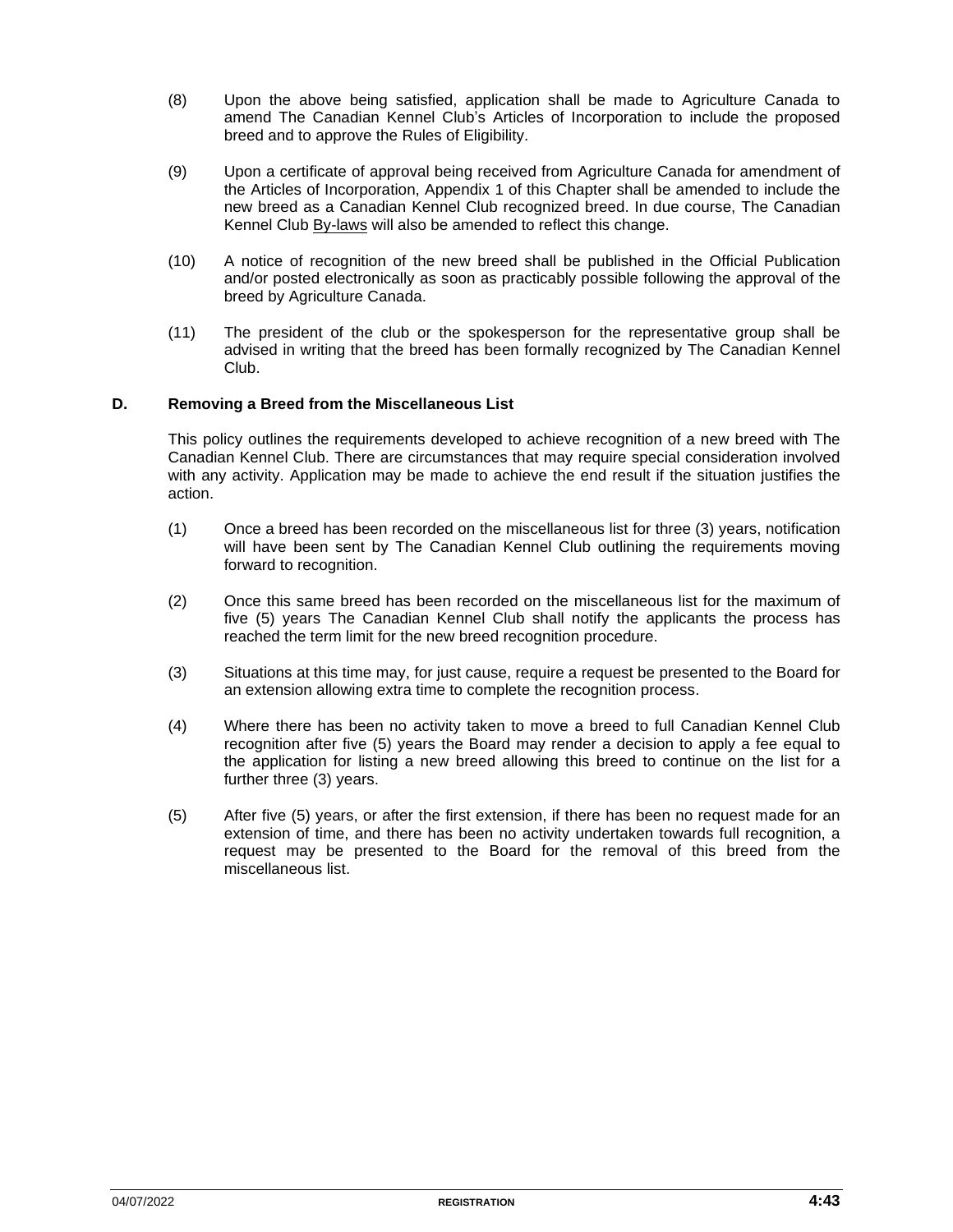(8) Upon the above being satisfied, application shall be made to Agriculture Canada to amend The Canadian Kennel Club's Articles of Incorporation to include the proposed breed and to approve the Rules of Eligibility.

(9) Upon a certificate of approval being received from Agriculture Canada for amendment of the Articles of Incorporation, Appendix 1 of this Chapter shall be amended to include the new breed as a Canadian Kennel Club recognized breed. In due course, The Canadian Kennel Club By-laws will also be amended to reflect this change.

(10) A notice of recognition of the new breed shall be published in the Official Publication and/or posted electronically as soon as practicably possible following the approval of the breed by Agriculture Canada.

(11) The president of the club or the spokesperson for the representative group shall be advised in writing that the breed has been formally recognized by The Canadian Kennel Club.

## D. Removing a Breed from the Miscellaneous List

This policy outlines the requirements developed to achieve recognition of a new breed with The Canadian Kennel Club. There are circumstances that may require special consideration involved with any activity. Application may be made to achieve the end result if the situation justifies the action.

(1) Once a breed has been recorded on the miscellaneous list for three (3) years, notification will have been sent by The Canadian Kennel Club outlining the requirements moving forward to recognition.

(2) Once this same breed has been recorded on the miscellaneous list for the maximum of five (5) years The Canadian Kennel Club shall notify the applicants the process has reached the term limit for the new breed recognition procedure.

(3) Situations at this time may, for just cause, require a request be presented to the Board for an extension allowing extra time to complete the recognition process.

(4) Where there has been no activity taken to move a breed to full Canadian Kennel Club recognition after five (5) years the Board may render a decision to apply a fee equal to the application for listing a new breed allowing this breed to continue on the list for a further three (3) years.

(5) After five (5) years, or after the first extension, if there has been no request made for an extension of time, and there has been no activity undertaken towards full recognition, a request may be presented to the Board for the removal of this breed from the miscellaneous list.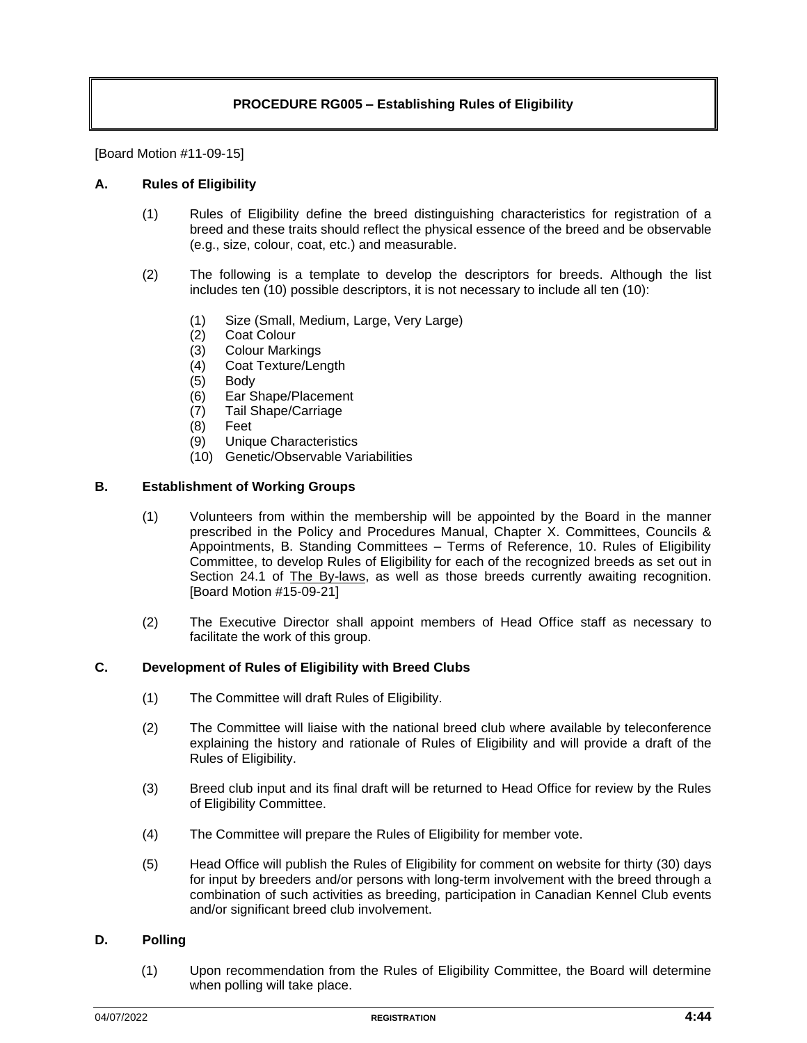# PROCEDURE RG005 – Establishing Rules of Eligibility

[Board Motion #11-09-15]

## A. Rules of Eligibility

(1) Rules of Eligibility define the breed distinguishing characteristics for registration of a breed and these traits should reflect the physical essence of the breed and be observable (e.g., size, colour, coat, etc.) and measurable.

(2) The following is a template to develop the descriptors for breeds. Although the list includes ten (10) possible descriptors, it is not necessary to include all ten (10):

(1) Size (Small, Medium, Large, Very Large)
(2) Coat Colour
(3) Colour Markings
(4) Coat Texture/Length
(5) Body
(6) Ear Shape/Placement
(7) Tail Shape/Carriage
(8) Feet
(9) Unique Characteristics
(10) Genetic/Observable Variabilities

## B. Establishment of Working Groups

(1) Volunteers from within the membership will be appointed by the Board in the manner prescribed in the Policy and Procedures Manual, Chapter X. Committees, Councils & Appointments, B. Standing Committees – Terms of Reference, 10. Rules of Eligibility Committee, to develop Rules of Eligibility for each of the recognized breeds as set out in Section 24.1 of The By-laws, as well as those breeds currently awaiting recognition. [Board Motion #15-09-21]

(2) The Executive Director shall appoint members of Head Office staff as necessary to facilitate the work of this group.

## C. Development of Rules of Eligibility with Breed Clubs

(1) The Committee will draft Rules of Eligibility.

(2) The Committee will liaise with the national breed club where available by teleconference explaining the history and rationale of Rules of Eligibility and will provide a draft of the Rules of Eligibility.

(3) Breed club input and its final draft will be returned to Head Office for review by the Rules of Eligibility Committee.

(4) The Committee will prepare the Rules of Eligibility for member vote.

(5) Head Office will publish the Rules of Eligibility for comment on website for thirty (30) days for input by breeders and/or persons with long-term involvement with the breed through a combination of such activities as breeding, participation in Canadian Kennel Club events and/or significant breed club involvement.

## D. Polling

(1) Upon recommendation from the Rules of Eligibility Committee, the Board will determine when polling will take place.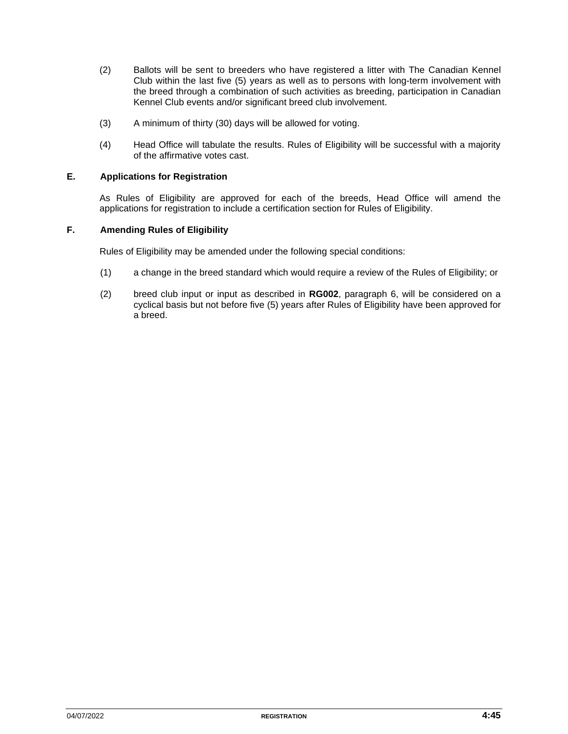(2) Ballots will be sent to breeders who have registered a litter with The Canadian Kennel Club within the last five (5) years as well as to persons with long-term involvement with the breed through a combination of such activities as breeding, participation in Canadian Kennel Club events and/or significant breed club involvement.

(3) A minimum of thirty (30) days will be allowed for voting.

(4) Head Office will tabulate the results. Rules of Eligibility will be successful with a majority of the affirmative votes cast.

### E. Applications for Registration

As Rules of Eligibility are approved for each of the breeds, Head Office will amend the applications for registration to include a certification section for Rules of Eligibility.

### F. Amending Rules of Eligibility

Rules of Eligibility may be amended under the following special conditions:

(1) a change in the breed standard which would require a review of the Rules of Eligibility; or

(2) breed club input or input as described in **RG002**, paragraph 6, will be considered on a cyclical basis but not before five (5) years after Rules of Eligibility have been approved for a breed.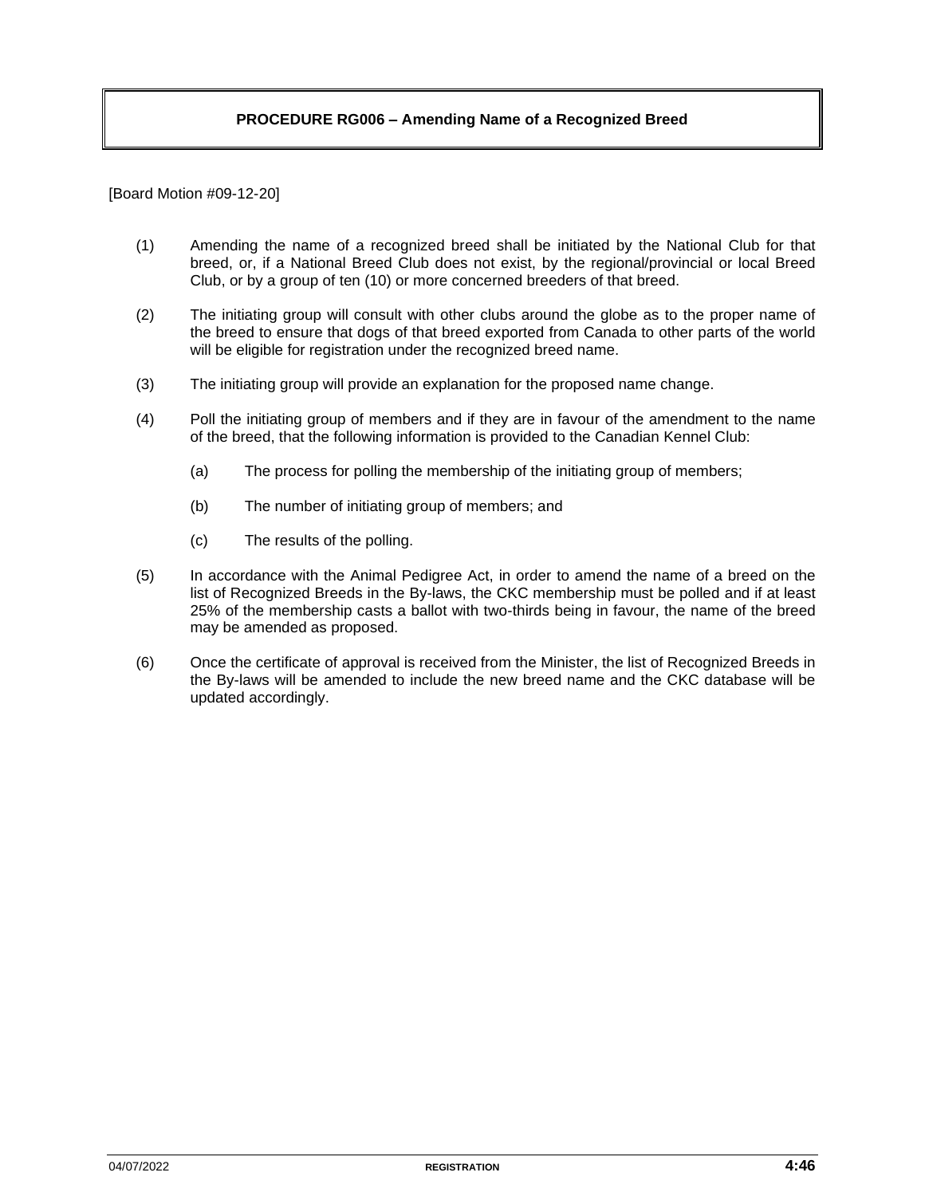## PROCEDURE RG006 – Amending Name of a Recognized Breed

[Board Motion #09-12-20]

(1) Amending the name of a recognized breed shall be initiated by the National Club for that breed, or, if a National Breed Club does not exist, by the regional/provincial or local Breed Club, or by a group of ten (10) or more concerned breeders of that breed.

(2) The initiating group will consult with other clubs around the globe as to the proper name of the breed to ensure that dogs of that breed exported from Canada to other parts of the world will be eligible for registration under the recognized breed name.

(3) The initiating group will provide an explanation for the proposed name change.

(4) Poll the initiating group of members and if they are in favour of the amendment to the name of the breed, that the following information is provided to the Canadian Kennel Club:

(a) The process for polling the membership of the initiating group of members;

(b) The number of initiating group of members; and

(c) The results of the polling.

(5) In accordance with the Animal Pedigree Act, in order to amend the name of a breed on the list of Recognized Breeds in the By-laws, the CKC membership must be polled and if at least 25% of the membership casts a ballot with two-thirds being in favour, the name of the breed may be amended as proposed.

(6) Once the certificate of approval is received from the Minister, the list of Recognized Breeds in the By-laws will be amended to include the new breed name and the CKC database will be updated accordingly.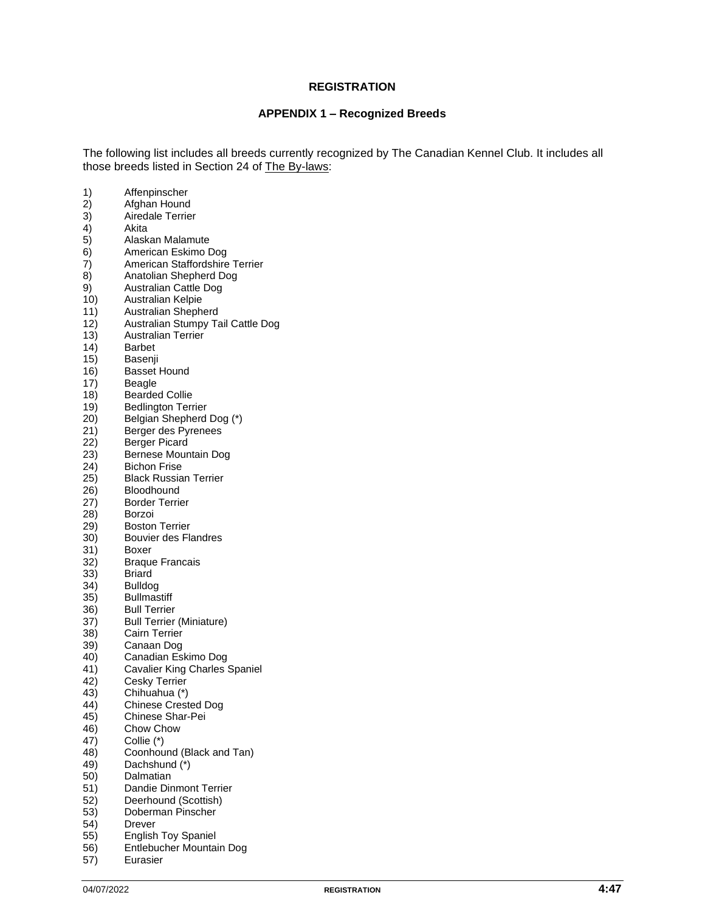## REGISTRATION

### APPENDIX 1 – Recognized Breeds

The following list includes all breeds currently recognized by The Canadian Kennel Club. It includes all those breeds listed in Section 24 of The By-laws:

1) Affenpinscher
2) Afghan Hound
3) Airedale Terrier
4) Akita
5) Alaskan Malamute
6) American Eskimo Dog
7) American Staffordshire Terrier
8) Anatolian Shepherd Dog
9) Australian Cattle Dog
10) Australian Kelpie
11) Australian Shepherd
12) Australian Stumpy Tail Cattle Dog
13) Australian Terrier
14) Barbet
15) Basenji
16) Basset Hound
17) Beagle
18) Bearded Collie
19) Bedlington Terrier
20) Belgian Shepherd Dog (*)
21) Berger des Pyrenees
22) Berger Picard
23) Bernese Mountain Dog
24) Bichon Frise
25) Black Russian Terrier
26) Bloodhound
27) Border Terrier
28) Borzoi
29) Boston Terrier
30) Bouvier des Flandres
31) Boxer
32) Braque Francais
33) Briard
34) Bulldog
35) Bullmastiff
36) Bull Terrier
37) Bull Terrier (Miniature)
38) Cairn Terrier
39) Canaan Dog
40) Canadian Eskimo Dog
41) Cavalier King Charles Spaniel
42) Cesky Terrier
43) Chihuahua (*)
44) Chinese Crested Dog
45) Chinese Shar-Pei
46) Chow Chow
47) Collie (*)
48) Coonhound (Black and Tan)
49) Dachshund (*)
50) Dalmatian
51) Dandie Dinmont Terrier
52) Deerhound (Scottish)
53) Doberman Pinscher
54) Drever
55) English Toy Spaniel
56) Entlebucher Mountain Dog
57) Eurasier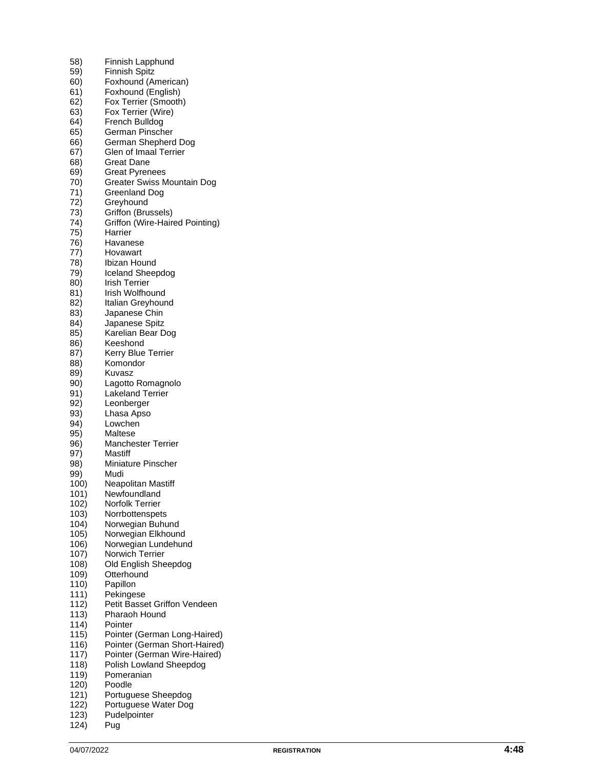58) Finnish Lapphund
59) Finnish Spitz
60) Foxhound (American)
61) Foxhound (English)
62) Fox Terrier (Smooth)
63) Fox Terrier (Wire)
64) French Bulldog
65) German Pinscher
66) German Shepherd Dog
67) Glen of Imaal Terrier
68) Great Dane
69) Great Pyrenees
70) Greater Swiss Mountain Dog
71) Greenland Dog
72) Greyhound
73) Griffon (Brussels)
74) Griffon (Wire-Haired Pointing)
75) Harrier
76) Havanese
77) Hovawart
78) Ibizan Hound
79) Iceland Sheepdog
80) Irish Terrier
81) Irish Wolfhound
82) Italian Greyhound
83) Japanese Chin
84) Japanese Spitz
85) Karelian Bear Dog
86) Keeshond
87) Kerry Blue Terrier
88) Komondor
89) Kuvasz
90) Lagotto Romagnolo
91) Lakeland Terrier
92) Leonberger
93) Lhasa Apso
94) Lowchen
95) Maltese
96) Manchester Terrier
97) Mastiff
98) Miniature Pinscher
99) Mudi
100) Neapolitan Mastiff
101) Newfoundland
102) Norfolk Terrier
103) Norrbottenspets
104) Norwegian Buhund
105) Norwegian Elkhound
106) Norwegian Lundehund
107) Norwich Terrier
108) Old English Sheepdog
109) Otterhound
110) Papillon
111) Pekingese
112) Petit Basset Griffon Vendeen
113) Pharaoh Hound
114) Pointer
115) Pointer (German Long-Haired)
116) Pointer (German Short-Haired)
117) Pointer (German Wire-Haired)
118) Polish Lowland Sheepdog
119) Pomeranian
120) Poodle
121) Portuguese Sheepdog
122) Portuguese Water Dog
123) Pudelpointer
124) Pug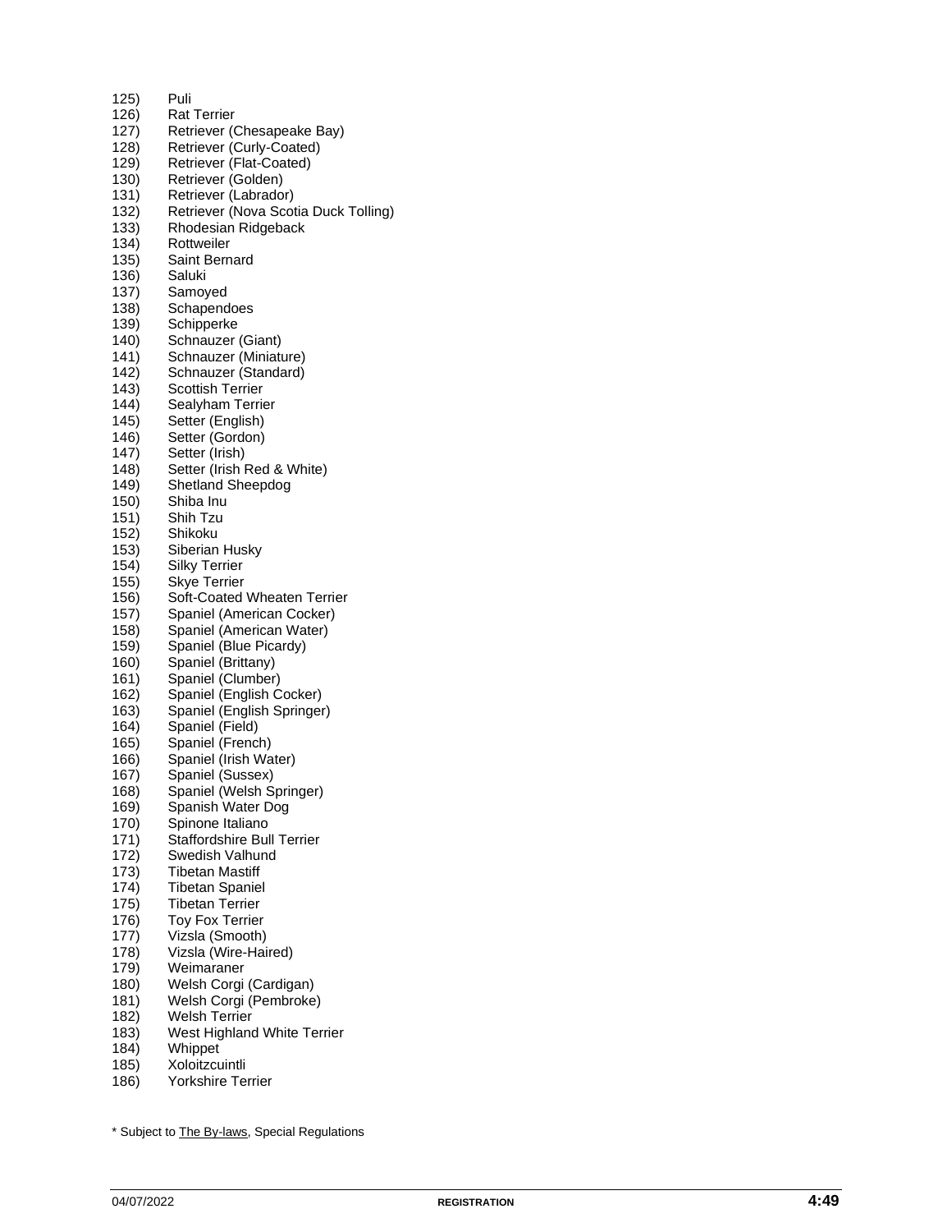125) Puli
126) Rat Terrier
127) Retriever (Chesapeake Bay)
128) Retriever (Curly-Coated)
129) Retriever (Flat-Coated)
130) Retriever (Golden)
131) Retriever (Labrador)
132) Retriever (Nova Scotia Duck Tolling)
133) Rhodesian Ridgeback
134) Rottweiler
135) Saint Bernard
136) Saluki
137) Samoyed
138) Schapendoes
139) Schipperke
140) Schnauzer (Giant)
141) Schnauzer (Miniature)
142) Schnauzer (Standard)
143) Scottish Terrier
144) Sealyham Terrier
145) Setter (English)
146) Setter (Gordon)
147) Setter (Irish)
148) Setter (Irish Red & White)
149) Shetland Sheepdog
150) Shiba Inu
151) Shih Tzu
152) Shikoku
153) Siberian Husky
154) Silky Terrier
155) Skye Terrier
156) Soft-Coated Wheaten Terrier
157) Spaniel (American Cocker)
158) Spaniel (American Water)
159) Spaniel (Blue Picardy)
160) Spaniel (Brittany)
161) Spaniel (Clumber)
162) Spaniel (English Cocker)
163) Spaniel (English Springer)
164) Spaniel (Field)
165) Spaniel (French)
166) Spaniel (Irish Water)
167) Spaniel (Sussex)
168) Spaniel (Welsh Springer)
169) Spanish Water Dog
170) Spinone Italiano
171) Staffordshire Bull Terrier
172) Swedish Valhund
173) Tibetan Mastiff
174) Tibetan Spaniel
175) Tibetan Terrier
176) Toy Fox Terrier
177) Vizsla (Smooth)
178) Vizsla (Wire-Haired)
179) Weimaraner
180) Welsh Corgi (Cardigan)
181) Welsh Corgi (Pembroke)
182) Welsh Terrier
183) West Highland White Terrier
184) Whippet
185) Xoloitzcuintli
186) Yorkshire Terrier

* Subject to The By-laws, Special Regulations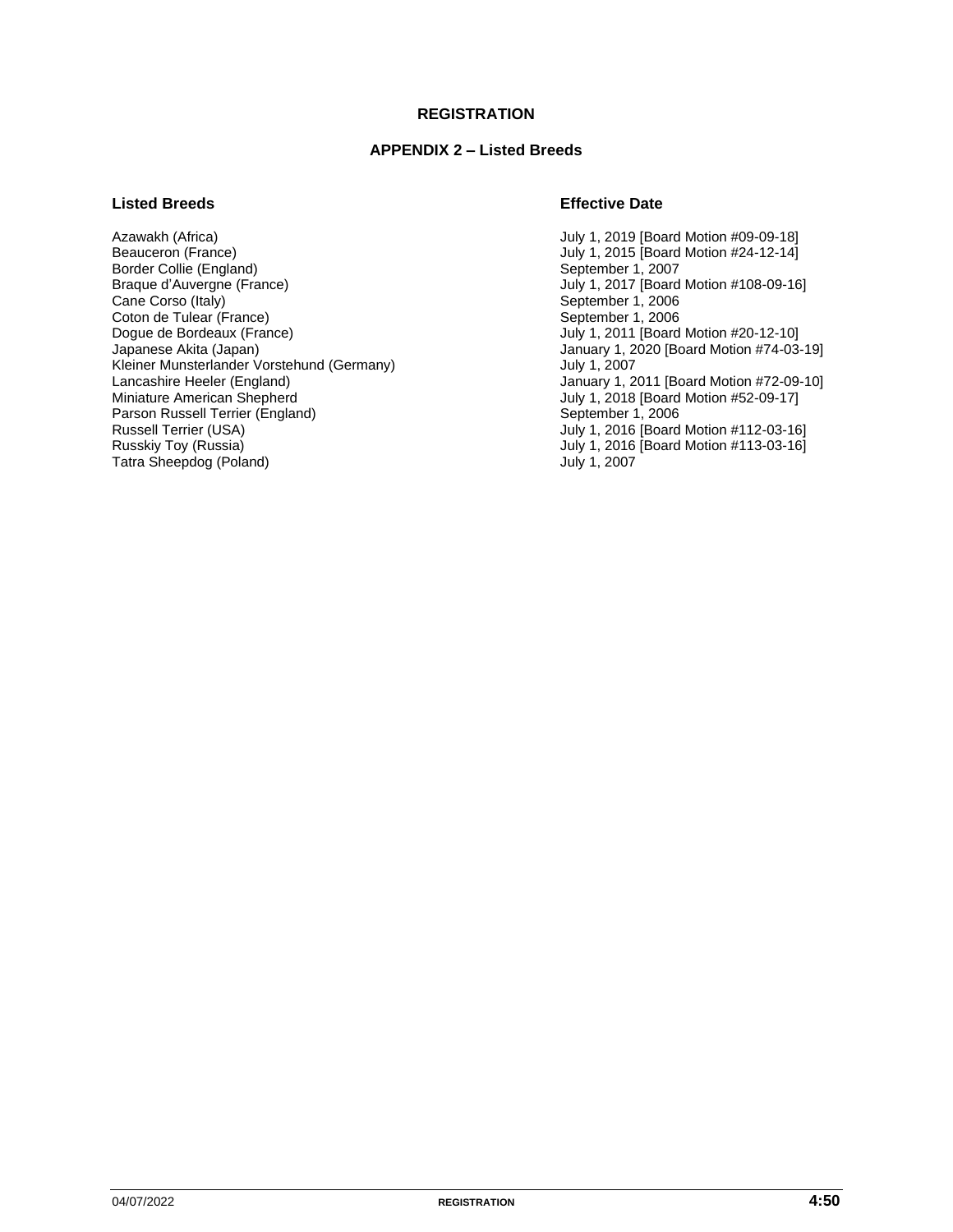# REGISTRATION

## APPENDIX 2 – Listed Breeds

| Listed Breeds | Effective Date |
|---|---|
| Azawakh (Africa) | July 1, 2019 [Board Motion #09-09-18] |
| Beauceron (France) | July 1, 2015 [Board Motion #24-12-14] |
| Border Collie (England) | September 1, 2007 |
| Braque d'Auvergne (France) | July 1, 2017 [Board Motion #108-09-16] |
| Cane Corso (Italy) | September 1, 2006 |
| Coton de Tulear (France) | September 1, 2006 |
| Dogue de Bordeaux (France) | July 1, 2011 [Board Motion #20-12-10] |
| Japanese Akita (Japan) | January 1, 2020 [Board Motion #74-03-19] |
| Kleiner Munsterlander Vorstehund (Germany) | July 1, 2007 |
| Lancashire Heeler (England) | January 1, 2011 [Board Motion #72-09-10] |
| Miniature American Shepherd | July 1, 2018 [Board Motion #52-09-17] |
| Parson Russell Terrier (England) | September 1, 2006 |
| Russell Terrier (USA) | July 1, 2016 [Board Motion #112-03-16] |
| Russkiy Toy (Russia) | July 1, 2016 [Board Motion #113-03-16] |
| Tatra Sheepdog (Poland) | July 1, 2007 |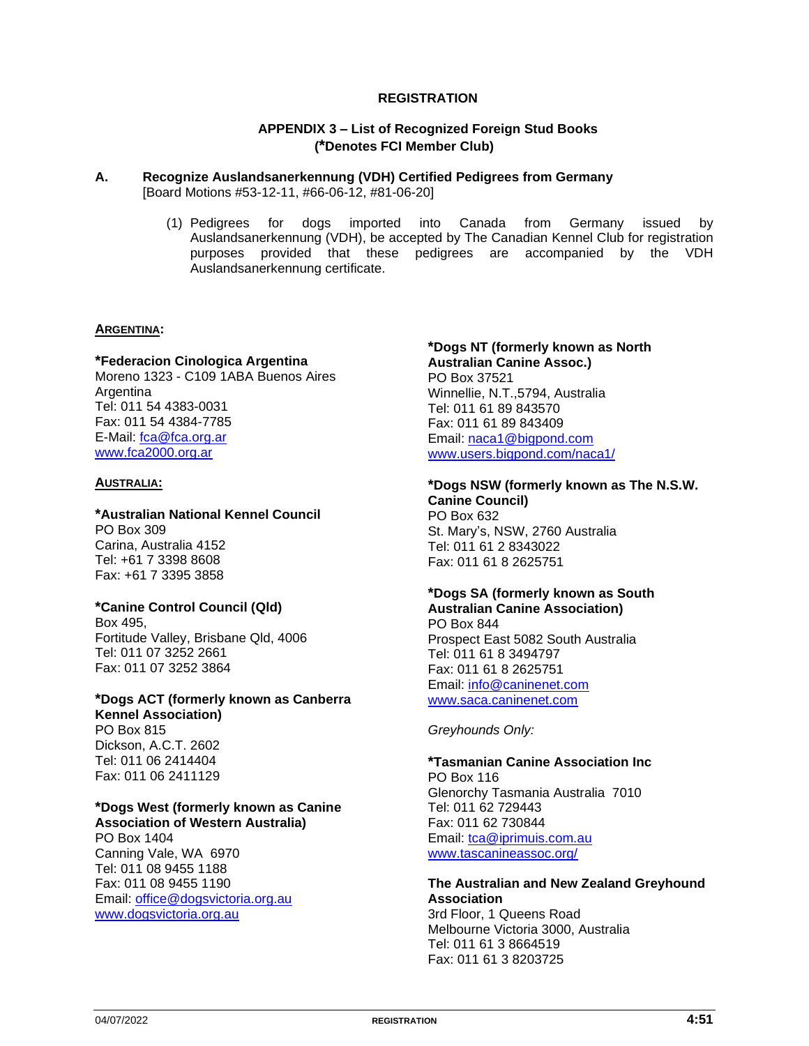# REGISTRATION

## APPENDIX 3 – List of Recognized Foreign Stud Books
## (*Denotes FCI Member Club)

**A. Recognize Auslandsanerkennung (VDH) Certified Pedigrees from Germany**
[Board Motions #53-12-11, #66-06-12, #81-06-20]

(1) Pedigrees for dogs imported into Canada from Germany issued by Auslandsanerkennung (VDH), be accepted by The Canadian Kennel Club for registration purposes provided that these pedigrees are accompanied by the VDH Auslandsanerkennung certificate.

**ARGENTINA:**

***Federacion Cinologica Argentina**
Moreno 1323 - C109 1ABA Buenos Aires
Argentina
Tel: 011 54 4383-0031
Fax: 011 54 4384-7785
E-Mail: fca@fca.org.ar
www.fca2000.org.ar

**AUSTRALIA:**

***Australian National Kennel Council**
PO Box 309
Carina, Australia 4152
Tel: +61 7 3398 8608
Fax: +61 7 3395 3858

***Canine Control Council (Qld)**
Box 495,
Fortitude Valley, Brisbane Qld, 4006
Tel: 011 07 3252 2661
Fax: 011 07 3252 3864

***Dogs ACT (formerly known as Canberra Kennel Association)**
PO Box 815
Dickson, A.C.T. 2602
Tel: 011 06 2414404
Fax: 011 06 2411129

***Dogs West (formerly known as Canine Association of Western Australia)**
PO Box 1404
Canning Vale, WA 6970
Tel: 011 08 9455 1188
Fax: 011 08 9455 1190
Email: office@dogsvictoria.org.au
www.dogsvictoria.org.au

***Dogs NT (formerly known as North Australian Canine Assoc.)**
PO Box 37521
Winnellie, N.T.,5794, Australia
Tel: 011 61 89 843570
Fax: 011 61 89 843409
Email: naca1@bigpond.com
www.users.bigpond.com/naca1/

***Dogs NSW (formerly known as The N.S.W. Canine Council)**
PO Box 632
St. Mary's, NSW, 2760 Australia
Tel: 011 61 2 8343022
Fax: 011 61 8 2625751

***Dogs SA (formerly known as South Australian Canine Association)**
PO Box 844
Prospect East 5082 South Australia
Tel: 011 61 8 3494797
Fax: 011 61 8 2625751
Email: info@caninenet.com
www.saca.caninenet.com

*Greyhounds Only:*

***Tasmanian Canine Association Inc**
PO Box 116
Glenorchy Tasmania Australia 7010
Tel: 011 62 729443
Fax: 011 62 730844
Email: tca@iprimuis.com.au
www.tascanineassoc.org/

**The Australian and New Zealand Greyhound Association**
3rd Floor, 1 Queens Road
Melbourne Victoria 3000, Australia
Tel: 011 61 3 8664519
Fax: 011 61 3 8203725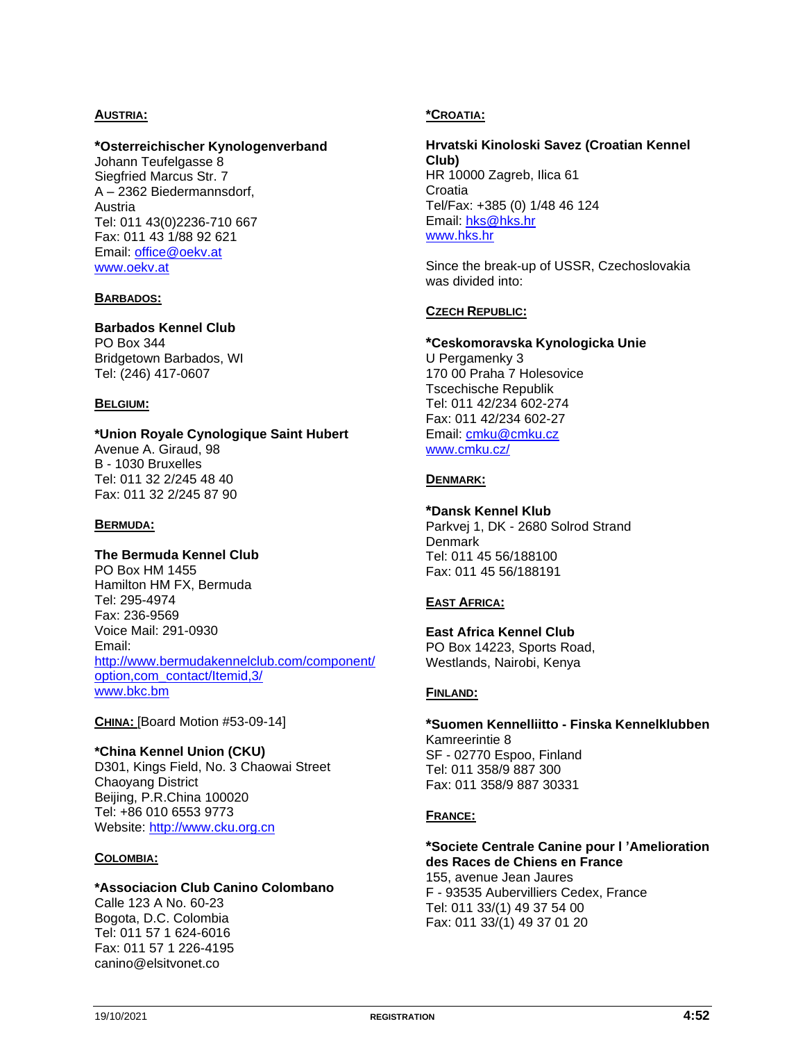**AUSTRIA:**

**\*Osterreichischer Kynologenverband**
Johann Teufelgasse 8
Siegfried Marcus Str. 7
A – 2362 Biedermannsdorf,
Austria
Tel: 011 43(0)2236-710 667
Fax: 011 43 1/88 92 621
Email: office@oekv.at
www.oekv.at

**BARBADOS:**

**Barbados Kennel Club**
PO Box 344
Bridgetown Barbados, WI
Tel: (246) 417-0607

**BELGIUM:**

**\*Union Royale Cynologique Saint Hubert**
Avenue A. Giraud, 98
B - 1030 Bruxelles
Tel: 011 32 2/245 48 40
Fax: 011 32 2/245 87 90

**BERMUDA:**

**The Bermuda Kennel Club**
PO Box HM 1455
Hamilton HM FX, Bermuda
Tel: 295-4974
Fax: 236-9569
Voice Mail: 291-0930
Email:
http://www.bermudakennelclub.com/component/option,com_contact/Itemid,3/
www.bkc.bm

**CHINA:** [Board Motion #53-09-14]

**\*China Kennel Union (CKU)**
D301, Kings Field, No. 3 Chaowai Street
Chaoyang District
Beijing, P.R.China 100020
Tel: +86 010 6553 9773
Website: http://www.cku.org.cn

**COLOMBIA:**

**\*Associacion Club Canino Colombano**
Calle 123 A No. 60-23
Bogota, D.C. Colombia
Tel: 011 57 1 624-6016
Fax: 011 57 1 226-4195
canino@elsitvonet.co

**\*CROATIA:**

**Hrvatski Kinoloski Savez (Croatian Kennel Club)**
HR 10000 Zagreb, Ilica 61
Croatia
Tel/Fax: +385 (0) 1/48 46 124
Email: hks@hks.hr
www.hks.hr

Since the break-up of USSR, Czechoslovakia was divided into:

**CZECH REPUBLIC:**

**\*Ceskomoravska Kynologicka Unie**
U Pergamenky 3
170 00 Praha 7 Holesovice
Tscechische Republik
Tel: 011 42/234 602-274
Fax: 011 42/234 602-27
Email: cmku@cmku.cz
www.cmku.cz/

**DENMARK:**

**\*Dansk Kennel Klub**
Parkvej 1, DK - 2680 Solrod Strand
Denmark
Tel: 011 45 56/188100
Fax: 011 45 56/188191

**EAST AFRICA:**

**East Africa Kennel Club**
PO Box 14223, Sports Road,
Westlands, Nairobi, Kenya

**FINLAND:**

**\*Suomen Kennelliitto - Finska Kennelklubben**
Kamreerintie 8
SF - 02770 Espoo, Finland
Tel: 011 358/9 887 300
Fax: 011 358/9 887 30331

**FRANCE:**

**\*Societe Centrale Canine pour l 'Amelioration des Races de Chiens en France**
155, avenue Jean Jaures
F - 93535 Aubervilliers Cedex, France
Tel: 011 33/(1) 49 37 54 00
Fax: 011 33/(1) 49 37 01 20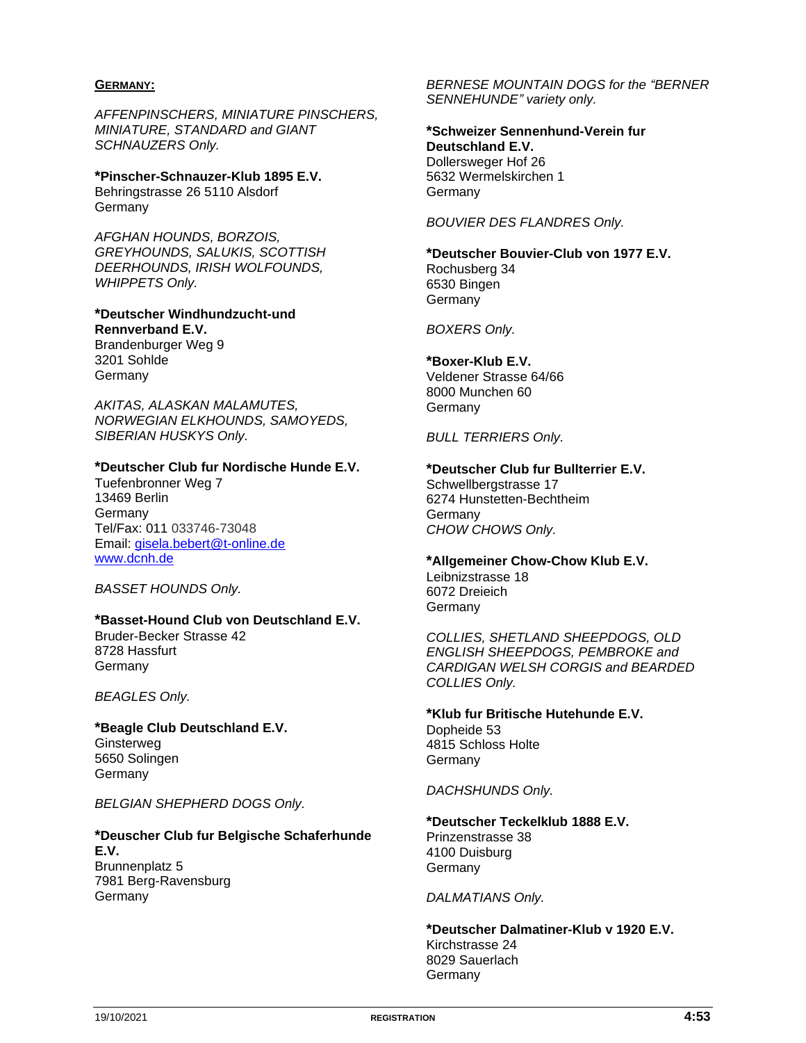**GERMANY:**

*AFFENPINSCHERS, MINIATURE PINSCHERS, MINIATURE, STANDARD and GIANT SCHNAUZERS Only.*

***Pinscher-Schnauzer-Klub 1895 E.V.**
Behringstrasse 26 5110 Alsdorf
Germany

*AFGHAN HOUNDS, BORZOIS, GREYHOUNDS, SALUKIS, SCOTTISH DEERHOUNDS, IRISH WOLFOUNDS, WHIPPETS Only.*

***Deutscher Windhundzucht-und Rennverband E.V.**
Brandenburger Weg 9
3201 Sohlde
Germany

*AKITAS, ALASKAN MALAMUTES, NORWEGIAN ELKHOUNDS, SAMOYEDS, SIBERIAN HUSKYS Only.*

***Deutscher Club fur Nordische Hunde E.V.**
Tuefenbronner Weg 7
13469 Berlin
Germany
Tel/Fax: 011 033746-73048
Email: gisela.bebert@t-online.de
www.dcnh.de

*BASSET HOUNDS Only.*

***Basset-Hound Club von Deutschland E.V.**
Bruder-Becker Strasse 42
8728 Hassfurt
Germany

*BEAGLES Only.*

***Beagle Club Deutschland E.V.**
Ginsterweg
5650 Solingen
Germany

*BELGIAN SHEPHERD DOGS Only.*

***Deuscher Club fur Belgische Schaferhunde E.V.**
Brunnenplatz 5
7981 Berg-Ravensburg
Germany

*BERNESE MOUNTAIN DOGS for the "BERNER SENNEHUNDE" variety only.*

***Schweizer Sennenhund-Verein fur Deutschland E.V.**
Dollersweger Hof 26
5632 Wermelskirchen 1
Germany

*BOUVIER DES FLANDRES Only.*

***Deutscher Bouvier-Club von 1977 E.V.**
Rochusberg 34
6530 Bingen
Germany

*BOXERS Only.*

***Boxer-Klub E.V.**
Veldener Strasse 64/66
8000 Munchen 60
Germany

*BULL TERRIERS Only.*

***Deutscher Club fur Bullterrier E.V.**
Schwellbergstrasse 17
6274 Hunstetten-Bechtheim
Germany

*CHOW CHOWS Only.*

***Allgemeiner Chow-Chow Klub E.V.**
Leibnizstrasse 18
6072 Dreieich
Germany

*COLLIES, SHETLAND SHEEPDOGS, OLD ENGLISH SHEEPDOGS, PEMBROKE and CARDIGAN WELSH CORGIS and BEARDED COLLIES Only.*

***Klub fur Britische Hutehunde E.V.**
Dopheide 53
4815 Schloss Holte
Germany

*DACHSHUNDS Only.*

***Deutscher Teckelklub 1888 E.V.**
Prinzenstrasse 38
4100 Duisburg
Germany

*DALMATIANS Only.*

***Deutscher Dalmatiner-Klub v 1920 E.V.**
Kirchstrasse 24
8029 Sauerlach
Germany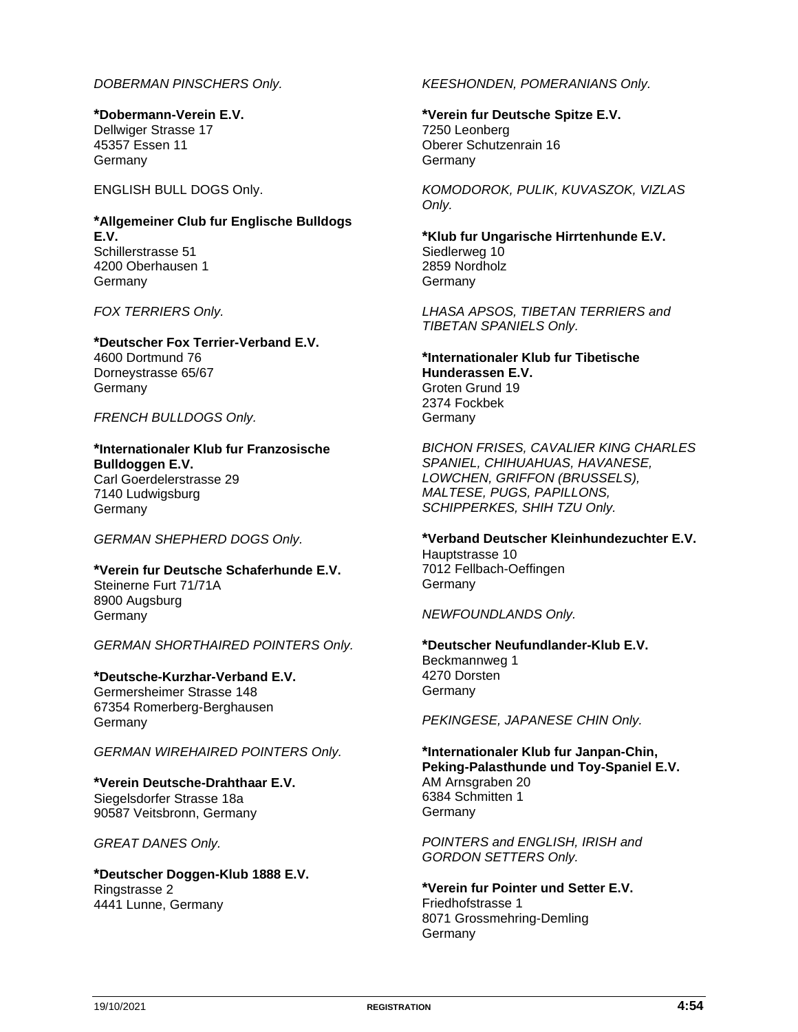*DOBERMAN PINSCHERS Only.*

**\*Dobermann-Verein E.V.**
Dellwiger Strasse 17
45357 Essen 11
Germany

ENGLISH BULL DOGS Only.

**\*Allgemeiner Club fur Englische Bulldogs E.V.**
Schillerstrasse 51
4200 Oberhausen 1
Germany

*FOX TERRIERS Only.*

**\*Deutscher Fox Terrier-Verband E.V.**
4600 Dortmund 76
Dorneystrasse 65/67
Germany

*FRENCH BULLDOGS Only.*

**\*Internationaler Klub fur Franzosische Bulldoggen E.V.**
Carl Goerdelerstrasse 29
7140 Ludwigsburg
Germany

*GERMAN SHEPHERD DOGS Only.*

**\*Verein fur Deutsche Schaferhunde E.V.**
Steinerne Furt 71/71A
8900 Augsburg
Germany

*GERMAN SHORTHAIRED POINTERS Only.*

**\*Deutsche-Kurzhar-Verband E.V.**
Germersheimer Strasse 148
67354 Romerberg-Berghausen
Germany

*GERMAN WIREHAIRED POINTERS Only.*

**\*Verein Deutsche-Drahthaar E.V.**
Siegelsdorfer Strasse 18a
90587 Veitsbronn, Germany

*GREAT DANES Only.*

**\*Deutscher Doggen-Klub 1888 E.V.**
Ringstrasse 2
4441 Lunne, Germany

*KEESHONDEN, POMERANIANS Only.*

**\*Verein fur Deutsche Spitze E.V.**
7250 Leonberg
Oberer Schutzenrain 16
Germany

*KOMODOROK, PULIK, KUVASZOK, VIZLAS Only.*

**\*Klub fur Ungarische Hirrtenhunde E.V.**
Siedlerweg 10
2859 Nordholz
Germany

*LHASA APSOS, TIBETAN TERRIERS and TIBETAN SPANIELS Only.*

**\*Internationaler Klub fur Tibetische Hunderassen E.V.**
Groten Grund 19
2374 Fockbek
Germany

*BICHON FRISES, CAVALIER KING CHARLES SPANIEL, CHIHUAHUAS, HAVANESE, LOWCHEN, GRIFFON (BRUSSELS), MALTESE, PUGS, PAPILLONS, SCHIPPERKES, SHIH TZU Only.*

**\*Verband Deutscher Kleinhundezuchter E.V.**
Hauptstrasse 10
7012 Fellbach-Oeffingen
Germany

*NEWFOUNDLANDS Only.*

**\*Deutscher Neufundlander-Klub E.V.**
Beckmannweg 1
4270 Dorsten
Germany

*PEKINGESE, JAPANESE CHIN Only.*

**\*Internationaler Klub fur Janpan-Chin, Peking-Palasthunde und Toy-Spaniel E.V.**
AM Arnsgraben 20
6384 Schmitten 1
Germany

*POINTERS and ENGLISH, IRISH and GORDON SETTERS Only.*

**\*Verein fur Pointer und Setter E.V.**
Friedhofstrasse 1
8071 Grossmehring-Demling
Germany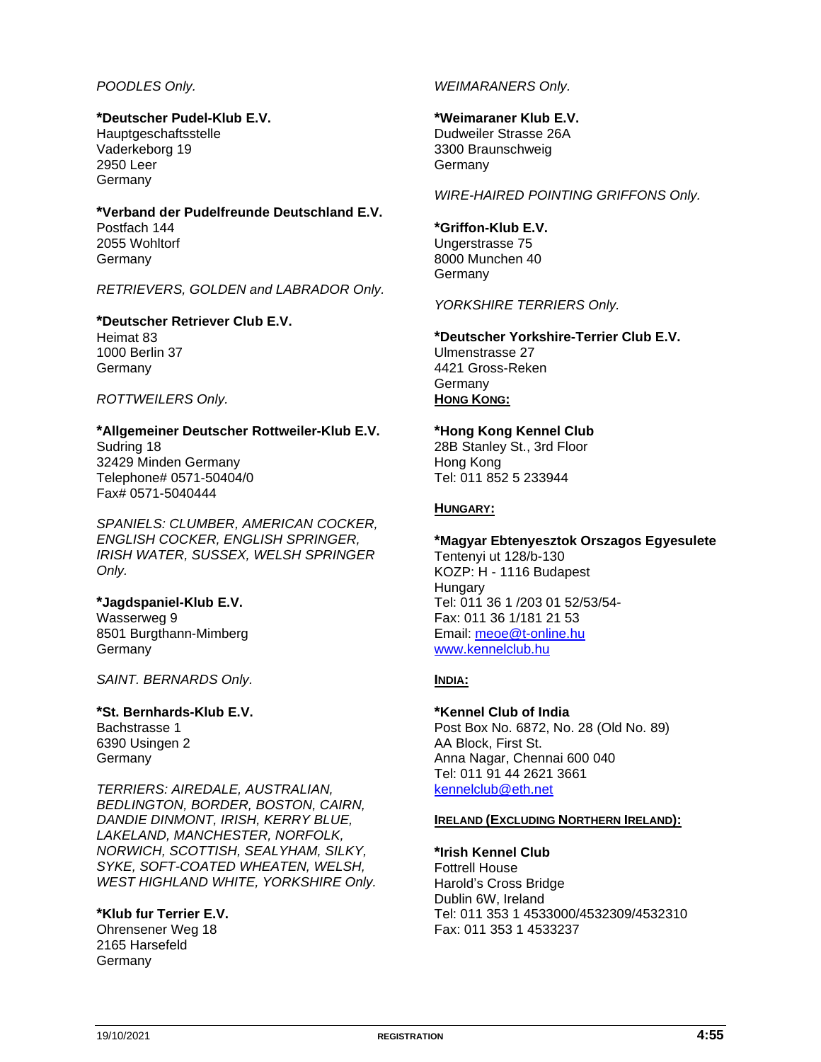*POODLES Only.*

**\*Deutscher Pudel-Klub E.V.**
Hauptgeschaftsstelle
Vaderkeborg 19
2950 Leer
Germany

**\*Verband der Pudelfreunde Deutschland E.V.**
Postfach 144
2055 Wohltorf
Germany

*RETRIEVERS, GOLDEN and LABRADOR Only.*

**\*Deutscher Retriever Club E.V.**
Heimat 83
1000 Berlin 37
Germany

*ROTTWEILERS Only.*

**\*Allgemeiner Deutscher Rottweiler-Klub E.V.**
Sudring 18
32429 Minden Germany
Telephone# 0571-50404/0
Fax# 0571-5040444

*SPANIELS: CLUMBER, AMERICAN COCKER, ENGLISH COCKER, ENGLISH SPRINGER, IRISH WATER, SUSSEX, WELSH SPRINGER Only.*

**\*Jagdspaniel-Klub E.V.**
Wasserweg 9
8501 Burgthann-Mimberg
Germany

*SAINT. BERNARDS Only.*

**\*St. Bernhards-Klub E.V.**
Bachstrasse 1
6390 Usingen 2
Germany

*TERRIERS: AIREDALE, AUSTRALIAN, BEDLINGTON, BORDER, BOSTON, CAIRN, DANDIE DINMONT, IRISH, KERRY BLUE, LAKELAND, MANCHESTER, NORFOLK, NORWICH, SCOTTISH, SEALYHAM, SILKY, SYKE, SOFT-COATED WHEATEN, WELSH, WEST HIGHLAND WHITE, YORKSHIRE Only.*

**\*Klub fur Terrier E.V.**
Ohrensener Weg 18
2165 Harsefeld
Germany

*WEIMARANERS Only.*

**\*Weimaraner Klub E.V.**
Dudweiler Strasse 26A
3300 Braunschweig
Germany

*WIRE-HAIRED POINTING GRIFFONS Only.*

**\*Griffon-Klub E.V.**
Ungerstrasse 75
8000 Munchen 40
Germany

*YORKSHIRE TERRIERS Only.*

**\*Deutscher Yorkshire-Terrier Club E.V.**
Ulmenstrasse 27
4421 Gross-Reken
Germany

**HONG KONG:**

**\*Hong Kong Kennel Club**
28B Stanley St., 3rd Floor
Hong Kong
Tel: 011 852 5 233944

**HUNGARY:**

**\*Magyar Ebtenyesztok Orszagos Egyesulete**
Tentenyi ut 128/b-130
KOZP: H - 1116 Budapest
Hungary
Tel: 011 36 1 /203 01 52/53/54-
Fax: 011 36 1/181 21 53
Email: meoe@t-online.hu
www.kennelclub.hu

**INDIA:**

**\*Kennel Club of India**
Post Box No. 6872, No. 28 (Old No. 89)
AA Block, First St.
Anna Nagar, Chennai 600 040
Tel: 011 91 44 2621 3661
kennelclub@eth.net

**IRELAND (EXCLUDING NORTHERN IRELAND):**

**\*Irish Kennel Club**
Fottrell House
Harold's Cross Bridge
Dublin 6W, Ireland
Tel: 011 353 1 4533000/4532309/4532310
Fax: 011 353 1 4533237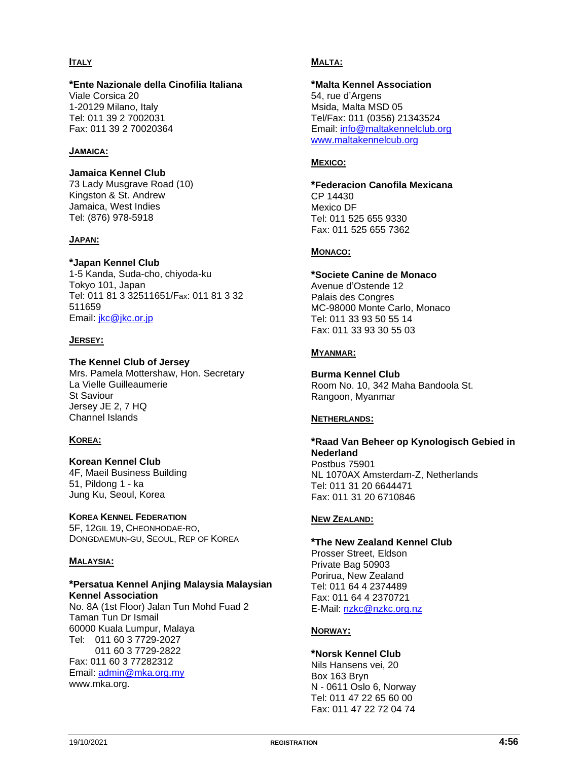## ITALY

**\*Ente Nazionale della Cinofilia Italiana**
Viale Corsica 20
1-20129 Milano, Italy
Tel: 011 39 2 7002031
Fax: 011 39 2 70020364

## JAMAICA:

**Jamaica Kennel Club**
73 Lady Musgrave Road (10)
Kingston & St. Andrew
Jamaica, West Indies
Tel: (876) 978-5918

## JAPAN:

**\*Japan Kennel Club**
1-5 Kanda, Suda-cho, chiyoda-ku
Tokyo 101, Japan
Tel: 011 81 3 32511651/Fax: 011 81 3 32 511659
Email: jkc@jkc.or.jp

## JERSEY:

**The Kennel Club of Jersey**
Mrs. Pamela Mottershaw, Hon. Secretary
La Vielle Guilleaumerie
St Saviour
Jersey JE 2, 7 HQ
Channel Islands

## KOREA:

**Korean Kennel Club**
4F, Maeil Business Building
51, Pildong 1 - ka
Jung Ku, Seoul, Korea

**KOREA KENNEL FEDERATION**
5F, 12GIL 19, CHEONHODAE-RO,
DONGDAEMUN-GU, SEOUL, REP OF KOREA

## MALAYSIA:

**\*Persatua Kennel Anjing Malaysia Malaysian Kennel Association**
No. 8A (1st Floor) Jalan Tun Mohd Fuad 2
Taman Tun Dr Ismail
60000 Kuala Lumpur, Malaya
Tel: 011 60 3 7729-2027
011 60 3 7729-2822
Fax: 011 60 3 77282312
Email: admin@mka.org.my
www.mka.org.

## MALTA:

**\*Malta Kennel Association**
54, rue d'Argens
Msida, Malta MSD 05
Tel/Fax: 011 (0356) 21343524
Email: info@maltakennelclub.org
www.maltakennelcub.org

## MEXICO:

**\*Federacion Canofila Mexicana**
CP 14430
Mexico DF
Tel: 011 525 655 9330
Fax: 011 525 655 7362

## MONACO:

**\*Societe Canine de Monaco**
Avenue d'Ostende 12
Palais des Congres
MC-98000 Monte Carlo, Monaco
Tel: 011 33 93 50 55 14
Fax: 011 33 93 30 55 03

## MYANMAR:

**Burma Kennel Club**
Room No. 10, 342 Maha Bandoola St.
Rangoon, Myanmar

## NETHERLANDS:

**\*Raad Van Beheer op Kynologisch Gebied in Nederland**
Postbus 75901
NL 1070AX Amsterdam-Z, Netherlands
Tel: 011 31 20 6644471
Fax: 011 31 20 6710846

## NEW ZEALAND:

**\*The New Zealand Kennel Club**
Prosser Street, Eldson
Private Bag 50903
Porirua, New Zealand
Tel: 011 64 4 2374489
Fax: 011 64 4 2370721
E-Mail: nzkc@nzkc.org.nz

## NORWAY:

**\*Norsk Kennel Club**
Nils Hansens vei, 20
Box 163 Bryn
N - 0611 Oslo 6, Norway
Tel: 011 47 22 65 60 00
Fax: 011 47 22 72 04 74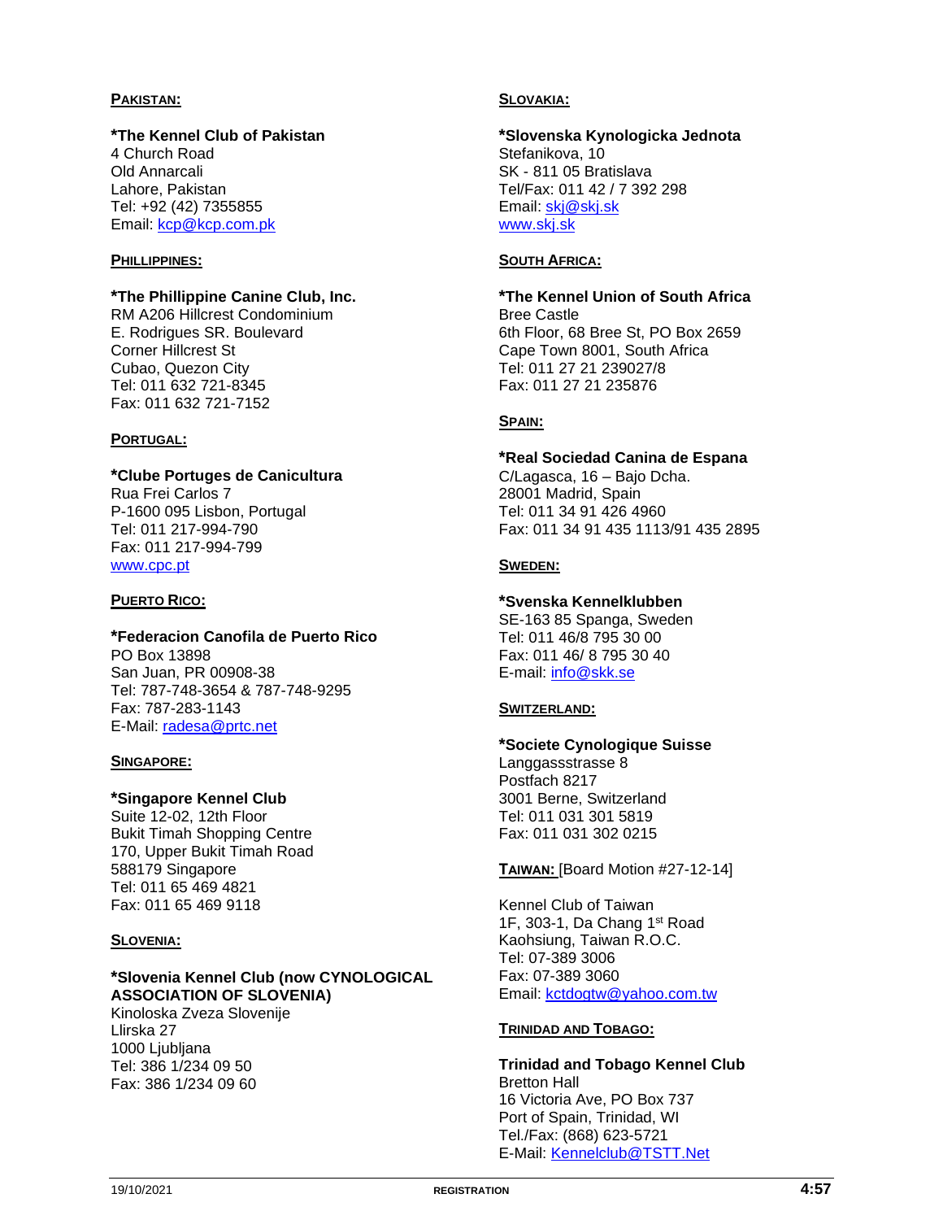**PAKISTAN:**

**\*The Kennel Club of Pakistan**
4 Church Road
Old Annarcali
Lahore, Pakistan
Tel: +92 (42) 7355855
Email: kcp@kcp.com.pk

**PHILLIPPINES:**

**\*The Phillippine Canine Club, Inc.**
RM A206 Hillcrest Condominium
E. Rodrigues SR. Boulevard
Corner Hillcrest St
Cubao, Quezon City
Tel: 011 632 721-8345
Fax: 011 632 721-7152

**PORTUGAL:**

**\*Clube Portuges de Canicultura**
Rua Frei Carlos 7
P-1600 095 Lisbon, Portugal
Tel: 011 217-994-790
Fax: 011 217-994-799
www.cpc.pt

**PUERTO RICO:**

**\*Federacion Canofila de Puerto Rico**
PO Box 13898
San Juan, PR 00908-38
Tel: 787-748-3654 & 787-748-9295
Fax: 787-283-1143
E-Mail: radesa@prtc.net

**SINGAPORE:**

**\*Singapore Kennel Club**
Suite 12-02, 12th Floor
Bukit Timah Shopping Centre
170, Upper Bukit Timah Road
588179 Singapore
Tel: 011 65 469 4821
Fax: 011 65 469 9118

**SLOVENIA:**

**\*Slovenia Kennel Club (now CYNOLOGICAL ASSOCIATION OF SLOVENIA)**
Kinoloska Zveza Slovenije
Llirska 27
1000 Ljubljana
Tel: 386 1/234 09 50
Fax: 386 1/234 09 60

**SLOVAKIA:**

**\*Slovenska Kynologicka Jednota**
Stefanikova, 10
SK - 811 05 Bratislava
Tel/Fax: 011 42 / 7 392 298
Email: skj@skj.sk
www.skj.sk

**SOUTH AFRICA:**

**\*The Kennel Union of South Africa**
Bree Castle
6th Floor, 68 Bree St, PO Box 2659
Cape Town 8001, South Africa
Tel: 011 27 21 239027/8
Fax: 011 27 21 235876

**SPAIN:**

**\*Real Sociedad Canina de Espana**
C/Lagasca, 16 – Bajo Dcha.
28001 Madrid, Spain
Tel: 011 34 91 426 4960
Fax: 011 34 91 435 1113/91 435 2895

**SWEDEN:**

**\*Svenska Kennelklubben**
SE-163 85 Spanga, Sweden
Tel: 011 46/8 795 30 00
Fax: 011 46/ 8 795 30 40
E-mail: info@skk.se

**SWITZERLAND:**

**\*Societe Cynologique Suisse**
Langgassstrasse 8
Postfach 8217
3001 Berne, Switzerland
Tel: 011 031 301 5819
Fax: 011 031 302 0215

**TAIWAN:** [Board Motion #27-12-14]

Kennel Club of Taiwan
1F, 303-1, Da Chang 1st Road
Kaohsiung, Taiwan R.O.C.
Tel: 07-389 3006
Fax: 07-389 3060
Email: kctdogtw@yahoo.com.tw

**TRINIDAD AND TOBAGO:**

**Trinidad and Tobago Kennel Club**
Bretton Hall
16 Victoria Ave, PO Box 737
Port of Spain, Trinidad, WI
Tel./Fax: (868) 623-5721
E-Mail: Kennelclub@TSTT.Net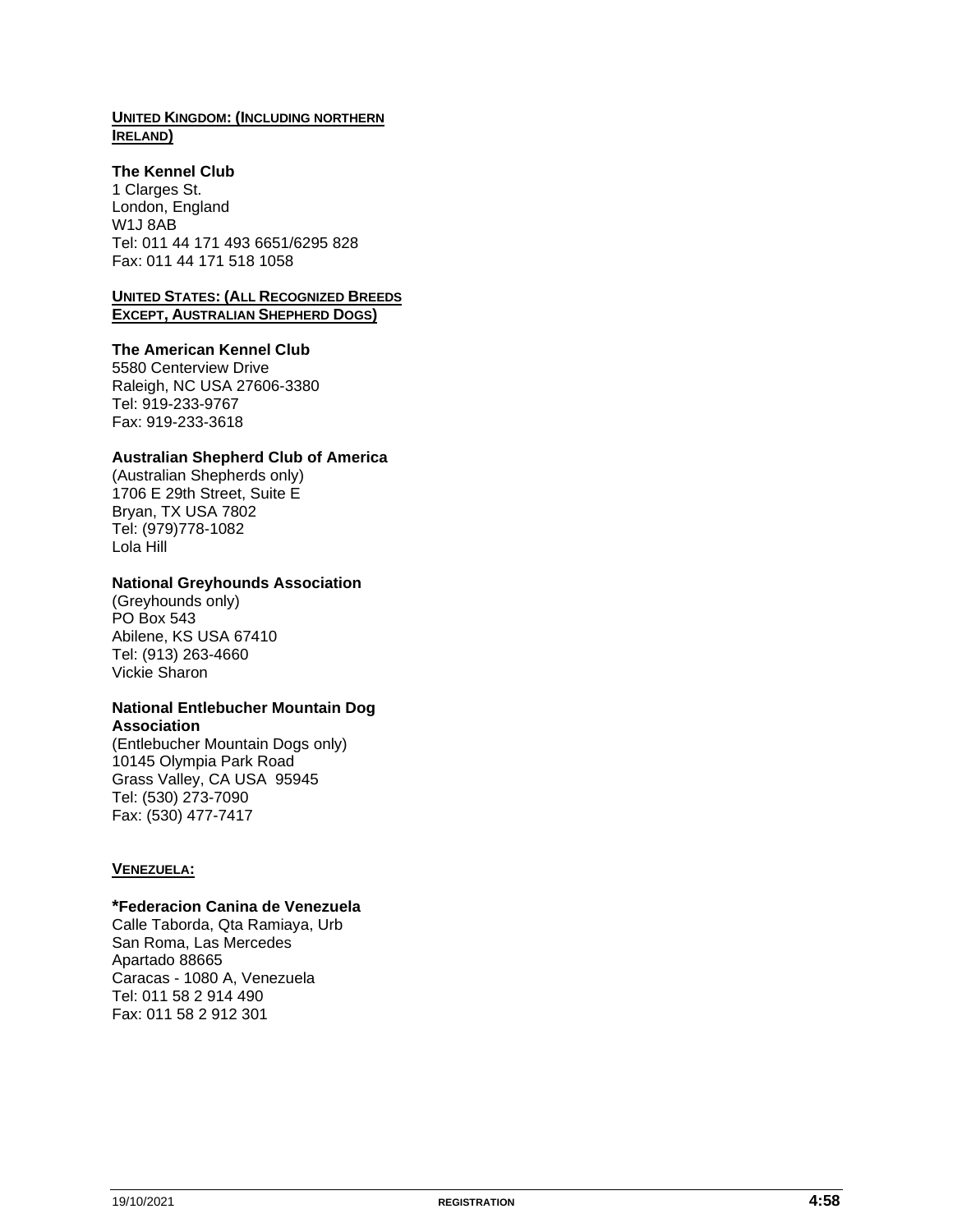**UNITED KINGDOM: (INCLUDING NORTHERN IRELAND)**

**The Kennel Club**
1 Clarges St.
London, England
W1J 8AB
Tel: 011 44 171 493 6651/6295 828
Fax: 011 44 171 518 1058

**UNITED STATES: (ALL RECOGNIZED BREEDS EXCEPT, AUSTRALIAN SHEPHERD DOGS)**

**The American Kennel Club**
5580 Centerview Drive
Raleigh, NC USA 27606-3380
Tel: 919-233-9767
Fax: 919-233-3618

**Australian Shepherd Club of America**
(Australian Shepherds only)
1706 E 29th Street, Suite E
Bryan, TX USA 7802
Tel: (979)778-1082
Lola Hill

**National Greyhounds Association**
(Greyhounds only)
PO Box 543
Abilene, KS USA 67410
Tel: (913) 263-4660
Vickie Sharon

**National Entlebucher Mountain Dog Association**
(Entlebucher Mountain Dogs only)
10145 Olympia Park Road
Grass Valley, CA USA 95945
Tel: (530) 273-7090
Fax: (530) 477-7417

**VENEZUELA:**

**\*Federacion Canina de Venezuela**
Calle Taborda, Qta Ramiaya, Urb
San Roma, Las Mercedes
Apartado 88665
Caracas - 1080 A, Venezuela
Tel: 011 58 2 914 490
Fax: 011 58 2 912 301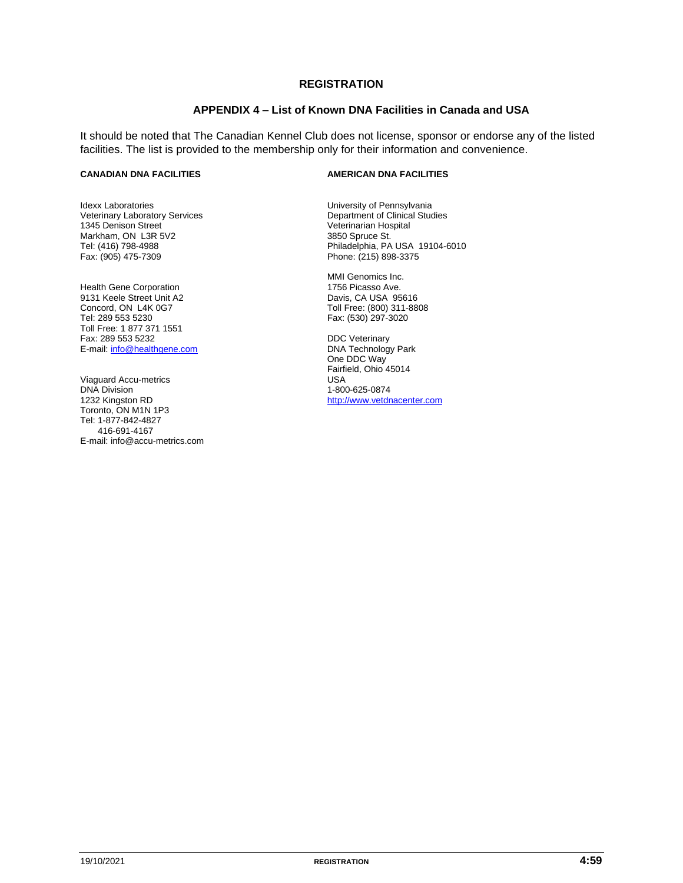## REGISTRATION

### APPENDIX 4 – List of Known DNA Facilities in Canada and USA

It should be noted that The Canadian Kennel Club does not license, sponsor or endorse any of the listed facilities. The list is provided to the membership only for their information and convenience.

**CANADIAN DNA FACILITIES**

Idexx Laboratories
Veterinary Laboratory Services
1345 Denison Street
Markham, ON L3R 5V2
Tel: (416) 798-4988
Fax: (905) 475-7309

Health Gene Corporation
9131 Keele Street Unit A2
Concord, ON L4K 0G7
Tel: 289 553 5230
Toll Free: 1 877 371 1551
Fax: 289 553 5232
E-mail: info@healthgene.com

Viaguard Accu-metrics
DNA Division
1232 Kingston RD
Toronto, ON M1N 1P3
Tel: 1-877-842-4827
416-691-4167
E-mail: info@accu-metrics.com

**AMERICAN DNA FACILITIES**

University of Pennsylvania
Department of Clinical Studies
Veterinarian Hospital
3850 Spruce St.
Philadelphia, PA USA 19104-6010
Phone: (215) 898-3375

MMI Genomics Inc.
1756 Picasso Ave.
Davis, CA USA 95616
Toll Free: (800) 311-8808
Fax: (530) 297-3020

DDC Veterinary
DNA Technology Park
One DDC Way
Fairfield, Ohio 45014
USA
1-800-625-0874
http://www.vetdnacenter.com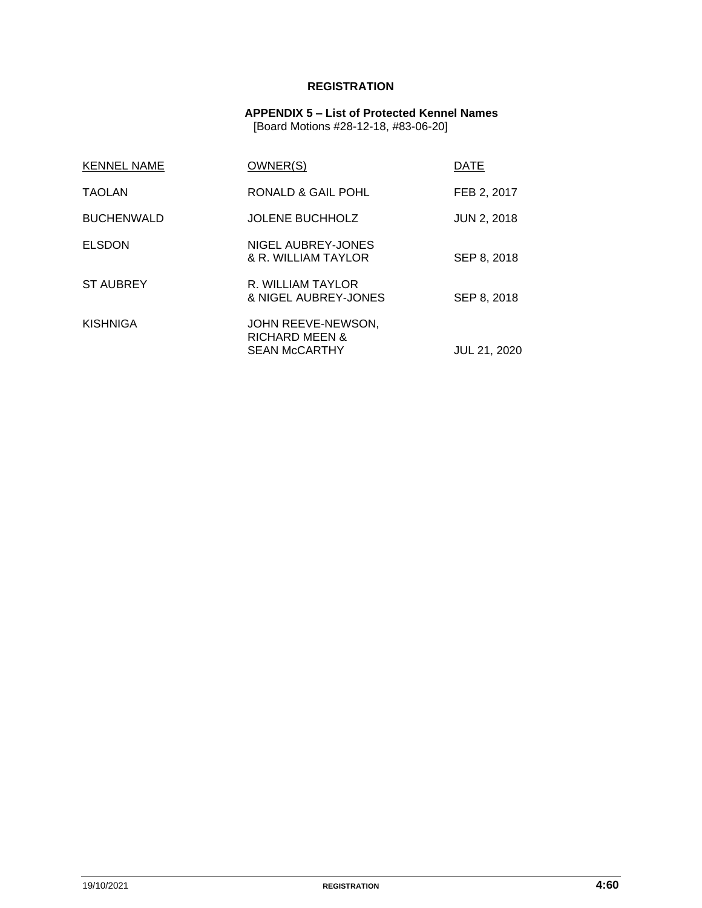# REGISTRATION

## APPENDIX 5 – List of Protected Kennel Names

[Board Motions #28-12-18, #83-06-20]

| KENNEL NAME | OWNER(S) | DATE |
|---|---|---|
| TAOLAN | RONALD & GAIL POHL | FEB 2, 2017 |
| BUCHENWALD | JOLENE BUCHHOLZ | JUN 2, 2018 |
| ELSDON | NIGEL AUBREY-JONES & R. WILLIAM TAYLOR | SEP 8, 2018 |
| ST AUBREY | R. WILLIAM TAYLOR & NIGEL AUBREY-JONES | SEP 8, 2018 |
| KISHNIGA | JOHN REEVE-NEWSON, RICHARD MEEN & SEAN McCARTHY | JUL 21, 2020 |